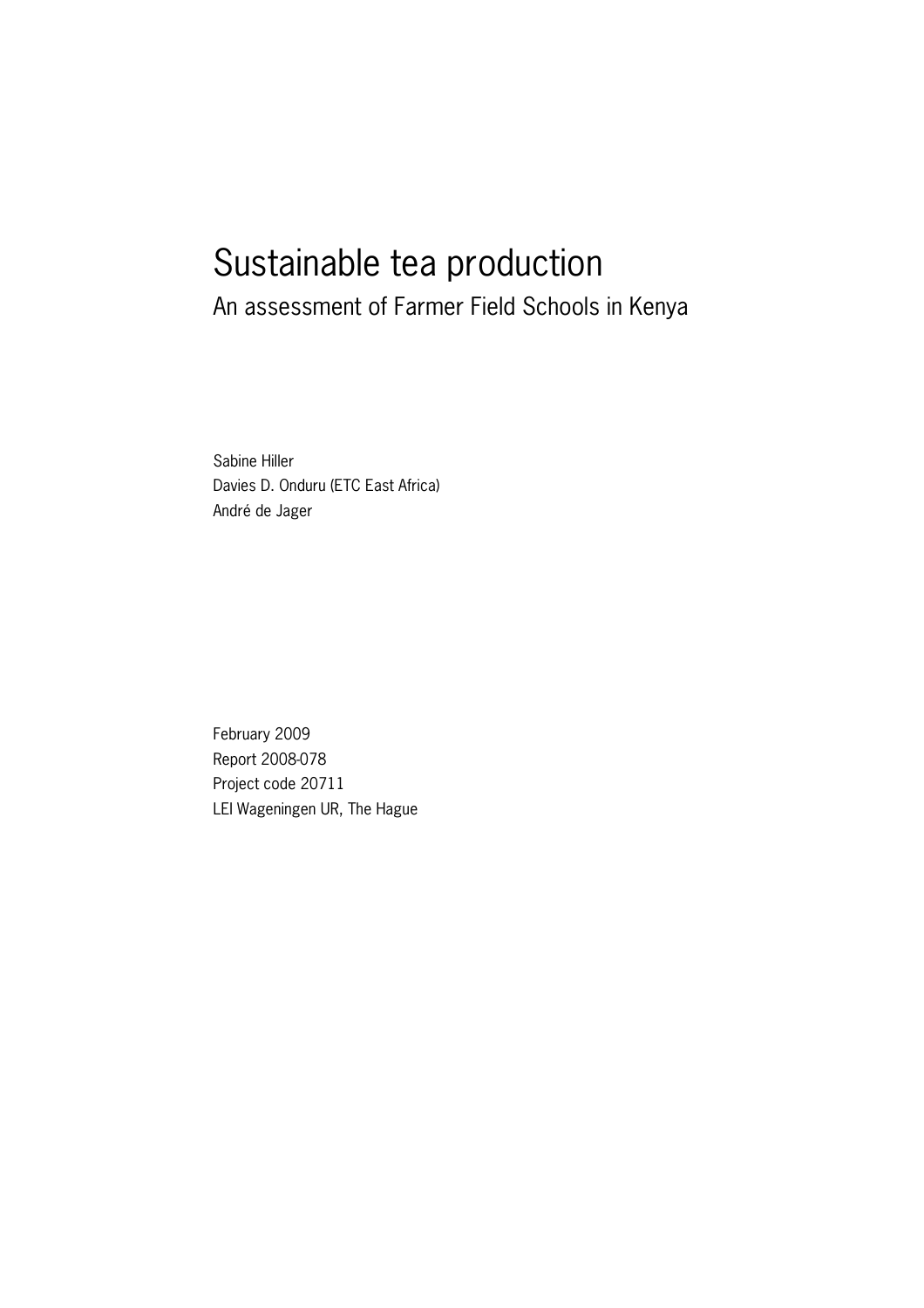# Sustainable tea production

## An assessment of Farmer Field Schools in Kenya

Sabine Hiller
Davies D. Onduru (ETC East Africa)
André de Jager

February 2009
Report 2008-078
Project code 20711
LEI Wageningen UR, The Hague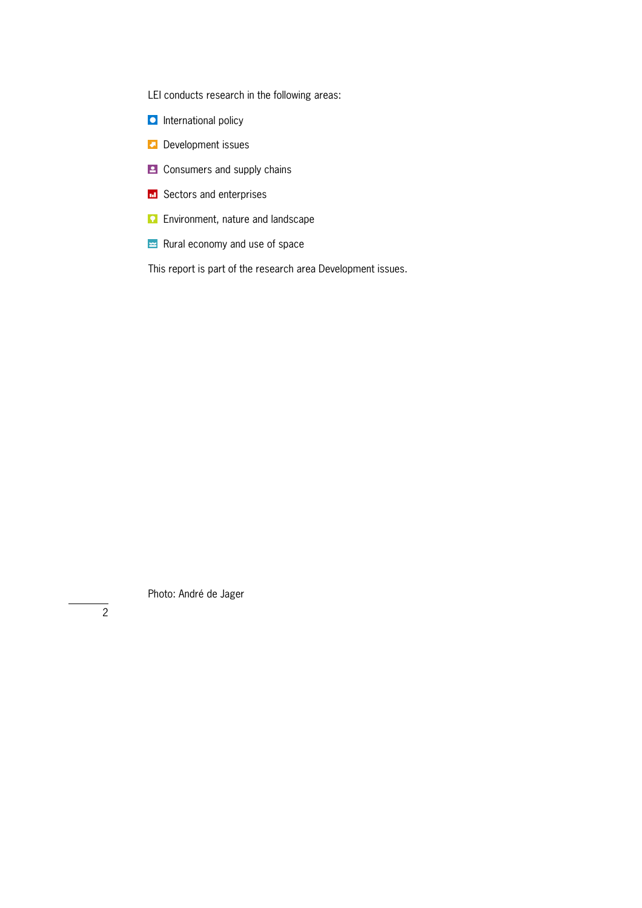LEI conducts research in the following areas:

- International policy
- Development issues
- Consumers and supply chains
- Sectors and enterprises
- Environment, nature and landscape
- Rural economy and use of space

This report is part of the research area Development issues.

Photo: André de Jager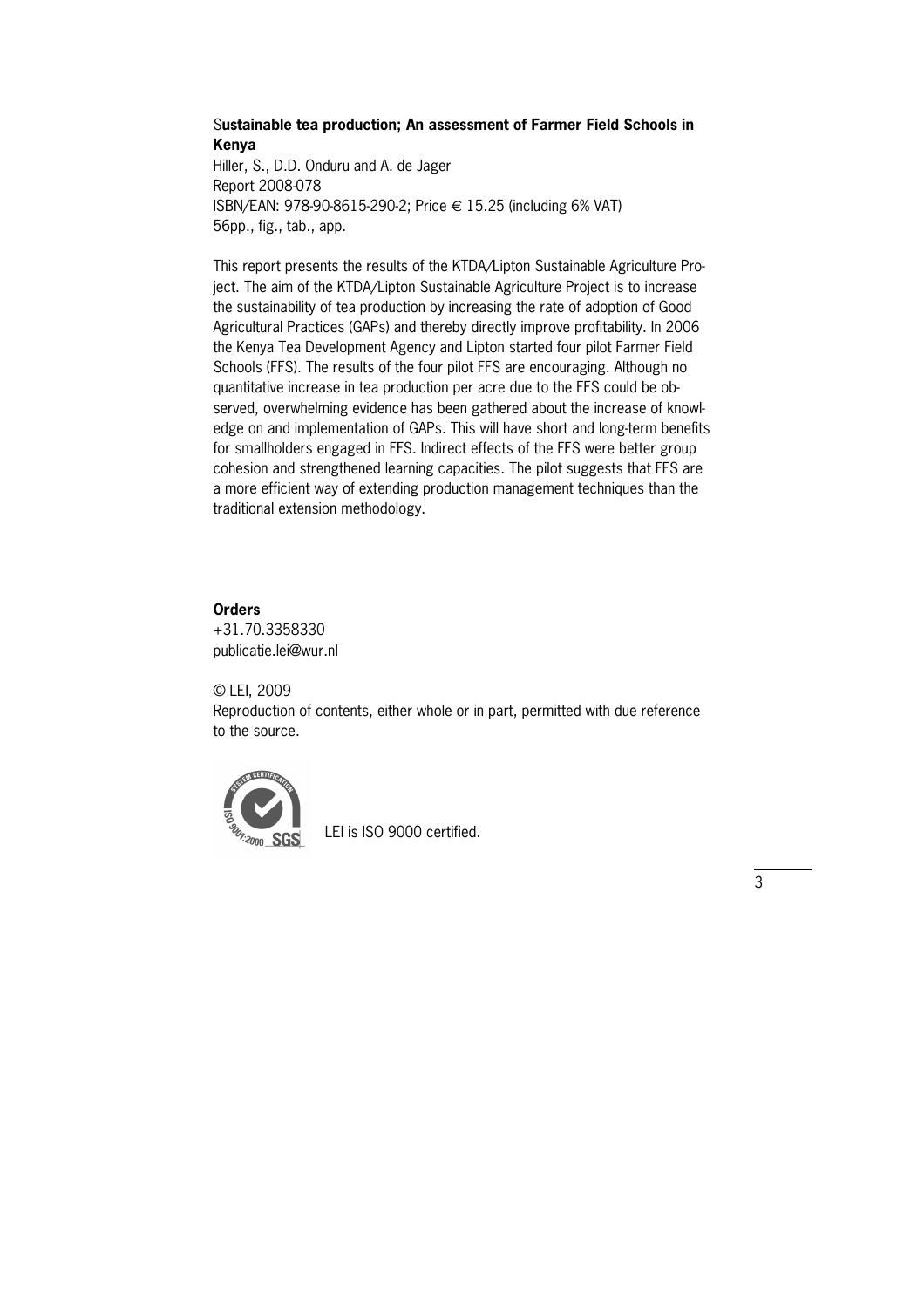**Sustainable tea production; An assessment of Farmer Field Schools in Kenya**

Hiller, S., D.D. Onduru and A. de Jager
Report 2008-078
ISBN/EAN: 978-90-8615-290-2; Price € 15.25 (including 6% VAT)
56pp., fig., tab., app.

This report presents the results of the KTDA/Lipton Sustainable Agriculture Project. The aim of the KTDA/Lipton Sustainable Agriculture Project is to increase the sustainability of tea production by increasing the rate of adoption of Good Agricultural Practices (GAPs) and thereby directly improve profitability. In 2006 the Kenya Tea Development Agency and Lipton started four pilot Farmer Field Schools (FFS). The results of the four pilot FFS are encouraging. Although no quantitative increase in tea production per acre due to the FFS could be observed, overwhelming evidence has been gathered about the increase of knowledge on and implementation of GAPs. This will have short and long-term benefits for smallholders engaged in FFS. Indirect effects of the FFS were better group cohesion and strengthened learning capacities. The pilot suggests that FFS are a more efficient way of extending production management techniques than the traditional extension methodology.

**Orders**
+31.70.3358330
publicatie.lei@wur.nl

© LEI, 2009
Reproduction of contents, either whole or in part, permitted with due reference to the source.

LEI is ISO 9000 certified.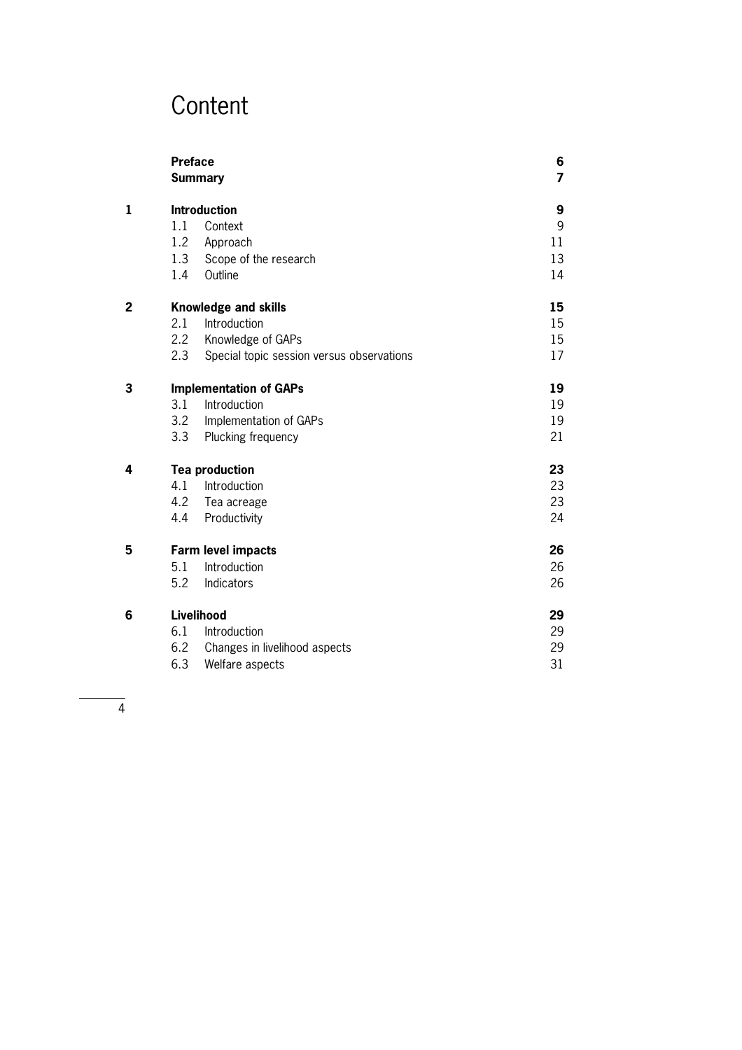# Content

| | | |
|---|---|---|
| | **Preface** | **6** |
| | **Summary** | **7** |
| **1** | **Introduction** | **9** |
| | 1.1 Context | 9 |
| | 1.2 Approach | 11 |
| | 1.3 Scope of the research | 13 |
| | 1.4 Outline | 14 |
| **2** | **Knowledge and skills** | **15** |
| | 2.1 Introduction | 15 |
| | 2.2 Knowledge of GAPs | 15 |
| | 2.3 Special topic session versus observations | 17 |
| **3** | **Implementation of GAPs** | **19** |
| | 3.1 Introduction | 19 |
| | 3.2 Implementation of GAPs | 19 |
| | 3.3 Plucking frequency | 21 |
| **4** | **Tea production** | **23** |
| | 4.1 Introduction | 23 |
| | 4.2 Tea acreage | 23 |
| | 4.4 Productivity | 24 |
| **5** | **Farm level impacts** | **26** |
| | 5.1 Introduction | 26 |
| | 5.2 Indicators | 26 |
| **6** | **Livelihood** | **29** |
| | 6.1 Introduction | 29 |
| | 6.2 Changes in livelihood aspects | 29 |
| | 6.3 Welfare aspects | 31 |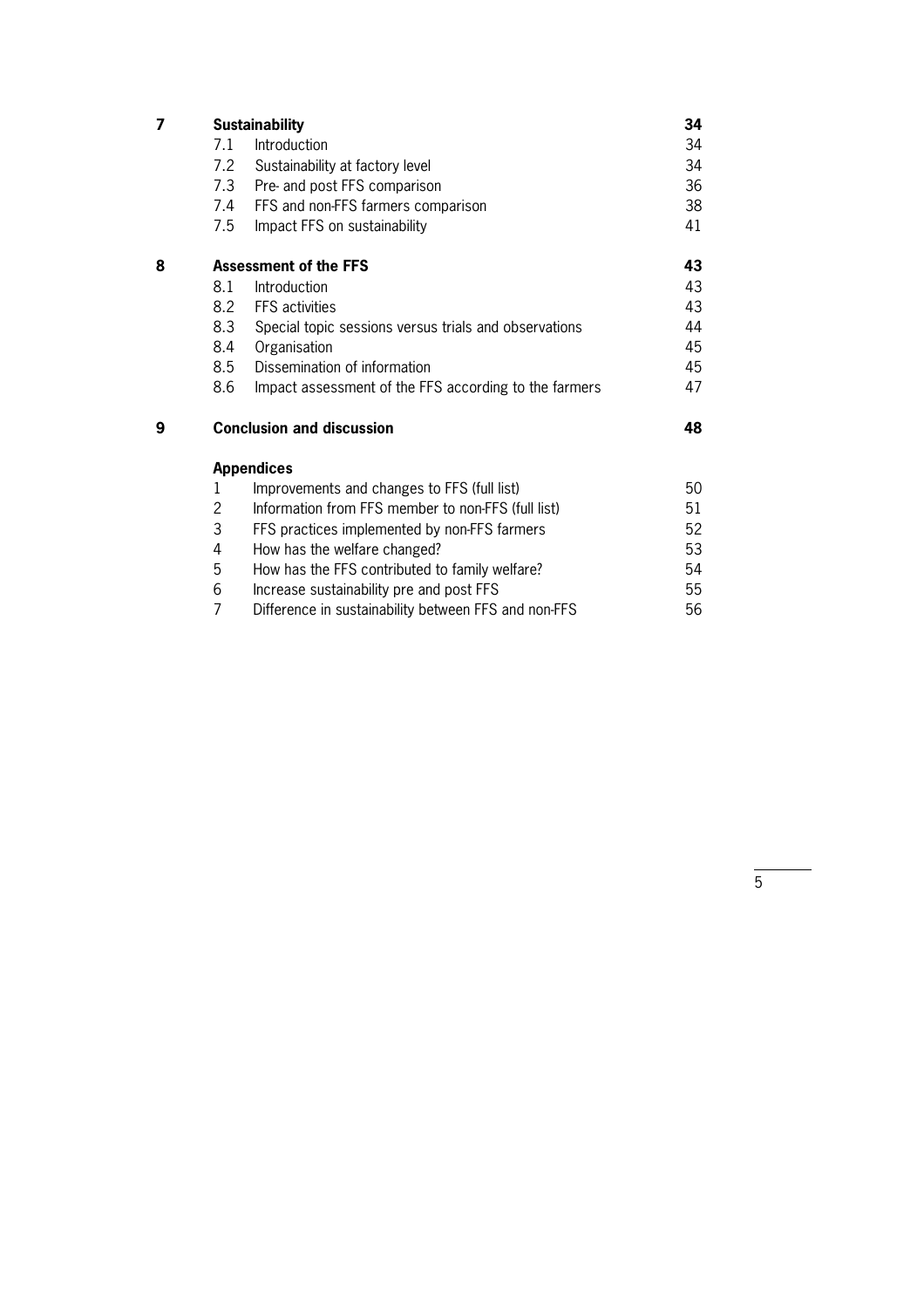| | | | |
|---|---|---|---|
| **7** | **Sustainability** | | **34** |
| | 7.1 | Introduction | 34 |
| | 7.2 | Sustainability at factory level | 34 |
| | 7.3 | Pre- and post FFS comparison | 36 |
| | 7.4 | FFS and non-FFS farmers comparison | 38 |
| | 7.5 | Impact FFS on sustainability | 41 |
| **8** | **Assessment of the FFS** | | **43** |
| | 8.1 | Introduction | 43 |
| | 8.2 | FFS activities | 43 |
| | 8.3 | Special topic sessions versus trials and observations | 44 |
| | 8.4 | Organisation | 45 |
| | 8.5 | Dissemination of information | 45 |
| | 8.6 | Impact assessment of the FFS according to the farmers | 47 |
| **9** | **Conclusion and discussion** | | **48** |
| | **Appendices** | | |
| | 1 | Improvements and changes to FFS (full list) | 50 |
| | 2 | Information from FFS member to non-FFS (full list) | 51 |
| | 3 | FFS practices implemented by non-FFS farmers | 52 |
| | 4 | How has the welfare changed? | 53 |
| | 5 | How has the FFS contributed to family welfare? | 54 |
| | 6 | Increase sustainability pre and post FFS | 55 |
| | 7 | Difference in sustainability between FFS and non-FFS | 56 |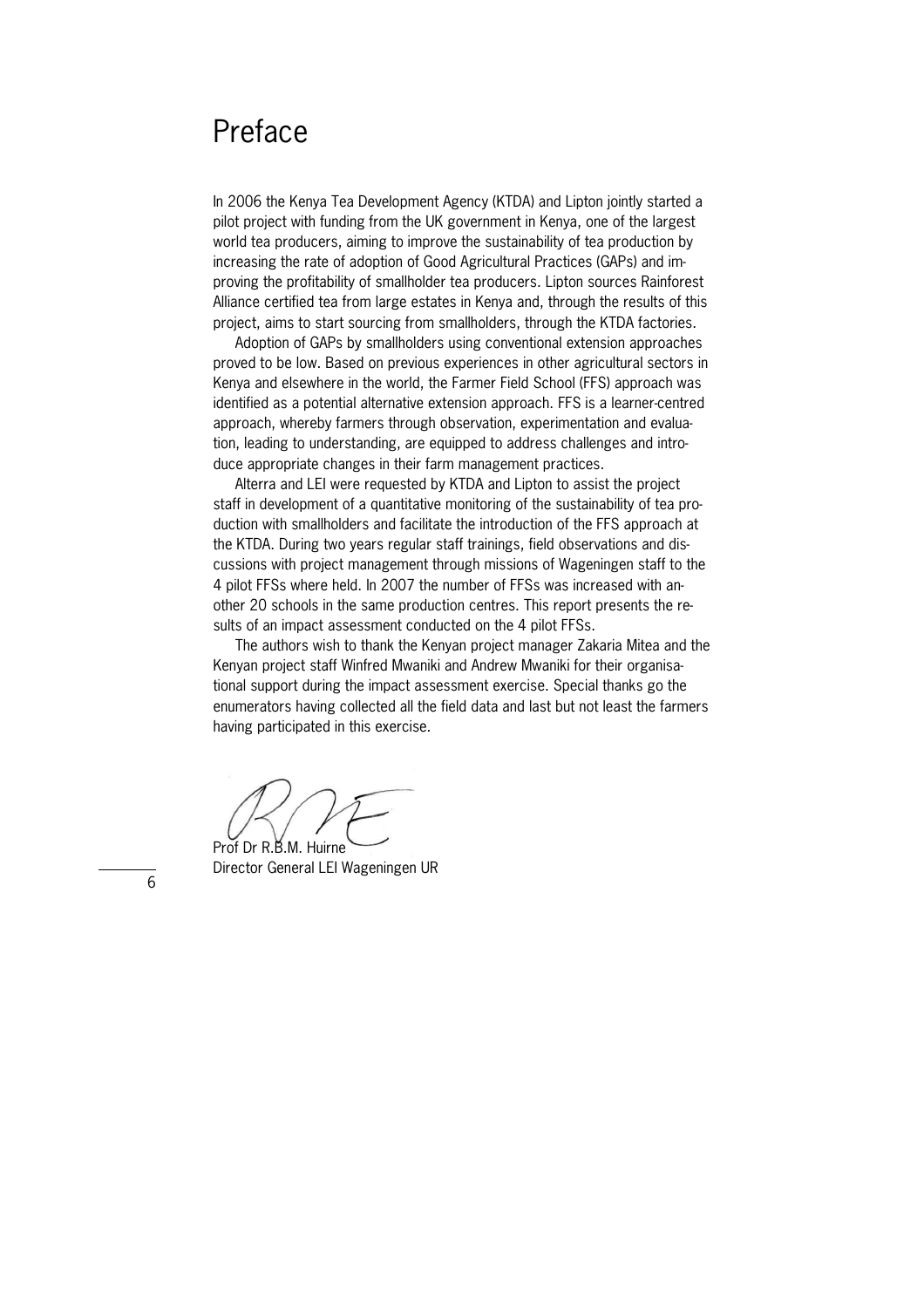# Preface

In 2006 the Kenya Tea Development Agency (KTDA) and Lipton jointly started a pilot project with funding from the UK government in Kenya, one of the largest world tea producers, aiming to improve the sustainability of tea production by increasing the rate of adoption of Good Agricultural Practices (GAPs) and improving the profitability of smallholder tea producers. Lipton sources Rainforest Alliance certified tea from large estates in Kenya and, through the results of this project, aims to start sourcing from smallholders, through the KTDA factories.

Adoption of GAPs by smallholders using conventional extension approaches proved to be low. Based on previous experiences in other agricultural sectors in Kenya and elsewhere in the world, the Farmer Field School (FFS) approach was identified as a potential alternative extension approach. FFS is a learner-centred approach, whereby farmers through observation, experimentation and evaluation, leading to understanding, are equipped to address challenges and introduce appropriate changes in their farm management practices.

Alterra and LEI were requested by KTDA and Lipton to assist the project staff in development of a quantitative monitoring of the sustainability of tea production with smallholders and facilitate the introduction of the FFS approach at the KTDA. During two years regular staff trainings, field observations and discussions with project management through missions of Wageningen staff to the 4 pilot FFSs where held. In 2007 the number of FFSs was increased with another 20 schools in the same production centres. This report presents the results of an impact assessment conducted on the 4 pilot FFSs.

The authors wish to thank the Kenyan project manager Zakaria Mitea and the Kenyan project staff Winfred Mwaniki and Andrew Mwaniki for their organisational support during the impact assessment exercise. Special thanks go the enumerators having collected all the field data and last but not least the farmers having participated in this exercise.

Prof Dr R.B.M. Huirne
Director General LEI Wageningen UR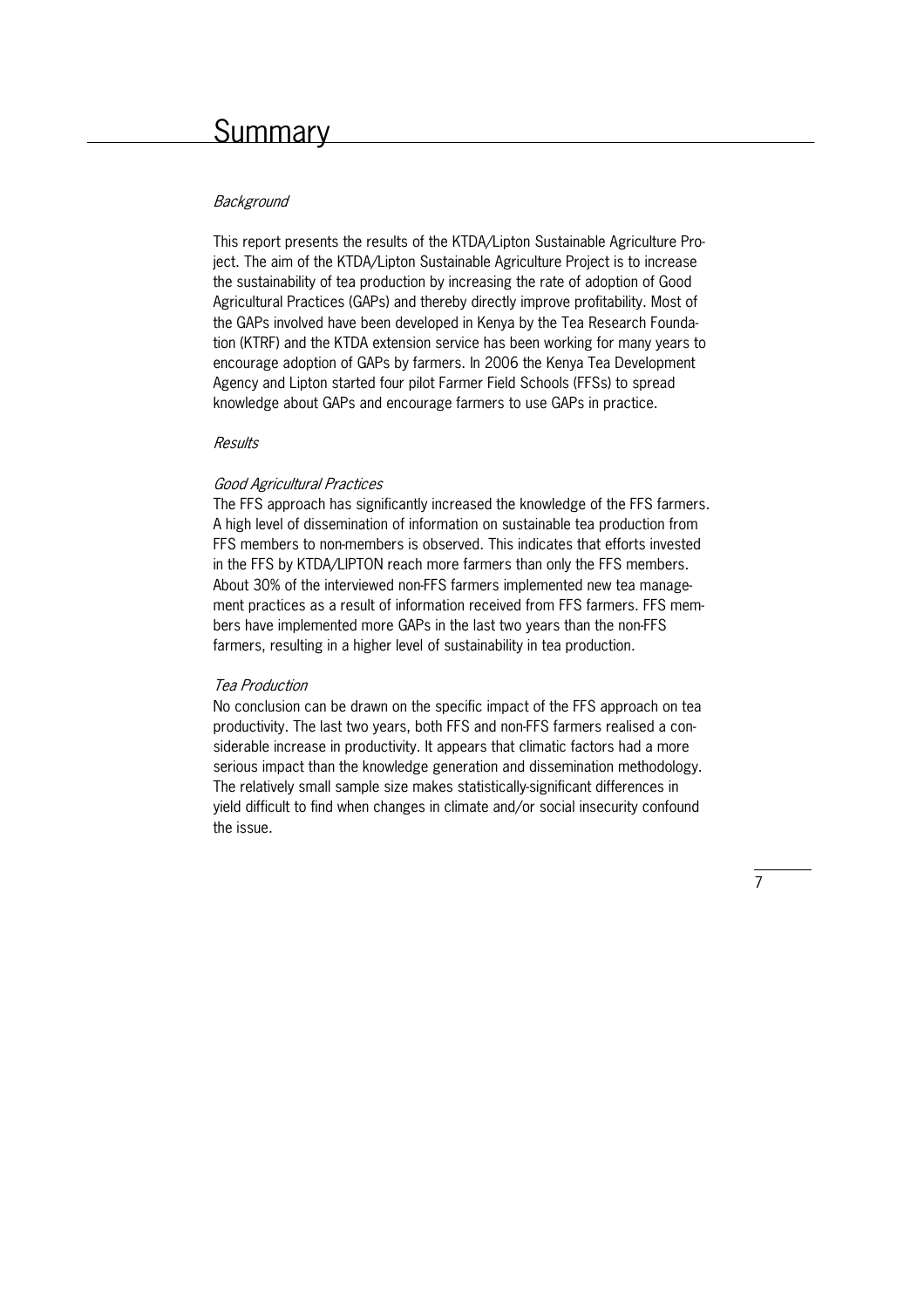# Summary

*Background*

This report presents the results of the KTDA/Lipton Sustainable Agriculture Project. The aim of the KTDA/Lipton Sustainable Agriculture Project is to increase the sustainability of tea production by increasing the rate of adoption of Good Agricultural Practices (GAPs) and thereby directly improve profitability. Most of the GAPs involved have been developed in Kenya by the Tea Research Foundation (KTRF) and the KTDA extension service has been working for many years to encourage adoption of GAPs by farmers. In 2006 the Kenya Tea Development Agency and Lipton started four pilot Farmer Field Schools (FFSs) to spread knowledge about GAPs and encourage farmers to use GAPs in practice.

*Results*

*Good Agricultural Practices*

The FFS approach has significantly increased the knowledge of the FFS farmers. A high level of dissemination of information on sustainable tea production from FFS members to non-members is observed. This indicates that efforts invested in the FFS by KTDA/LIPTON reach more farmers than only the FFS members. About 30% of the interviewed non-FFS farmers implemented new tea management practices as a result of information received from FFS farmers. FFS members have implemented more GAPs in the last two years than the non-FFS farmers, resulting in a higher level of sustainability in tea production.

*Tea Production*

No conclusion can be drawn on the specific impact of the FFS approach on tea productivity. The last two years, both FFS and non-FFS farmers realised a considerable increase in productivity. It appears that climatic factors had a more serious impact than the knowledge generation and dissemination methodology. The relatively small sample size makes statistically-significant differences in yield difficult to find when changes in climate and/or social insecurity confound the issue.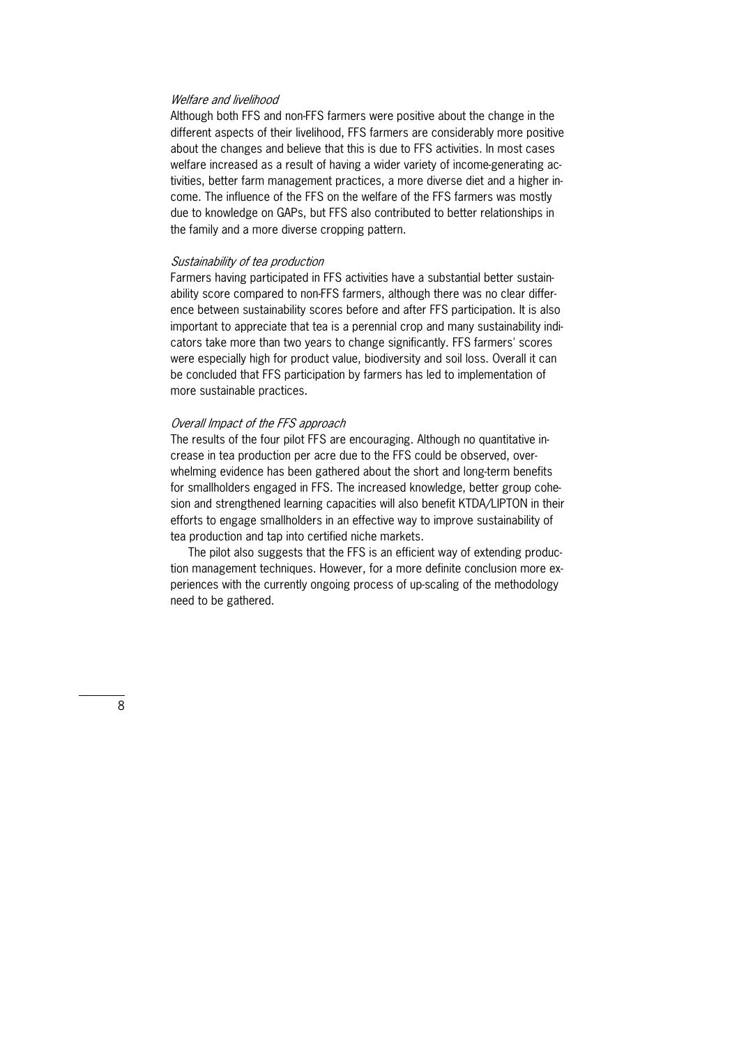*Welfare and livelihood*

Although both FFS and non-FFS farmers were positive about the change in the different aspects of their livelihood, FFS farmers are considerably more positive about the changes and believe that this is due to FFS activities. In most cases welfare increased as a result of having a wider variety of income-generating activities, better farm management practices, a more diverse diet and a higher income. The influence of the FFS on the welfare of the FFS farmers was mostly due to knowledge on GAPs, but FFS also contributed to better relationships in the family and a more diverse cropping pattern.

*Sustainability of tea production*

Farmers having participated in FFS activities have a substantial better sustainability score compared to non-FFS farmers, although there was no clear difference between sustainability scores before and after FFS participation. It is also important to appreciate that tea is a perennial crop and many sustainability indicators take more than two years to change significantly. FFS farmers' scores were especially high for product value, biodiversity and soil loss. Overall it can be concluded that FFS participation by farmers has led to implementation of more sustainable practices.

*Overall Impact of the FFS approach*

The results of the four pilot FFS are encouraging. Although no quantitative increase in tea production per acre due to the FFS could be observed, overwhelming evidence has been gathered about the short and long-term benefits for smallholders engaged in FFS. The increased knowledge, better group cohesion and strengthened learning capacities will also benefit KTDA/LIPTON in their efforts to engage smallholders in an effective way to improve sustainability of tea production and tap into certified niche markets.

The pilot also suggests that the FFS is an efficient way of extending production management techniques. However, for a more definite conclusion more experiences with the currently ongoing process of up-scaling of the methodology need to be gathered.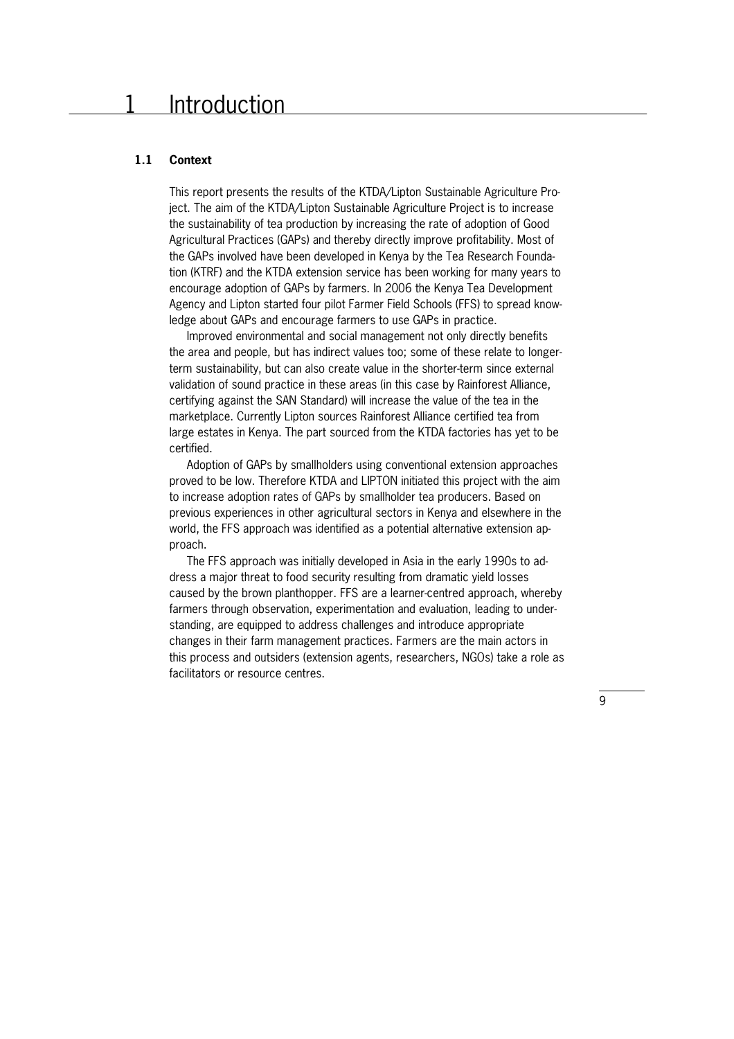# 1 Introduction

## 1.1 Context

This report presents the results of the KTDA/Lipton Sustainable Agriculture Project. The aim of the KTDA/Lipton Sustainable Agriculture Project is to increase the sustainability of tea production by increasing the rate of adoption of Good Agricultural Practices (GAPs) and thereby directly improve profitability. Most of the GAPs involved have been developed in Kenya by the Tea Research Foundation (KTRF) and the KTDA extension service has been working for many years to encourage adoption of GAPs by farmers. In 2006 the Kenya Tea Development Agency and Lipton started four pilot Farmer Field Schools (FFS) to spread knowledge about GAPs and encourage farmers to use GAPs in practice.

Improved environmental and social management not only directly benefits the area and people, but has indirect values too; some of these relate to longer-term sustainability, but can also create value in the shorter-term since external validation of sound practice in these areas (in this case by Rainforest Alliance, certifying against the SAN Standard) will increase the value of the tea in the marketplace. Currently Lipton sources Rainforest Alliance certified tea from large estates in Kenya. The part sourced from the KTDA factories has yet to be certified.

Adoption of GAPs by smallholders using conventional extension approaches proved to be low. Therefore KTDA and LIPTON initiated this project with the aim to increase adoption rates of GAPs by smallholder tea producers. Based on previous experiences in other agricultural sectors in Kenya and elsewhere in the world, the FFS approach was identified as a potential alternative extension approach.

The FFS approach was initially developed in Asia in the early 1990s to address a major threat to food security resulting from dramatic yield losses caused by the brown planthopper. FFS are a learner-centred approach, whereby farmers through observation, experimentation and evaluation, leading to understanding, are equipped to address challenges and introduce appropriate changes in their farm management practices. Farmers are the main actors in this process and outsiders (extension agents, researchers, NGOs) take a role as facilitators or resource centres.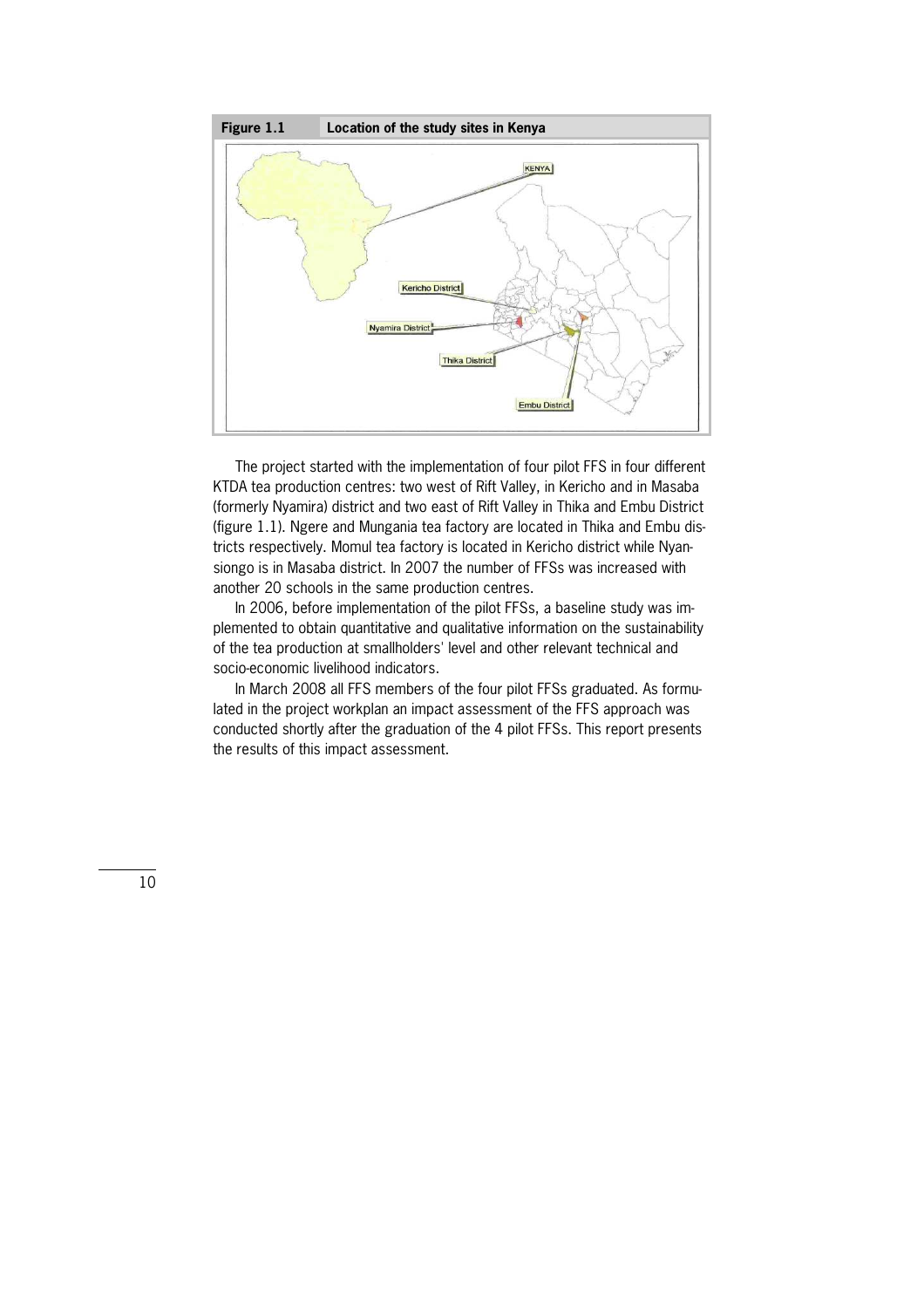**Figure 1.1** Location of the study sites in Kenya

The project started with the implementation of four pilot FFS in four different KTDA tea production centres: two west of Rift Valley, in Kericho and in Masaba (formerly Nyamira) district and two east of Rift Valley in Thika and Embu District (figure 1.1). Ngere and Mungania tea factory are located in Thika and Embu districts respectively. Momul tea factory is located in Kericho district while Nyansiongo is in Masaba district. In 2007 the number of FFSs was increased with another 20 schools in the same production centres.

In 2006, before implementation of the pilot FFSs, a baseline study was implemented to obtain quantitative and qualitative information on the sustainability of the tea production at smallholders' level and other relevant technical and socio-economic livelihood indicators.

In March 2008 all FFS members of the four pilot FFSs graduated. As formulated in the project workplan an impact assessment of the FFS approach was conducted shortly after the graduation of the 4 pilot FFSs. This report presents the results of this impact assessment.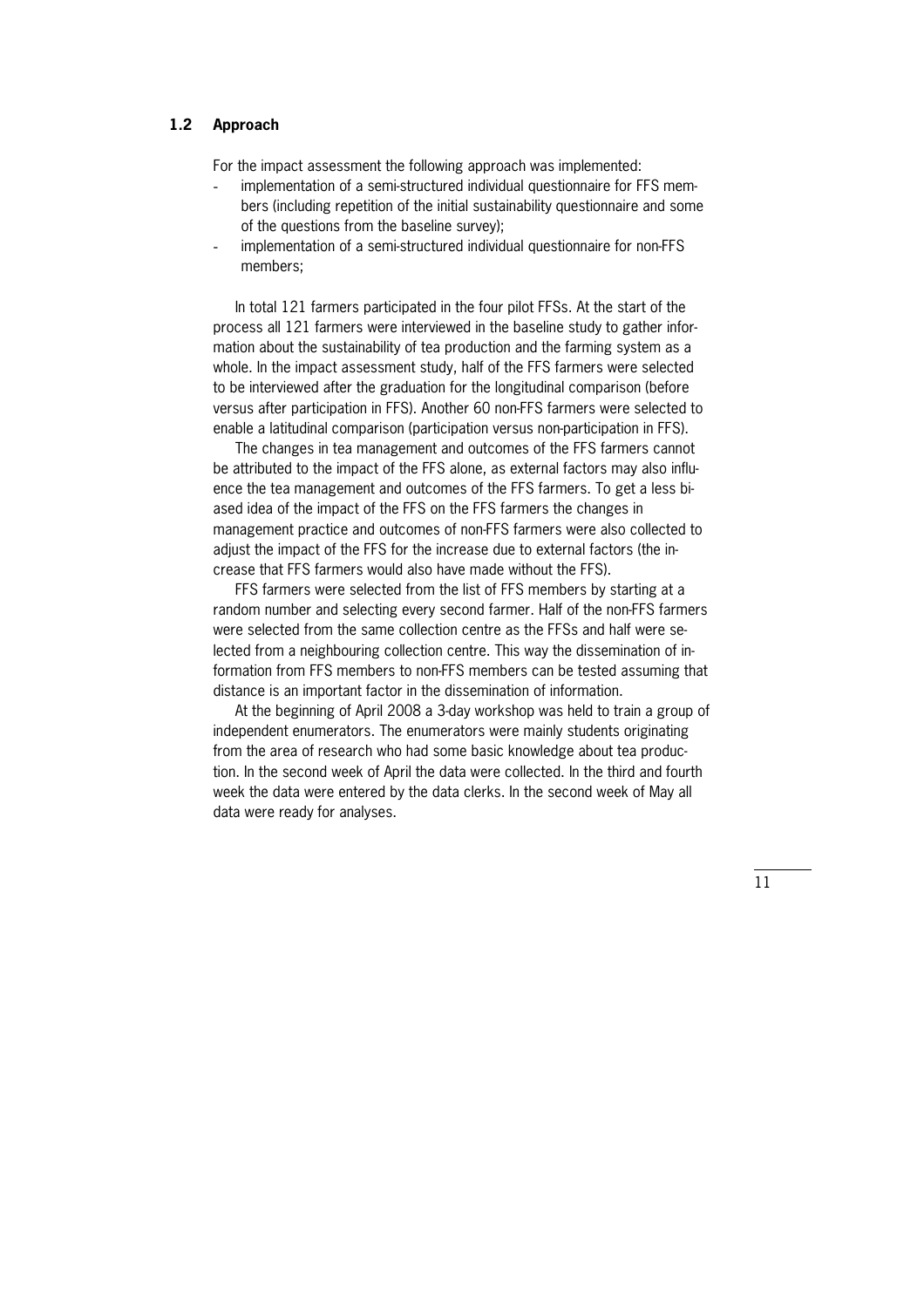## 1.2 Approach

For the impact assessment the following approach was implemented:

- implementation of a semi-structured individual questionnaire for FFS members (including repetition of the initial sustainability questionnaire and some of the questions from the baseline survey);
- implementation of a semi-structured individual questionnaire for non-FFS members;

In total 121 farmers participated in the four pilot FFSs. At the start of the process all 121 farmers were interviewed in the baseline study to gather information about the sustainability of tea production and the farming system as a whole. In the impact assessment study, half of the FFS farmers were selected to be interviewed after the graduation for the longitudinal comparison (before versus after participation in FFS). Another 60 non-FFS farmers were selected to enable a latitudinal comparison (participation versus non-participation in FFS).

The changes in tea management and outcomes of the FFS farmers cannot be attributed to the impact of the FFS alone, as external factors may also influence the tea management and outcomes of the FFS farmers. To get a less biased idea of the impact of the FFS on the FFS farmers the changes in management practice and outcomes of non-FFS farmers were also collected to adjust the impact of the FFS for the increase due to external factors (the increase that FFS farmers would also have made without the FFS).

FFS farmers were selected from the list of FFS members by starting at a random number and selecting every second farmer. Half of the non-FFS farmers were selected from the same collection centre as the FFSs and half were selected from a neighbouring collection centre. This way the dissemination of information from FFS members to non-FFS members can be tested assuming that distance is an important factor in the dissemination of information.

At the beginning of April 2008 a 3-day workshop was held to train a group of independent enumerators. The enumerators were mainly students originating from the area of research who had some basic knowledge about tea production. In the second week of April the data were collected. In the third and fourth week the data were entered by the data clerks. In the second week of May all data were ready for analyses.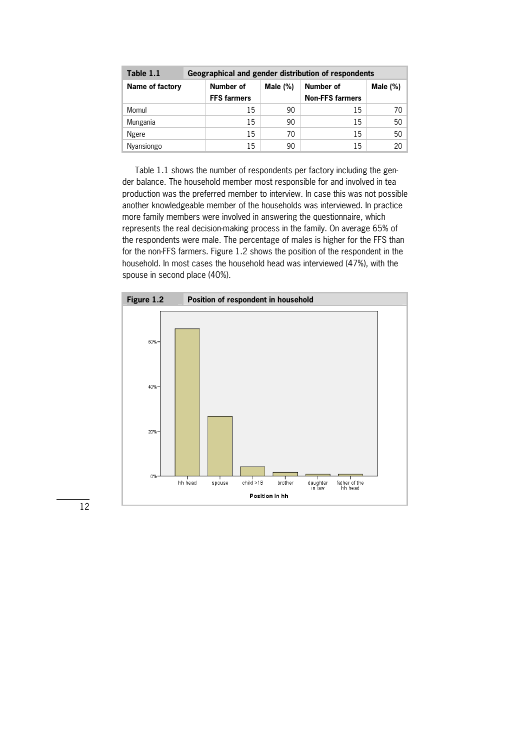**Table 1.1 Geographical and gender distribution of respondents**

| Name of factory | Number of FFS farmers | Male (%) | Number of Non-FFS farmers | Male (%) |
|---|---|---|---|---|
| Momul | 15 | 90 | 15 | 70 |
| Mungania | 15 | 90 | 15 | 50 |
| Ngere | 15 | 70 | 15 | 50 |
| Nyansiongo | 15 | 90 | 15 | 20 |

Table 1.1 shows the number of respondents per factory including the gender balance. The household member most responsible for and involved in tea production was the preferred member to interview. In case this was not possible another knowledgeable member of the households was interviewed. In practice more family members were involved in answering the questionnaire, which represents the real decision-making process in the family. On average 65% of the respondents were male. The percentage of males is higher for the FFS than for the non-FFS farmers. Figure 1.2 shows the position of the respondent in the household. In most cases the household head was interviewed (47%), with the spouse in second place (40%).

**Figure 1.2 Position of respondent in household**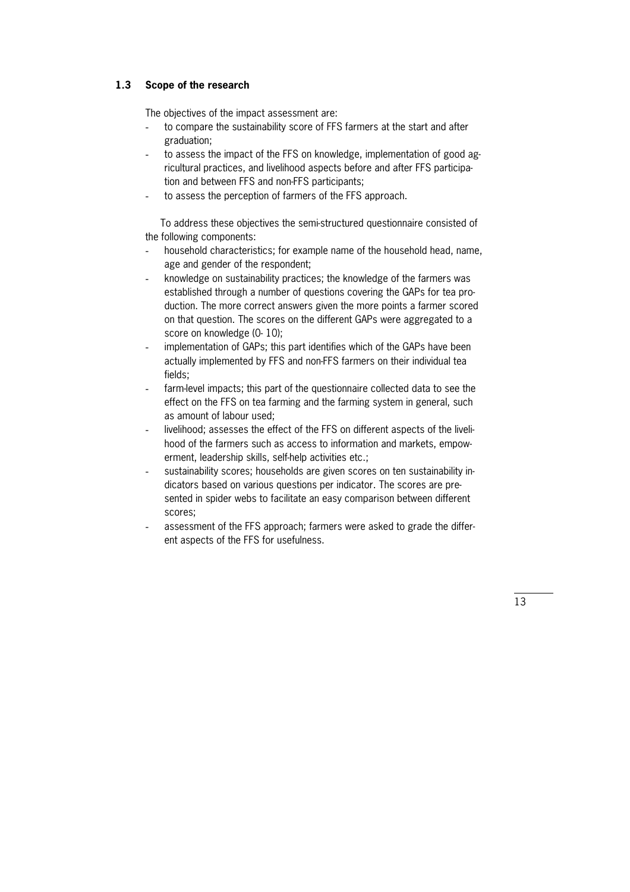### 1.3 Scope of the research

The objectives of the impact assessment are:

- to compare the sustainability score of FFS farmers at the start and after graduation;
- to assess the impact of the FFS on knowledge, implementation of good agricultural practices, and livelihood aspects before and after FFS participation and between FFS and non-FFS participants;
- to assess the perception of farmers of the FFS approach.

To address these objectives the semi-structured questionnaire consisted of the following components:

- household characteristics; for example name of the household head, name, age and gender of the respondent;
- knowledge on sustainability practices; the knowledge of the farmers was established through a number of questions covering the GAPs for tea production. The more correct answers given the more points a farmer scored on that question. The scores on the different GAPs were aggregated to a score on knowledge (0- 10);
- implementation of GAPs; this part identifies which of the GAPs have been actually implemented by FFS and non-FFS farmers on their individual tea fields;
- farm-level impacts; this part of the questionnaire collected data to see the effect on the FFS on tea farming and the farming system in general, such as amount of labour used;
- livelihood; assesses the effect of the FFS on different aspects of the livelihood of the farmers such as access to information and markets, empowerment, leadership skills, self-help activities etc.;
- sustainability scores; households are given scores on ten sustainability indicators based on various questions per indicator. The scores are presented in spider webs to facilitate an easy comparison between different scores;
- assessment of the FFS approach; farmers were asked to grade the different aspects of the FFS for usefulness.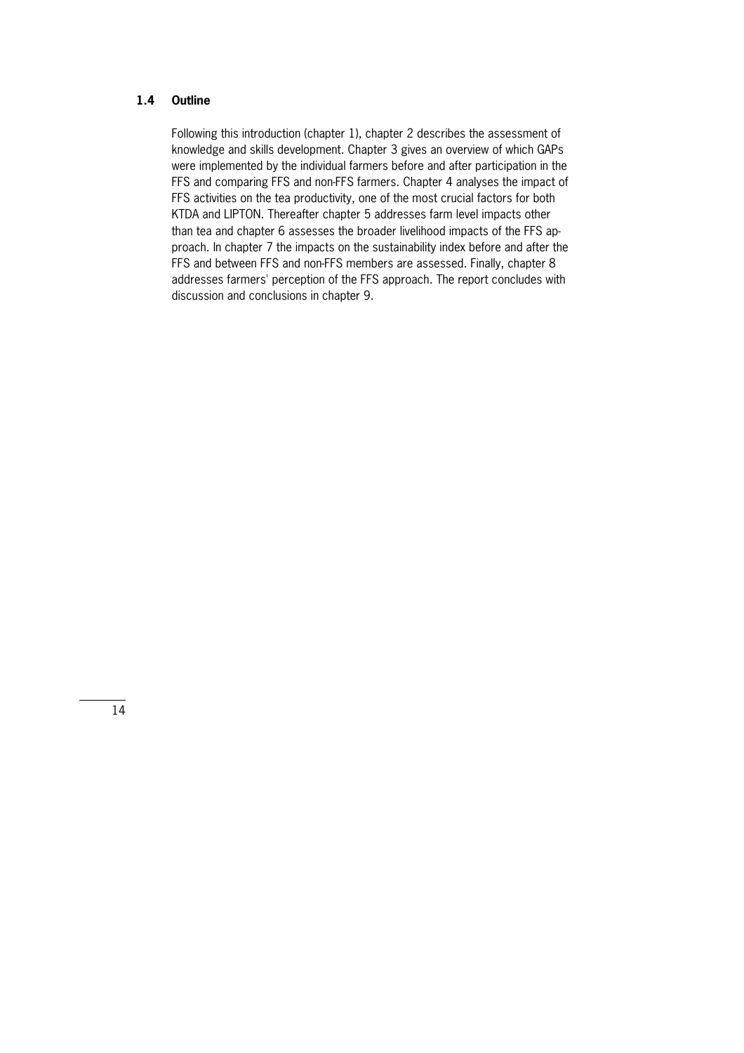## 1.4 Outline

Following this introduction (chapter 1), chapter 2 describes the assessment of knowledge and skills development. Chapter 3 gives an overview of which GAPs were implemented by the individual farmers before and after participation in the FFS and comparing FFS and non-FFS farmers. Chapter 4 analyses the impact of FFS activities on the tea productivity, one of the most crucial factors for both KTDA and LIPTON. Thereafter chapter 5 addresses farm level impacts other than tea and chapter 6 assesses the broader livelihood impacts of the FFS approach. In chapter 7 the impacts on the sustainability index before and after the FFS and between FFS and non-FFS members are assessed. Finally, chapter 8 addresses farmers' perception of the FFS approach. The report concludes with discussion and conclusions in chapter 9.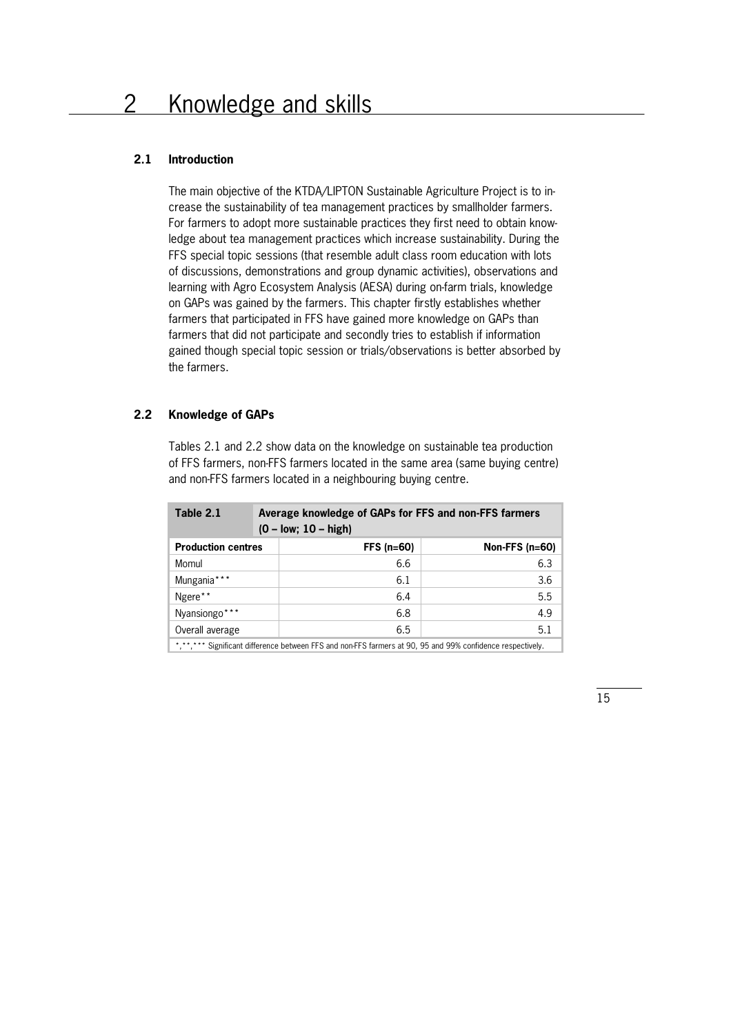# 2 Knowledge and skills

### 2.1 Introduction

The main objective of the KTDA/LIPTON Sustainable Agriculture Project is to increase the sustainability of tea management practices by smallholder farmers. For farmers to adopt more sustainable practices they first need to obtain knowledge about tea management practices which increase sustainability. During the FFS special topic sessions (that resemble adult class room education with lots of discussions, demonstrations and group dynamic activities), observations and learning with Agro Ecosystem Analysis (AESA) during on-farm trials, knowledge on GAPs was gained by the farmers. This chapter firstly establishes whether farmers that participated in FFS have gained more knowledge on GAPs than farmers that did not participate and secondly tries to establish if information gained though special topic session or trials/observations is better absorbed by the farmers.

### 2.2 Knowledge of GAPs

Tables 2.1 and 2.2 show data on the knowledge on sustainable tea production of FFS farmers, non-FFS farmers located in the same area (same buying centre) and non-FFS farmers located in a neighbouring buying centre.

| Table 2.1 | Average knowledge of GAPs for FFS and non-FFS farmers (0 – low; 10 – high) | |
|---|---|---|
| **Production centres** | **FFS (n=60)** | **Non-FFS (n=60)** |
| Momul | 6.6 | 6.3 |
| Mungania*** | 6.1 | 3.6 |
| Ngere** | 6.4 | 5.5 |
| Nyansiongo*** | 6.8 | 4.9 |
| Overall average | 6.5 | 5.1 |

*,**,*** Significant difference between FFS and non-FFS farmers at 90, 95 and 99% confidence respectively.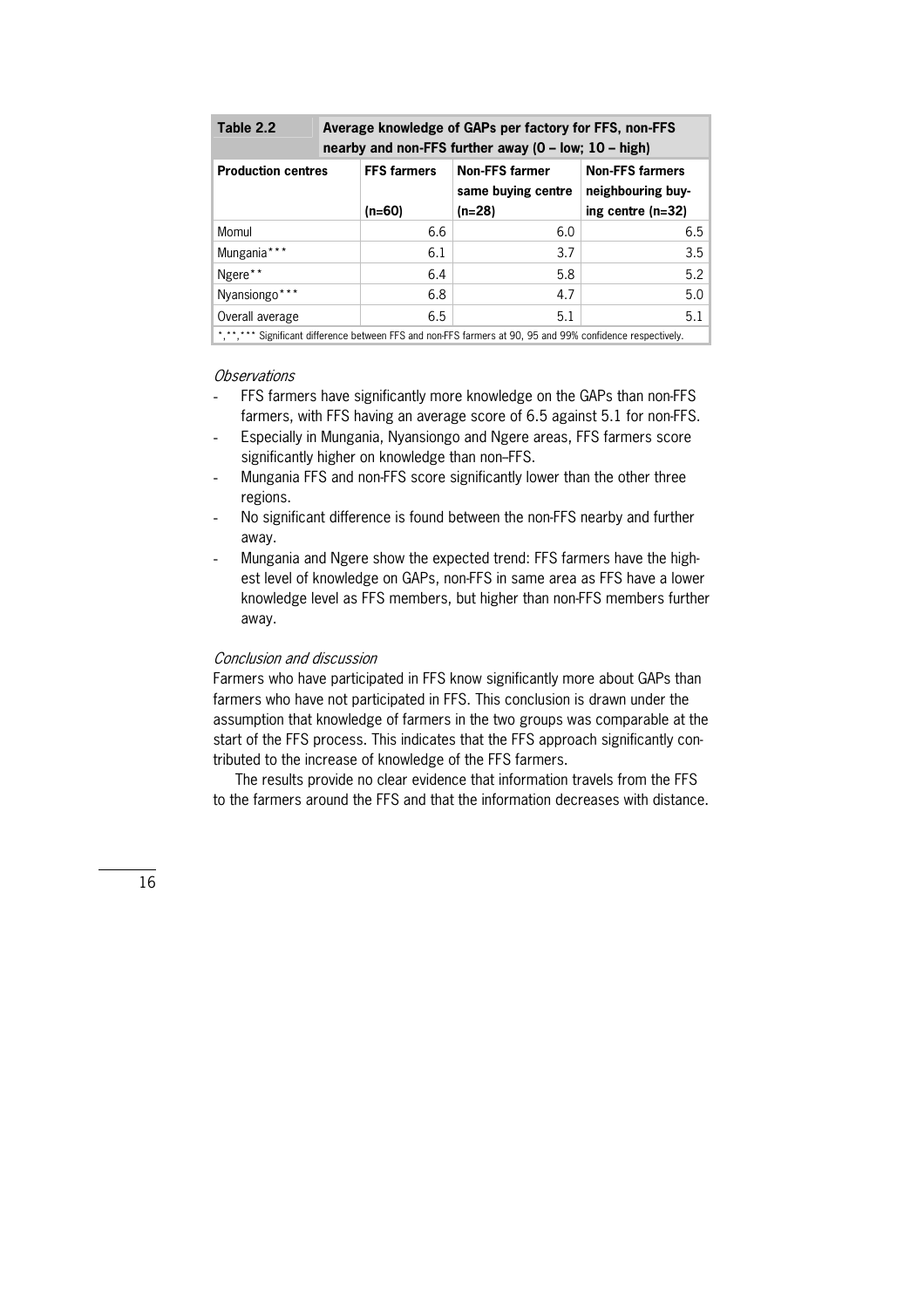**Table 2.2 Average knowledge of GAPs per factory for FFS, non-FFS nearby and non-FFS further away (0 – low; 10 – high)**

| Production centres | FFS farmers (n=60) | Non-FFS farmer same buying centre (n=28) | Non-FFS farmers neighbouring buying centre (n=32) |
|---|---|---|---|
| Momul | 6.6 | 6.0 | 6.5 |
| Mungania*** | 6.1 | 3.7 | 3.5 |
| Ngere** | 6.4 | 5.8 | 5.2 |
| Nyansiongo*** | 6.8 | 4.7 | 5.0 |
| Overall average | 6.5 | 5.1 | 5.1 |

*,**,*** Significant difference between FFS and non-FFS farmers at 90, 95 and 99% confidence respectively.

*Observations*

- FFS farmers have significantly more knowledge on the GAPs than non-FFS farmers, with FFS having an average score of 6.5 against 5.1 for non-FFS.
- Especially in Mungania, Nyansiongo and Ngere areas, FFS farmers score significantly higher on knowledge than non–FFS.
- Mungania FFS and non-FFS score significantly lower than the other three regions.
- No significant difference is found between the non-FFS nearby and further away.
- Mungania and Ngere show the expected trend: FFS farmers have the highest level of knowledge on GAPs, non-FFS in same area as FFS have a lower knowledge level as FFS members, but higher than non-FFS members further away.

*Conclusion and discussion*

Farmers who have participated in FFS know significantly more about GAPs than farmers who have not participated in FFS. This conclusion is drawn under the assumption that knowledge of farmers in the two groups was comparable at the start of the FFS process. This indicates that the FFS approach significantly contributed to the increase of knowledge of the FFS farmers.

The results provide no clear evidence that information travels from the FFS to the farmers around the FFS and that the information decreases with distance.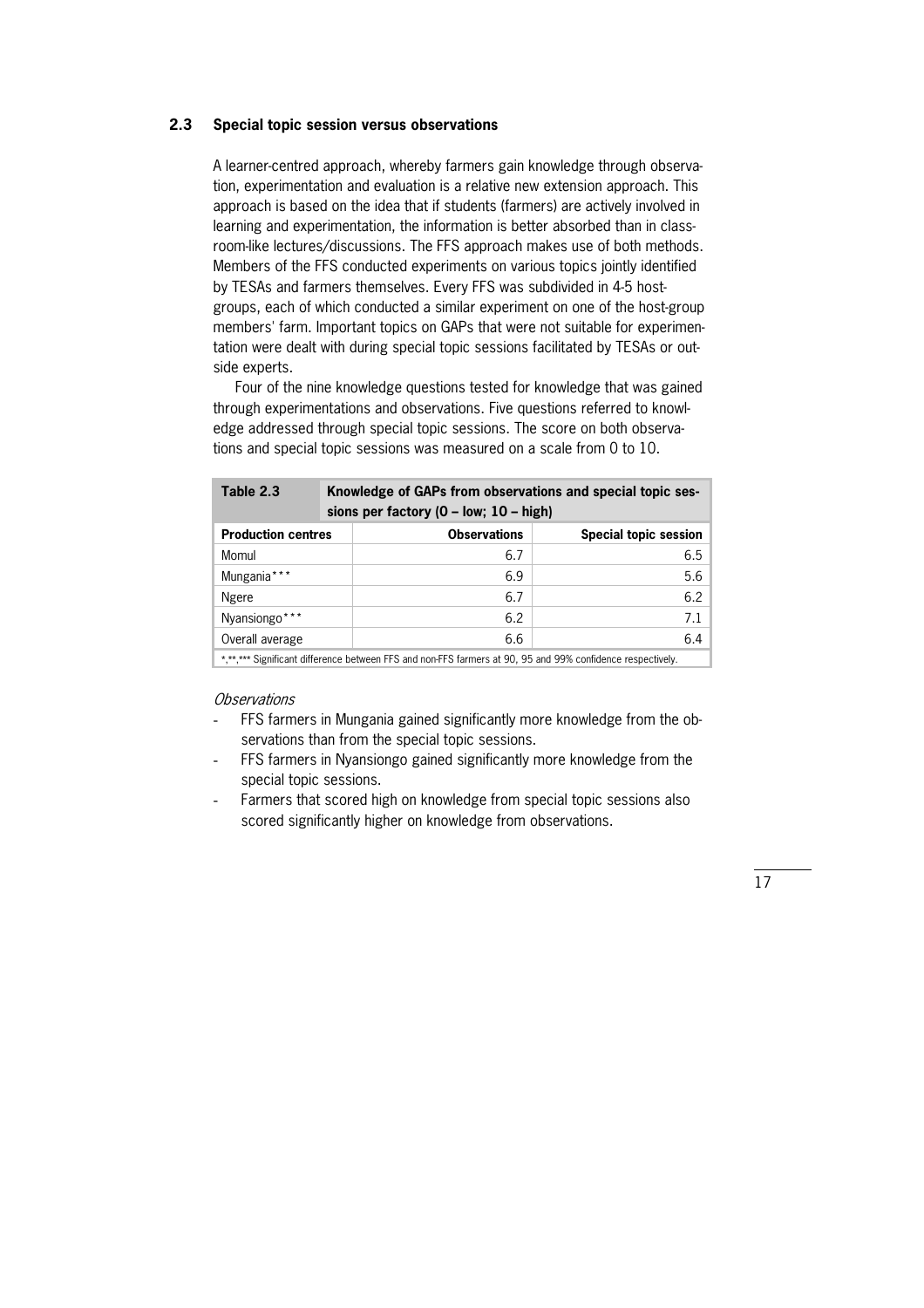### 2.3 Special topic session versus observations

A learner-centred approach, whereby farmers gain knowledge through observation, experimentation and evaluation is a relative new extension approach. This approach is based on the idea that if students (farmers) are actively involved in learning and experimentation, the information is better absorbed than in classroom-like lectures/discussions. The FFS approach makes use of both methods. Members of the FFS conducted experiments on various topics jointly identified by TESAs and farmers themselves. Every FFS was subdivided in 4-5 host-groups, each of which conducted a similar experiment on one of the host-group members' farm. Important topics on GAPs that were not suitable for experimentation were dealt with during special topic sessions facilitated by TESAs or outside experts.

Four of the nine knowledge questions tested for knowledge that was gained through experimentations and observations. Five questions referred to knowledge addressed through special topic sessions. The score on both observations and special topic sessions was measured on a scale from 0 to 10.

**Table 2.3** **Knowledge of GAPs from observations and special topic sessions per factory (0 – low; 10 – high)**

| Production centres | Observations | Special topic session |
|---|---|---|
| Momul | 6.7 | 6.5 |
| Mungania*** | 6.9 | 5.6 |
| Ngere | 6.7 | 6.2 |
| Nyansiongo*** | 6.2 | 7.1 |
| Overall average | 6.6 | 6.4 |

*,**,*** Significant difference between FFS and non-FFS farmers at 90, 95 and 99% confidence respectively.

*Observations*

- FFS farmers in Mungania gained significantly more knowledge from the observations than from the special topic sessions.
- FFS farmers in Nyansiongo gained significantly more knowledge from the special topic sessions.
- Farmers that scored high on knowledge from special topic sessions also scored significantly higher on knowledge from observations.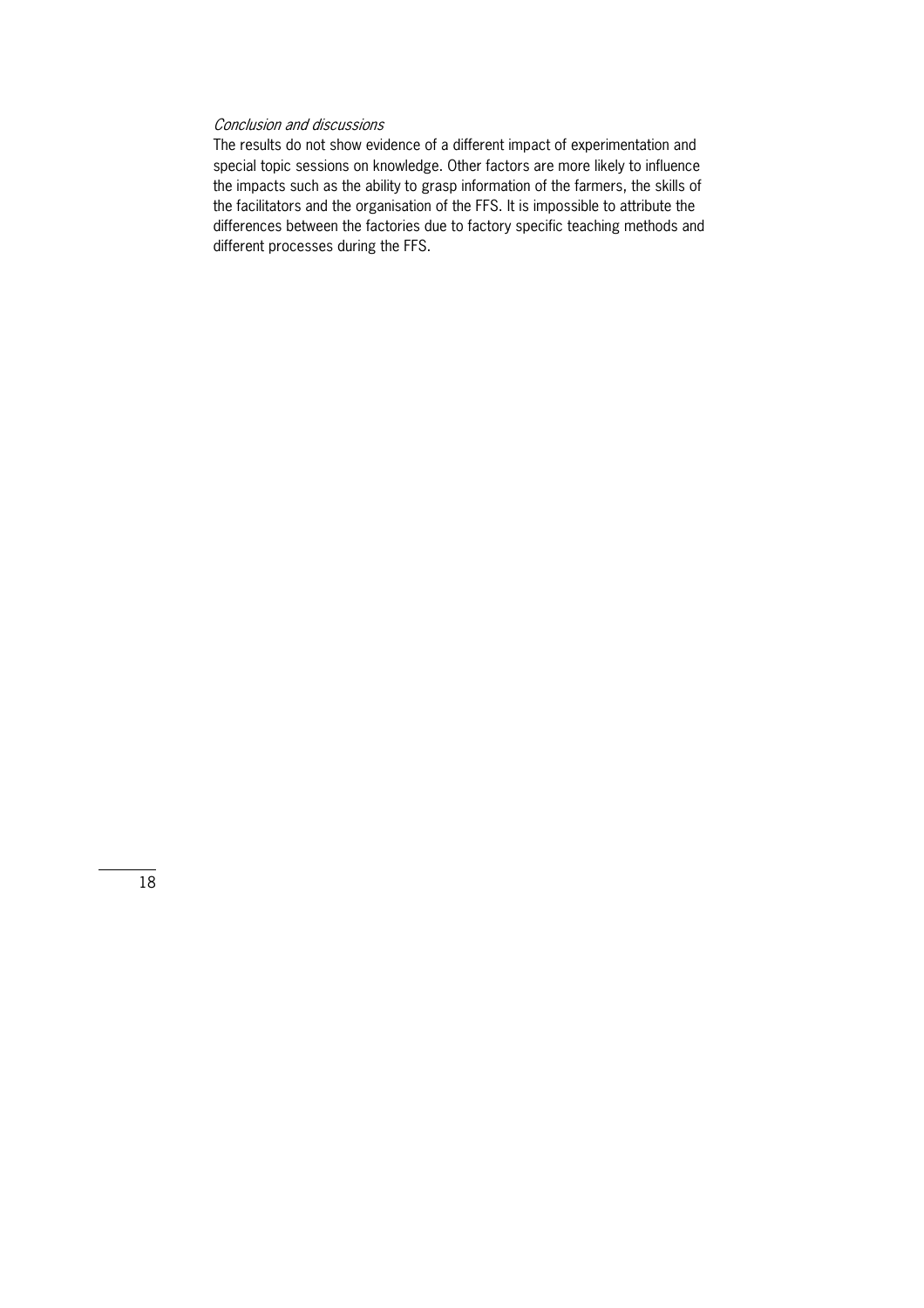*Conclusion and discussions*

The results do not show evidence of a different impact of experimentation and special topic sessions on knowledge. Other factors are more likely to influence the impacts such as the ability to grasp information of the farmers, the skills of the facilitators and the organisation of the FFS. It is impossible to attribute the differences between the factories due to factory specific teaching methods and different processes during the FFS.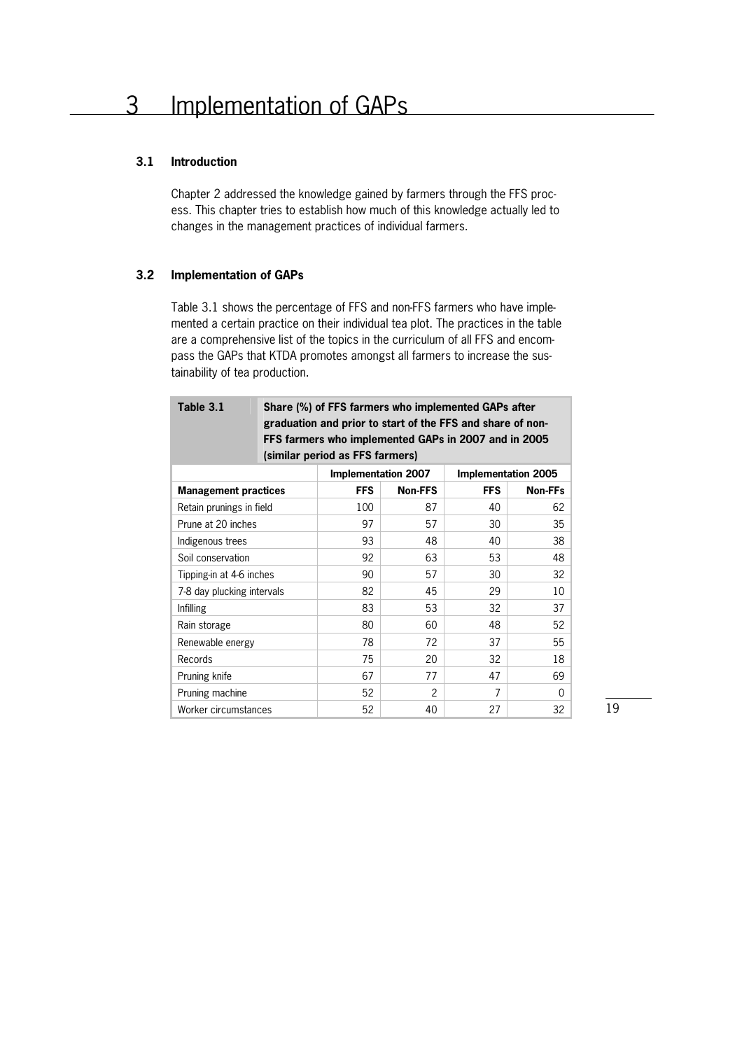# 3 Implementation of GAPs

### 3.1 Introduction

Chapter 2 addressed the knowledge gained by farmers through the FFS process. This chapter tries to establish how much of this knowledge actually led to changes in the management practices of individual farmers.

### 3.2 Implementation of GAPs

Table 3.1 shows the percentage of FFS and non-FFS farmers who have implemented a certain practice on their individual tea plot. The practices in the table are a comprehensive list of the topics in the curriculum of all FFS and encompass the GAPs that KTDA promotes amongst all farmers to increase the sustainability of tea production.

**Table 3.1 Share (%) of FFS farmers who implemented GAPs after graduation and prior to start of the FFS and share of non-FFS farmers who implemented GAPs in 2007 and in 2005 (similar period as FFS farmers)**

| | Implementation 2007 | | Implementation 2005 | |
|---|---|---|---|---|
| **Management practices** | **FFS** | **Non-FFS** | **FFS** | **Non-FFs** |
| Retain prunings in field | 100 | 87 | 40 | 62 |
| Prune at 20 inches | 97 | 57 | 30 | 35 |
| Indigenous trees | 93 | 48 | 40 | 38 |
| Soil conservation | 92 | 63 | 53 | 48 |
| Tipping-in at 4-6 inches | 90 | 57 | 30 | 32 |
| 7-8 day plucking intervals | 82 | 45 | 29 | 10 |
| Infilling | 83 | 53 | 32 | 37 |
| Rain storage | 80 | 60 | 48 | 52 |
| Renewable energy | 78 | 72 | 37 | 55 |
| Records | 75 | 20 | 32 | 18 |
| Pruning knife | 67 | 77 | 47 | 69 |
| Pruning machine | 52 | 2 | 7 | 0 |
| Worker circumstances | 52 | 40 | 27 | 32 |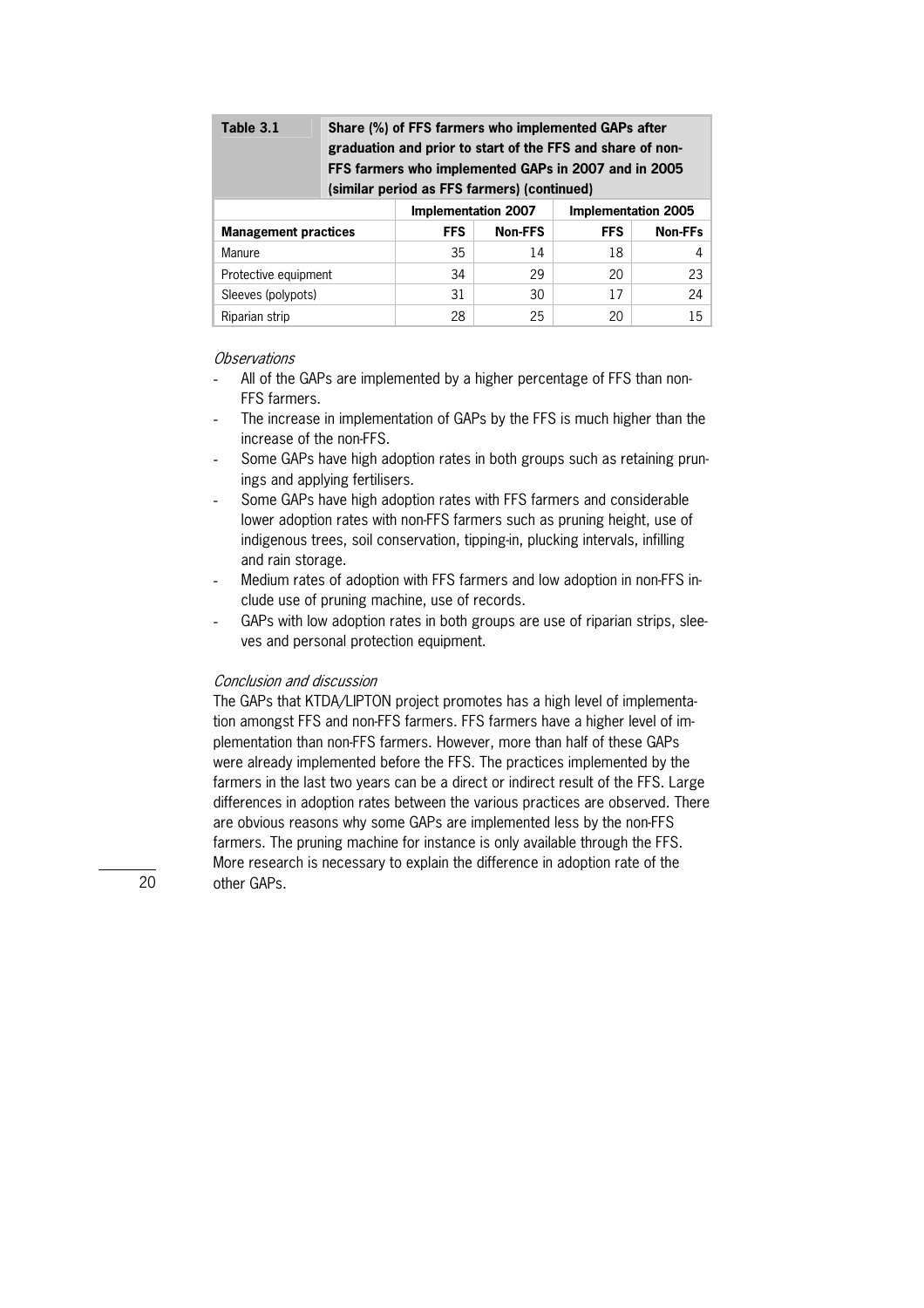**Table 3.1 Share (%) of FFS farmers who implemented GAPs after graduation and prior to start of the FFS and share of non-FFS farmers who implemented GAPs in 2007 and in 2005 (similar period as FFS farmers) (continued)**

| | Implementation 2007 | | Implementation 2005 | |
|---|---|---|---|---|
| **Management practices** | **FFS** | **Non-FFS** | **FFS** | **Non-FFs** |
| Manure | 35 | 14 | 18 | 4 |
| Protective equipment | 34 | 29 | 20 | 23 |
| Sleeves (polypots) | 31 | 30 | 17 | 24 |
| Riparian strip | 28 | 25 | 20 | 15 |

*Observations*

- All of the GAPs are implemented by a higher percentage of FFS than non-FFS farmers.
- The increase in implementation of GAPs by the FFS is much higher than the increase of the non-FFS.
- Some GAPs have high adoption rates in both groups such as retaining prunings and applying fertilisers.
- Some GAPs have high adoption rates with FFS farmers and considerable lower adoption rates with non-FFS farmers such as pruning height, use of indigenous trees, soil conservation, tipping-in, plucking intervals, infilling and rain storage.
- Medium rates of adoption with FFS farmers and low adoption in non-FFS include use of pruning machine, use of records.
- GAPs with low adoption rates in both groups are use of riparian strips, sleeves and personal protection equipment.

*Conclusion and discussion*

The GAPs that KTDA/LIPTON project promotes has a high level of implementation amongst FFS and non-FFS farmers. FFS farmers have a higher level of implementation than non-FFS farmers. However, more than half of these GAPs were already implemented before the FFS. The practices implemented by the farmers in the last two years can be a direct or indirect result of the FFS. Large differences in adoption rates between the various practices are observed. There are obvious reasons why some GAPs are implemented less by the non-FFS farmers. The pruning machine for instance is only available through the FFS. More research is necessary to explain the difference in adoption rate of the other GAPs.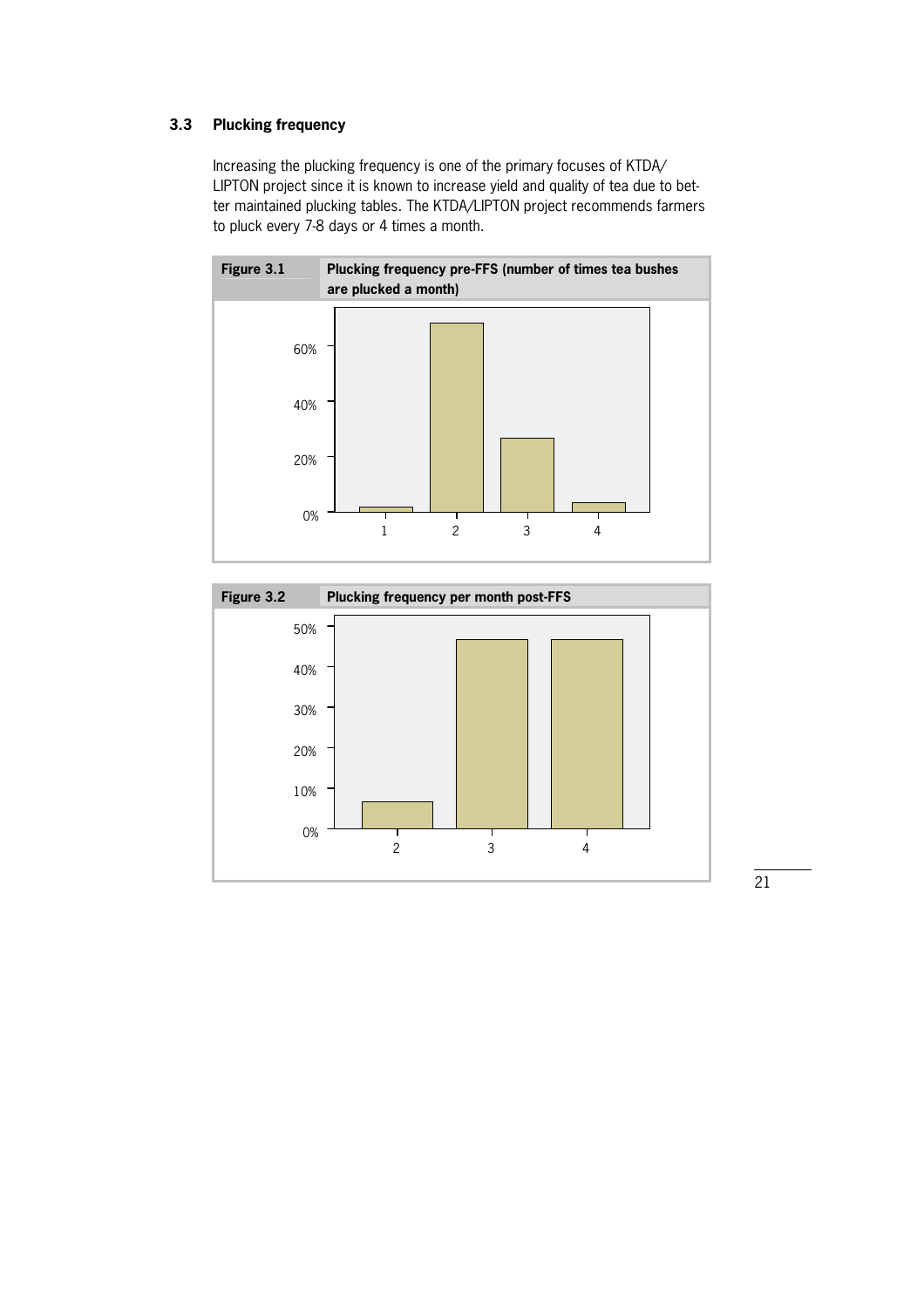### 3.3 Plucking frequency

Increasing the plucking frequency is one of the primary focuses of KTDA/LIPTON project since it is known to increase yield and quality of tea due to better maintained plucking tables. The KTDA/LIPTON project recommends farmers to pluck every 7-8 days or 4 times a month.

**Figure 3.1** **Plucking frequency pre-FFS (number of times tea bushes are plucked a month)**

**Figure 3.2** **Plucking frequency per month post-FFS**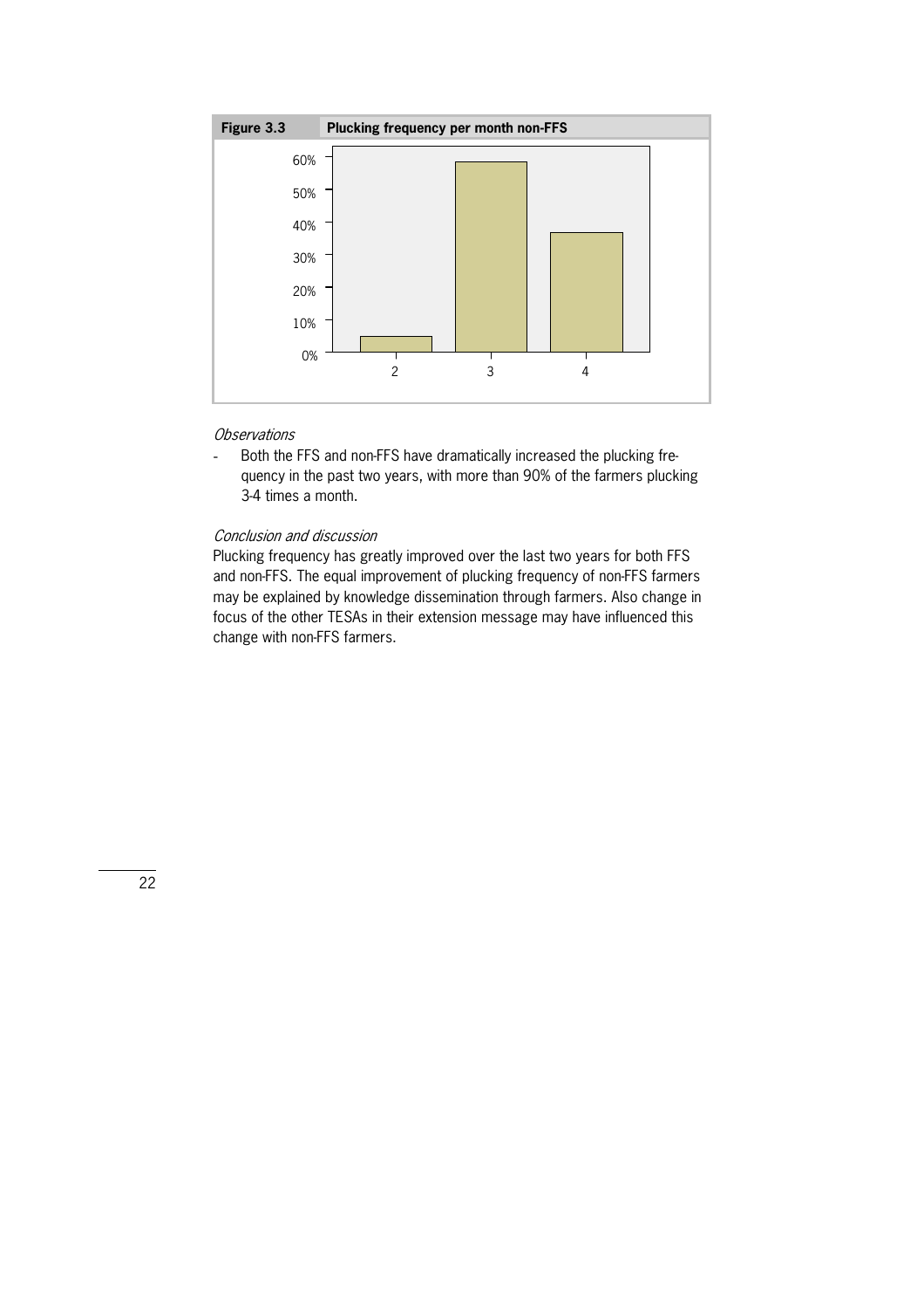**Figure 3.3** **Plucking frequency per month non-FFS**

*Observations*

- Both the FFS and non-FFS have dramatically increased the plucking frequency in the past two years, with more than 90% of the farmers plucking 3-4 times a month.

*Conclusion and discussion*

Plucking frequency has greatly improved over the last two years for both FFS and non-FFS. The equal improvement of plucking frequency of non-FFS farmers may be explained by knowledge dissemination through farmers. Also change in focus of the other TESAs in their extension message may have influenced this change with non-FFS farmers.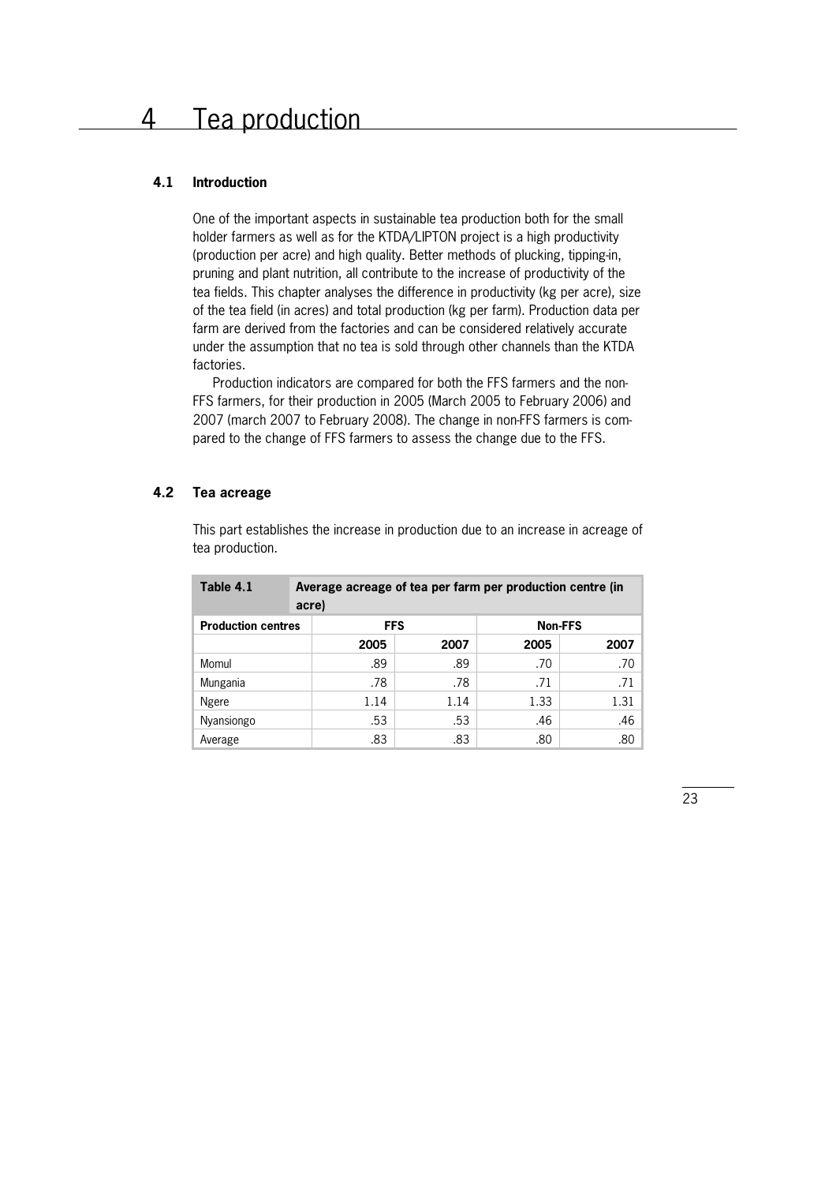# 4 Tea production

### 4.1 Introduction

One of the important aspects in sustainable tea production both for the small holder farmers as well as for the KTDA/LIPTON project is a high productivity (production per acre) and high quality. Better methods of plucking, tipping-in, pruning and plant nutrition, all contribute to the increase of productivity of the tea fields. This chapter analyses the difference in productivity (kg per acre), size of the tea field (in acres) and total production (kg per farm). Production data per farm are derived from the factories and can be considered relatively accurate under the assumption that no tea is sold through other channels than the KTDA factories.

Production indicators are compared for both the FFS farmers and the non-FFS farmers, for their production in 2005 (March 2005 to February 2006) and 2007 (march 2007 to February 2008). The change in non-FFS farmers is compared to the change of FFS farmers to assess the change due to the FFS.

### 4.2 Tea acreage

This part establishes the increase in production due to an increase in acreage of tea production.

**Table 4.1** Average acreage of tea per farm per production centre (in acre)

| Production centres | FFS | | Non-FFS | |
|---|---|---|---|---|
| | 2005 | 2007 | 2005 | 2007 |
| Momul | .89 | .89 | .70 | .70 |
| Mungania | .78 | .78 | .71 | .71 |
| Ngere | 1.14 | 1.14 | 1.33 | 1.31 |
| Nyansiongo | .53 | .53 | .46 | .46 |
| Average | .83 | .83 | .80 | .80 |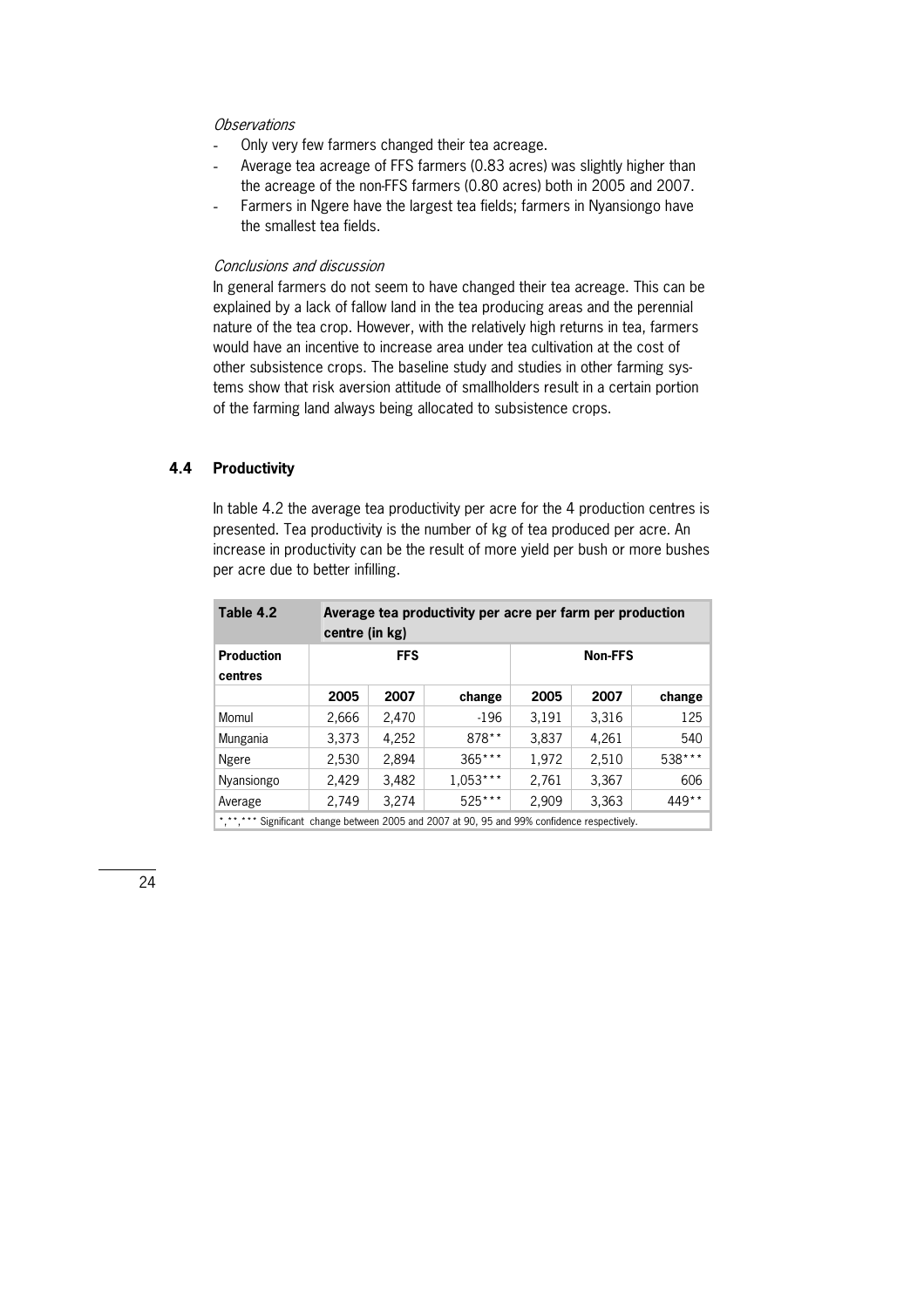*Observations*

- Only very few farmers changed their tea acreage.
- Average tea acreage of FFS farmers (0.83 acres) was slightly higher than the acreage of the non-FFS farmers (0.80 acres) both in 2005 and 2007.
- Farmers in Ngere have the largest tea fields; farmers in Nyansiongo have the smallest tea fields.

*Conclusions and discussion*

In general farmers do not seem to have changed their tea acreage. This can be explained by a lack of fallow land in the tea producing areas and the perennial nature of the tea crop. However, with the relatively high returns in tea, farmers would have an incentive to increase area under tea cultivation at the cost of other subsistence crops. The baseline study and studies in other farming systems show that risk aversion attitude of smallholders result in a certain portion of the farming land always being allocated to subsistence crops.

## 4.4 Productivity

In table 4.2 the average tea productivity per acre for the 4 production centres is presented. Tea productivity is the number of kg of tea produced per acre. An increase in productivity can be the result of more yield per bush or more bushes per acre due to better infilling.

| **Table 4.2** | **Average tea productivity per acre per farm per production centre (in kg)** | | | | | |
|---|---|---|---|---|---|---|
| **Production centres** | **FFS** | | | **Non-FFS** | | |
| | **2005** | **2007** | **change** | **2005** | **2007** | **change** |
| Momul | 2,666 | 2,470 | -196 | 3,191 | 3,316 | 125 |
| Mungania | 3,373 | 4,252 | 878** | 3,837 | 4,261 | 540 |
| Ngere | 2,530 | 2,894 | 365*** | 1,972 | 2,510 | 538*** |
| Nyansiongo | 2,429 | 3,482 | 1,053*** | 2,761 | 3,367 | 606 |
| Average | 2,749 | 3,274 | 525*** | 2,909 | 3,363 | 449** |

*,**,*** Significant change between 2005 and 2007 at 90, 95 and 99% confidence respectively.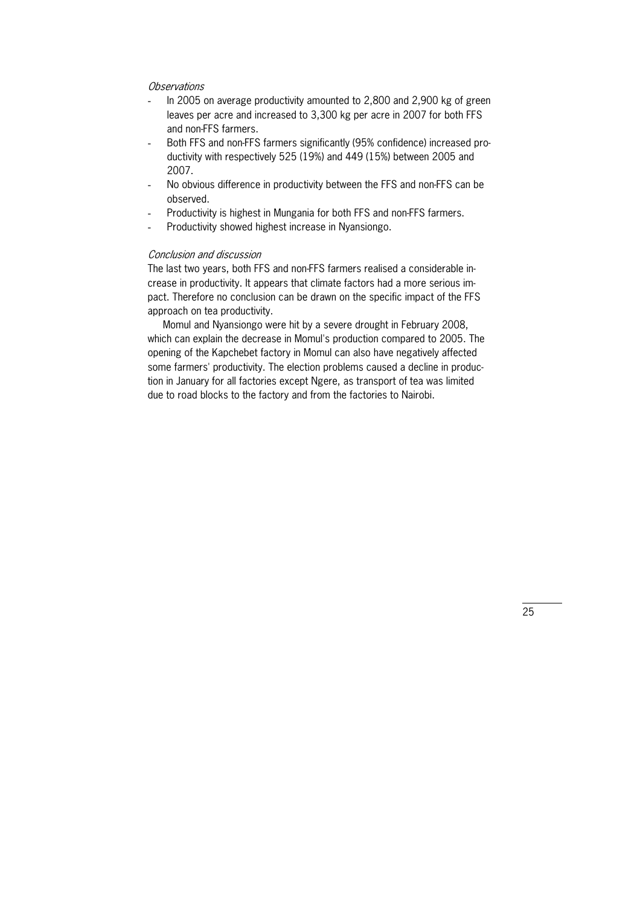*Observations*

- In 2005 on average productivity amounted to 2,800 and 2,900 kg of green leaves per acre and increased to 3,300 kg per acre in 2007 for both FFS and non-FFS farmers.
- Both FFS and non-FFS farmers significantly (95% confidence) increased productivity with respectively 525 (19%) and 449 (15%) between 2005 and 2007.
- No obvious difference in productivity between the FFS and non-FFS can be observed.
- Productivity is highest in Mungania for both FFS and non-FFS farmers.
- Productivity showed highest increase in Nyansiongo.

*Conclusion and discussion*

The last two years, both FFS and non-FFS farmers realised a considerable increase in productivity. It appears that climate factors had a more serious impact. Therefore no conclusion can be drawn on the specific impact of the FFS approach on tea productivity.

Momul and Nyansiongo were hit by a severe drought in February 2008, which can explain the decrease in Momul's production compared to 2005. The opening of the Kapchebet factory in Momul can also have negatively affected some farmers' productivity. The election problems caused a decline in production in January for all factories except Ngere, as transport of tea was limited due to road blocks to the factory and from the factories to Nairobi.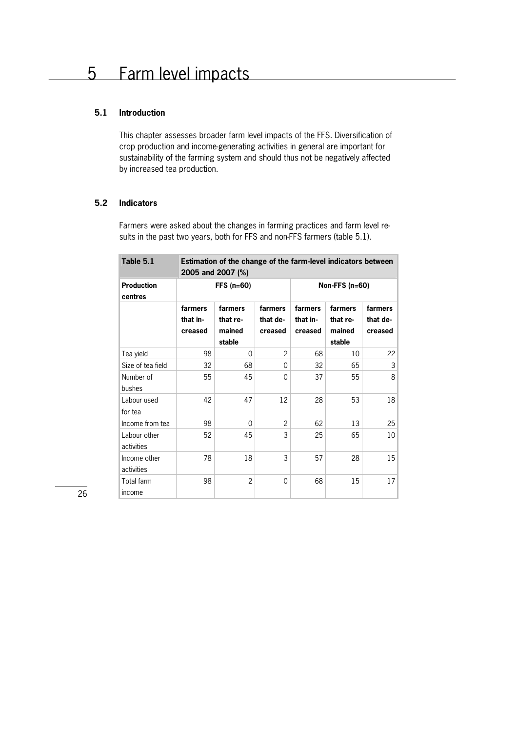// Page 26 of 56; page number omitted.
# 5 Farm level impacts

## 5.1 Introduction

This chapter assesses broader farm level impacts of the FFS. Diversification of crop production and income-generating activities in general are important for sustainability of the farming system and should thus not be negatively affected by increased tea production.

## 5.2 Indicators

Farmers were asked about the changes in farming practices and farm level results in the past two years, both for FFS and non-FFS farmers (table 5.1).

**Table 5.1 Estimation of the change of the farm-level indicators between 2005 and 2007 (%)**

| Production centres | FFS (n=60) | | | Non-FFS (n=60) | | |
|---|---|---|---|---|---|---|
| | farmers that increased | farmers that remained stable | farmers that decreased | farmers that increased | farmers that remained stable | farmers that decreased |
| Tea yield | 98 | 0 | 2 | 68 | 10 | 22 |
| Size of tea field | 32 | 68 | 0 | 32 | 65 | 3 |
| Number of bushes | 55 | 45 | 0 | 37 | 55 | 8 |
| Labour used for tea | 42 | 47 | 12 | 28 | 53 | 18 |
| Income from tea | 98 | 0 | 2 | 62 | 13 | 25 |
| Labour other activities | 52 | 45 | 3 | 25 | 65 | 10 |
| Income other activities | 78 | 18 | 3 | 57 | 28 | 15 |
| Total farm income | 98 | 2 | 0 | 68 | 15 | 17 |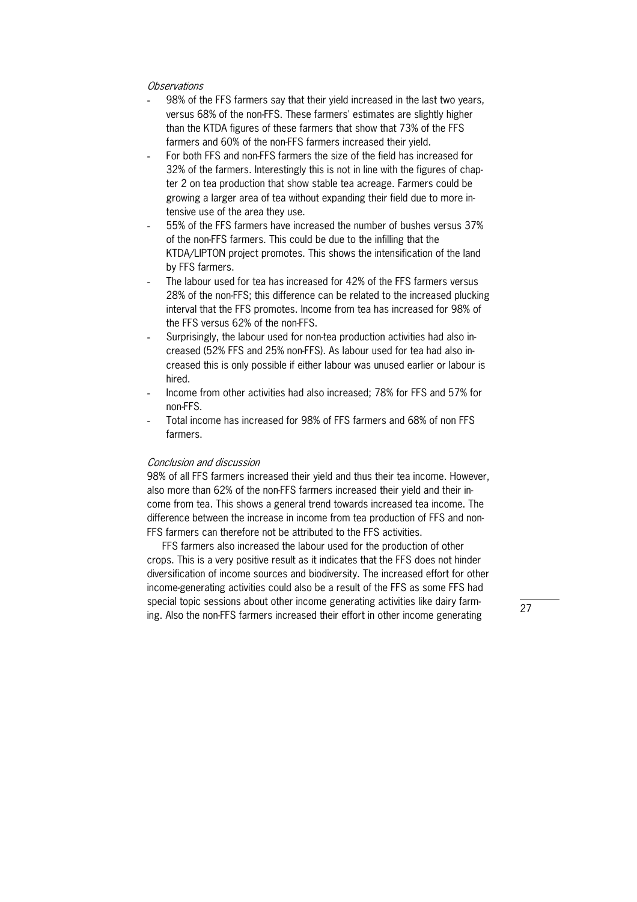*Observations*

- 98% of the FFS farmers say that their yield increased in the last two years, versus 68% of the non-FFS. These farmers' estimates are slightly higher than the KTDA figures of these farmers that show that 73% of the FFS farmers and 60% of the non-FFS farmers increased their yield.
- For both FFS and non-FFS farmers the size of the field has increased for 32% of the farmers. Interestingly this is not in line with the figures of chapter 2 on tea production that show stable tea acreage. Farmers could be growing a larger area of tea without expanding their field due to more intensive use of the area they use.
- 55% of the FFS farmers have increased the number of bushes versus 37% of the non-FFS farmers. This could be due to the infilling that the KTDA/LIPTON project promotes. This shows the intensification of the land by FFS farmers.
- The labour used for tea has increased for 42% of the FFS farmers versus 28% of the non-FFS; this difference can be related to the increased plucking interval that the FFS promotes. Income from tea has increased for 98% of the FFS versus 62% of the non-FFS.
- Surprisingly, the labour used for non-tea production activities had also increased (52% FFS and 25% non-FFS). As labour used for tea had also increased this is only possible if either labour was unused earlier or labour is hired.
- Income from other activities had also increased; 78% for FFS and 57% for non-FFS.
- Total income has increased for 98% of FFS farmers and 68% of non FFS farmers.

*Conclusion and discussion*

98% of all FFS farmers increased their yield and thus their tea income. However, also more than 62% of the non-FFS farmers increased their yield and their income from tea. This shows a general trend towards increased tea income. The difference between the increase in income from tea production of FFS and non-FFS farmers can therefore not be attributed to the FFS activities.

FFS farmers also increased the labour used for the production of other crops. This is a very positive result as it indicates that the FFS does not hinder diversification of income sources and biodiversity. The increased effort for other income-generating activities could also be a result of the FFS as some FFS had special topic sessions about other income generating activities like dairy farming. Also the non-FFS farmers increased their effort in other income generating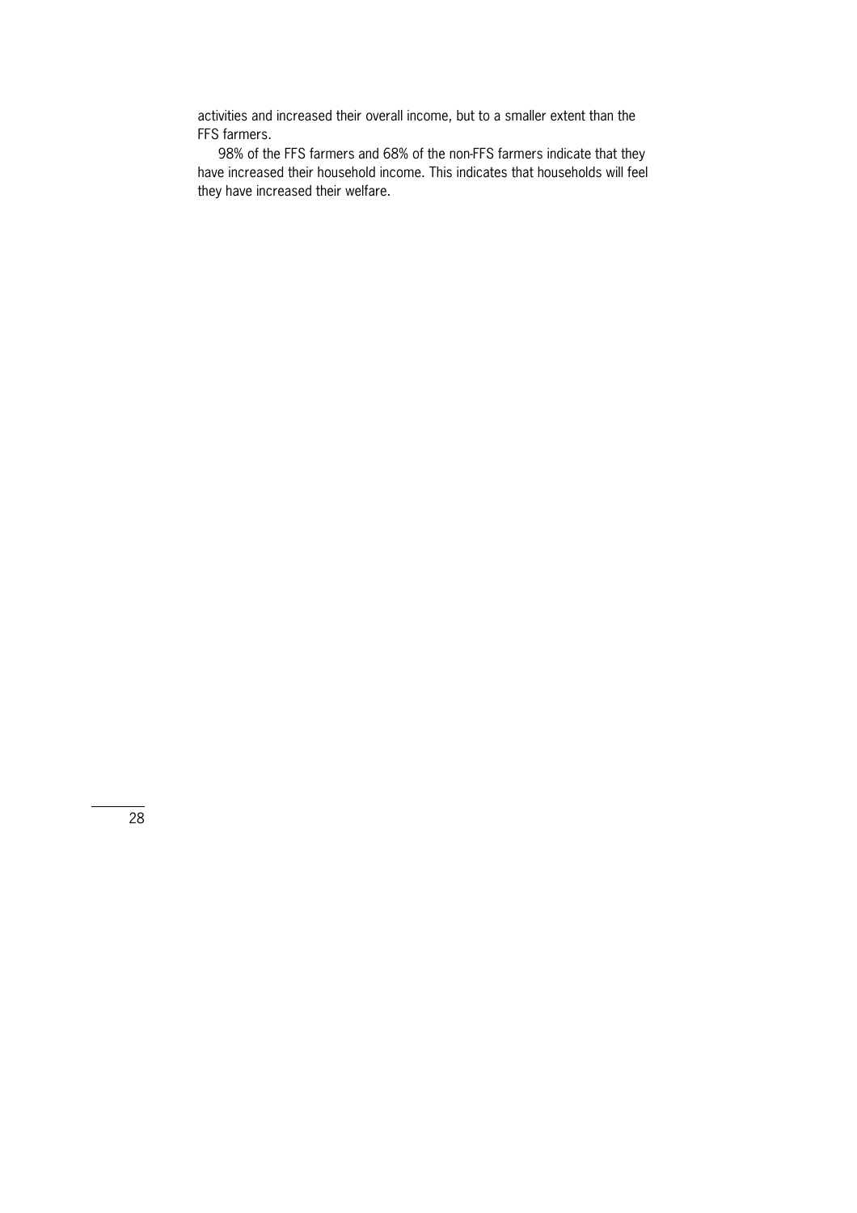activities and increased their overall income, but to a smaller extent than the FFS farmers.

98% of the FFS farmers and 68% of the non-FFS farmers indicate that they have increased their household income. This indicates that households will feel they have increased their welfare.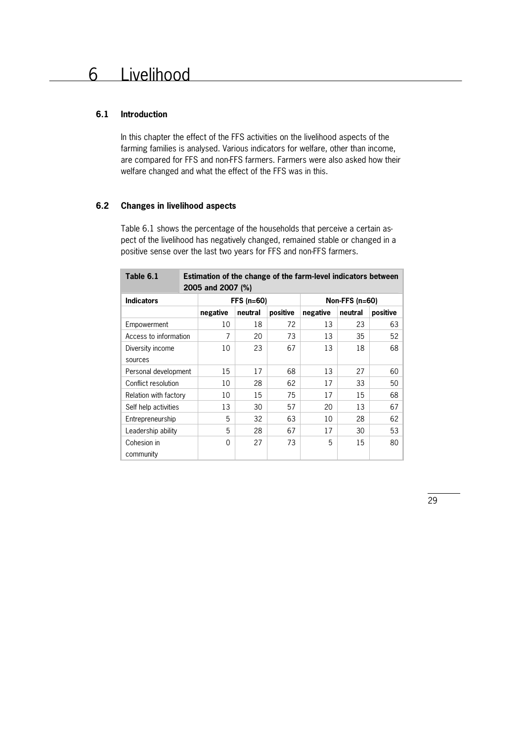# 6 Livelihood

## 6.1 Introduction

In this chapter the effect of the FFS activities on the livelihood aspects of the farming families is analysed. Various indicators for welfare, other than income, are compared for FFS and non-FFS farmers. Farmers were also asked how their welfare changed and what the effect of the FFS was in this.

## 6.2 Changes in livelihood aspects

Table 6.1 shows the percentage of the households that perceive a certain aspect of the livelihood has negatively changed, remained stable or changed in a positive sense over the last two years for FFS and non-FFS farmers.

**Table 6.1 Estimation of the change of the farm-level indicators between 2005 and 2007 (%)**

| Indicators | FFS (n=60) | | | Non-FFS (n=60) | | |
|---|---|---|---|---|---|---|
| | negative | neutral | positive | negative | neutral | positive |
| Empowerment | 10 | 18 | 72 | 13 | 23 | 63 |
| Access to information | 7 | 20 | 73 | 13 | 35 | 52 |
| Diversity income sources | 10 | 23 | 67 | 13 | 18 | 68 |
| Personal development | 15 | 17 | 68 | 13 | 27 | 60 |
| Conflict resolution | 10 | 28 | 62 | 17 | 33 | 50 |
| Relation with factory | 10 | 15 | 75 | 17 | 15 | 68 |
| Self help activities | 13 | 30 | 57 | 20 | 13 | 67 |
| Entrepreneurship | 5 | 32 | 63 | 10 | 28 | 62 |
| Leadership ability | 5 | 28 | 67 | 17 | 30 | 53 |
| Cohesion in community | 0 | 27 | 73 | 5 | 15 | 80 |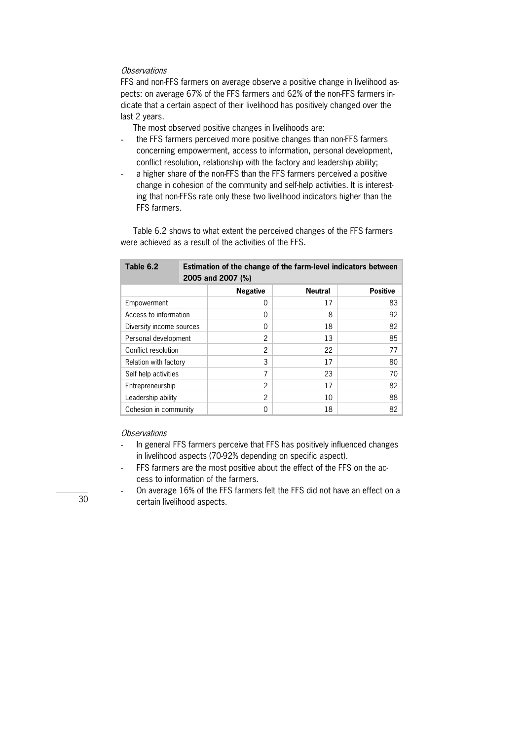*Observations*

FFS and non-FFS farmers on average observe a positive change in livelihood aspects: on average 67% of the FFS farmers and 62% of the non-FFS farmers indicate that a certain aspect of their livelihood has positively changed over the last 2 years.

The most observed positive changes in livelihoods are:

- the FFS farmers perceived more positive changes than non-FFS farmers concerning empowerment, access to information, personal development, conflict resolution, relationship with the factory and leadership ability;
- a higher share of the non-FFS than the FFS farmers perceived a positive change in cohesion of the community and self-help activities. It is interesting that non-FFSs rate only these two livelihood indicators higher than the FFS farmers.

Table 6.2 shows to what extent the perceived changes of the FFS farmers were achieved as a result of the activities of the FFS.

**Table 6.2 Estimation of the change of the farm-level indicators between 2005 and 2007 (%)**

| | Negative | Neutral | Positive |
|---|---|---|---|
| Empowerment | 0 | 17 | 83 |
| Access to information | 0 | 8 | 92 |
| Diversity income sources | 0 | 18 | 82 |
| Personal development | 2 | 13 | 85 |
| Conflict resolution | 2 | 22 | 77 |
| Relation with factory | 3 | 17 | 80 |
| Self help activities | 7 | 23 | 70 |
| Entrepreneurship | 2 | 17 | 82 |
| Leadership ability | 2 | 10 | 88 |
| Cohesion in community | 0 | 18 | 82 |

*Observations*

- In general FFS farmers perceive that FFS has positively influenced changes in livelihood aspects (70-92% depending on specific aspect).
- FFS farmers are the most positive about the effect of the FFS on the access to information of the farmers.
- On average 16% of the FFS farmers felt the FFS did not have an effect on a certain livelihood aspects.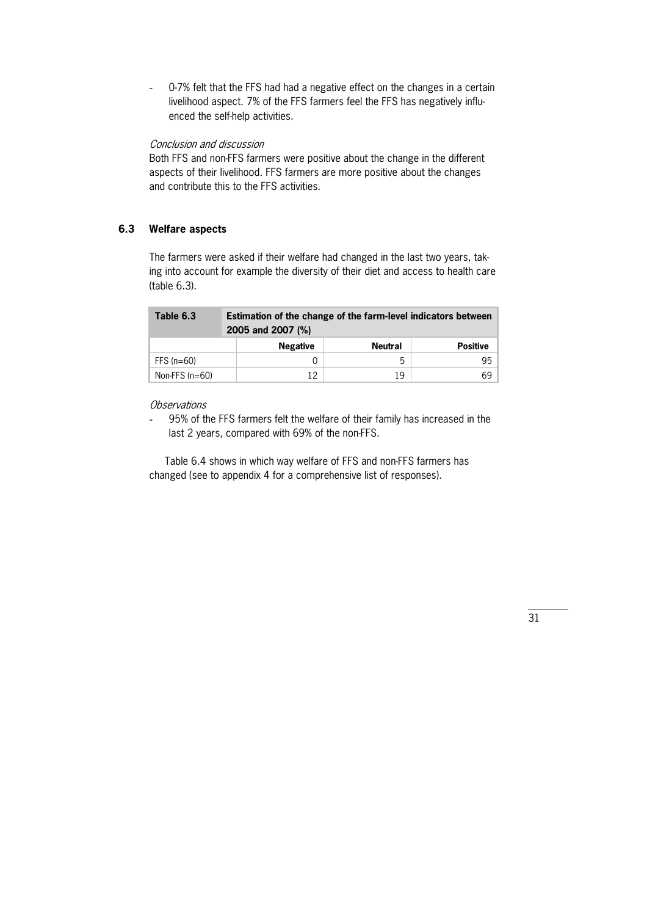- 0-7% felt that the FFS had had a negative effect on the changes in a certain livelihood aspect. 7% of the FFS farmers feel the FFS has negatively influenced the self-help activities.

*Conclusion and discussion*

Both FFS and non-FFS farmers were positive about the change in the different aspects of their livelihood. FFS farmers are more positive about the changes and contribute this to the FFS activities.

### 6.3 Welfare aspects

The farmers were asked if their welfare had changed in the last two years, taking into account for example the diversity of their diet and access to health care (table 6.3).

| **Table 6.3** | **Estimation of the change of the farm-level indicators between 2005 and 2007 (%)** | | |
|---|---|---|---|
| | **Negative** | **Neutral** | **Positive** |
| FFS (n=60) | 0 | 5 | 95 |
| Non-FFS (n=60) | 12 | 19 | 69 |

*Observations*

- 95% of the FFS farmers felt the welfare of their family has increased in the last 2 years, compared with 69% of the non-FFS.

Table 6.4 shows in which way welfare of FFS and non-FFS farmers has changed (see to appendix 4 for a comprehensive list of responses).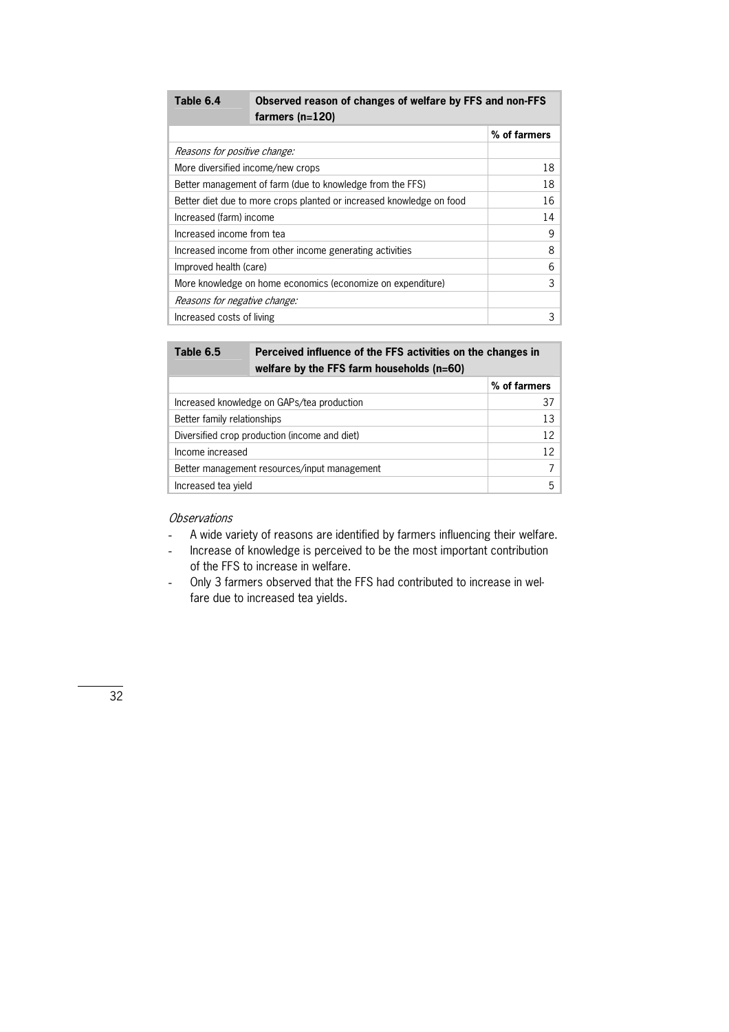| Table 6.4 | Observed reason of changes of welfare by FFS and non-FFS farmers (n=120) |
|---|---|
| | % of farmers |
| *Reasons for positive change:* | |
| More diversified income/new crops | 18 |
| Better management of farm (due to knowledge from the FFS) | 18 |
| Better diet due to more crops planted or increased knowledge on food | 16 |
| Increased (farm) income | 14 |
| Increased income from tea | 9 |
| Increased income from other income generating activities | 8 |
| Improved health (care) | 6 |
| More knowledge on home economics (economize on expenditure) | 3 |
| *Reasons for negative change:* | |
| Increased costs of living | 3 |

| Table 6.5 | Perceived influence of the FFS activities on the changes in welfare by the FFS farm households (n=60) |
|---|---|
| | % of farmers |
| Increased knowledge on GAPs/tea production | 37 |
| Better family relationships | 13 |
| Diversified crop production (income and diet) | 12 |
| Income increased | 12 |
| Better management resources/input management | 7 |
| Increased tea yield | 5 |

*Observations*

- A wide variety of reasons are identified by farmers influencing their welfare.
- Increase of knowledge is perceived to be the most important contribution of the FFS to increase in welfare.
- Only 3 farmers observed that the FFS had contributed to increase in welfare due to increased tea yields.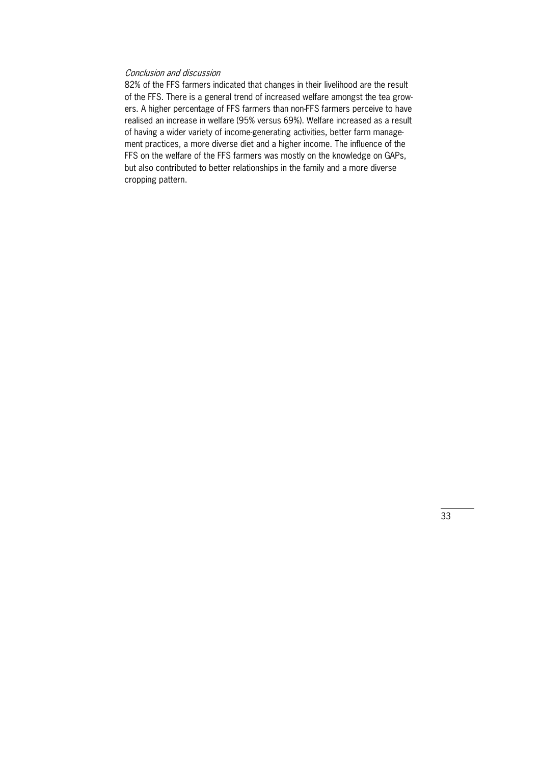*Conclusion and discussion*

82% of the FFS farmers indicated that changes in their livelihood are the result of the FFS. There is a general trend of increased welfare amongst the tea growers. A higher percentage of FFS farmers than non-FFS farmers perceive to have realised an increase in welfare (95% versus 69%). Welfare increased as a result of having a wider variety of income-generating activities, better farm management practices, a more diverse diet and a higher income. The influence of the FFS on the welfare of the FFS farmers was mostly on the knowledge on GAPs, but also contributed to better relationships in the family and a more diverse cropping pattern.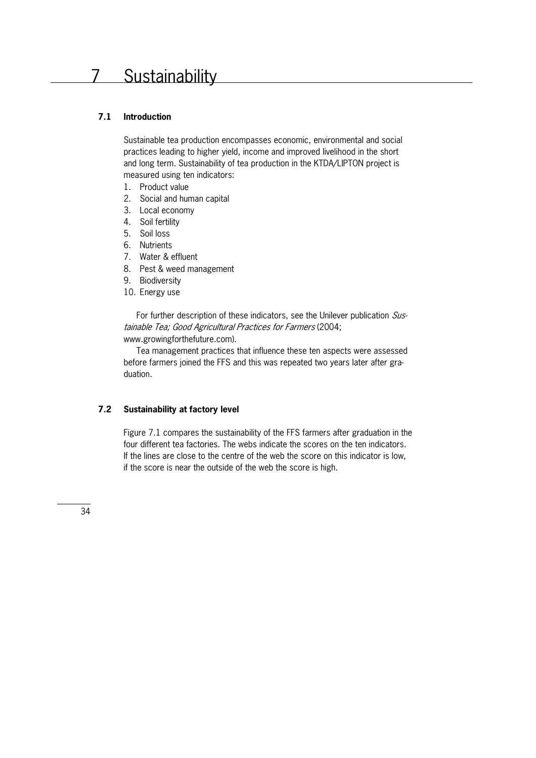# 7 Sustainability

## 7.1 Introduction

Sustainable tea production encompasses economic, environmental and social practices leading to higher yield, income and improved livelihood in the short and long term. Sustainability of tea production in the KTDA/LIPTON project is measured using ten indicators:

1. Product value
2. Social and human capital
3. Local economy
4. Soil fertility
5. Soil loss
6. Nutrients
7. Water & effluent
8. Pest & weed management
9. Biodiversity
10. Energy use

For further description of these indicators, see the Unilever publication *Sustainable Tea; Good Agricultural Practices for Farmers* (2004; www.growingforthefuture.com).

Tea management practices that influence these ten aspects were assessed before farmers joined the FFS and this was repeated two years later after graduation.

## 7.2 Sustainability at factory level

Figure 7.1 compares the sustainability of the FFS farmers after graduation in the four different tea factories. The webs indicate the scores on the ten indicators. If the lines are close to the centre of the web the score on this indicator is low, if the score is near the outside of the web the score is high.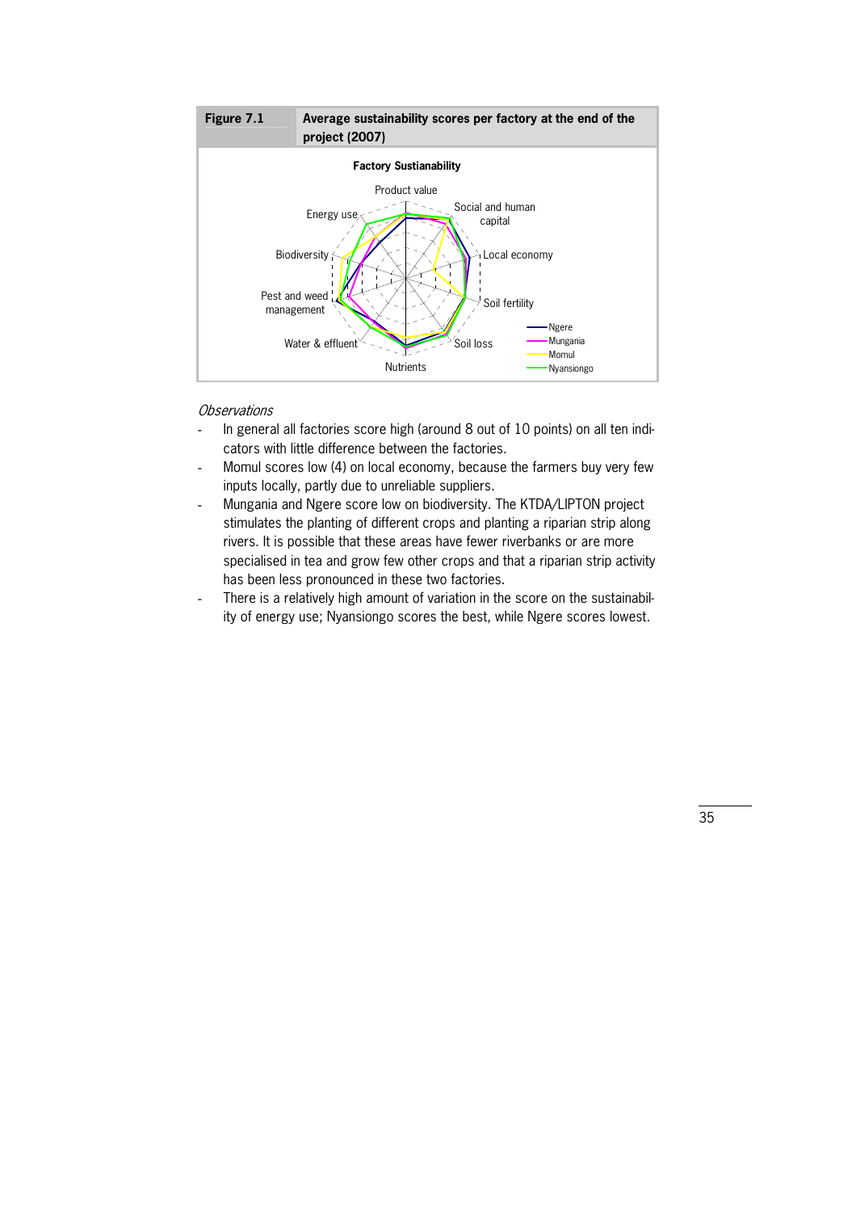**Figure 7.1** **Average sustainability scores per factory at the end of the project (2007)**

*Observations*

- In general all factories score high (around 8 out of 10 points) on all ten indicators with little difference between the factories.
- Momul scores low (4) on local economy, because the farmers buy very few inputs locally, partly due to unreliable suppliers.
- Mungania and Ngere score low on biodiversity. The KTDA/LIPTON project stimulates the planting of different crops and planting a riparian strip along rivers. It is possible that these areas have fewer riverbanks or are more specialised in tea and grow few other crops and that a riparian strip activity has been less pronounced in these two factories.
- There is a relatively high amount of variation in the score on the sustainability of energy use; Nyansiongo scores the best, while Ngere scores lowest.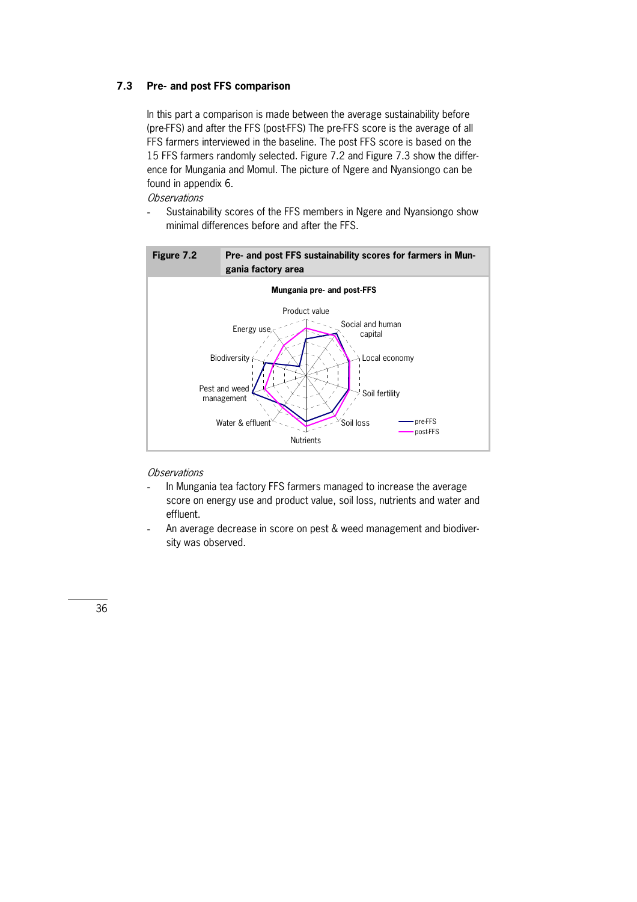## 7.3 Pre- and post FFS comparison

In this part a comparison is made between the average sustainability before (pre-FFS) and after the FFS (post-FFS) The pre-FFS score is the average of all FFS farmers interviewed in the baseline. The post FFS score is based on the 15 FFS farmers randomly selected. Figure 7.2 and Figure 7.3 show the difference for Mungania and Momul. The picture of Ngere and Nyansiongo can be found in appendix 6.

*Observations*

- Sustainability scores of the FFS members in Ngere and Nyansiongo show minimal differences before and after the FFS.

**Figure 7.2 Pre- and post FFS sustainability scores for farmers in Mungania factory area**

**Mungania pre- and post-FFS**

Product value, Social and human capital, Local economy, Soil fertility, Soil loss, Nutrients, Water & effluent, Pest and weed management, Biodiversity, Energy use

pre-FFS, post-FFS

*Observations*

- In Mungania tea factory FFS farmers managed to increase the average score on energy use and product value, soil loss, nutrients and water and effluent.
- An average decrease in score on pest & weed management and biodiversity was observed.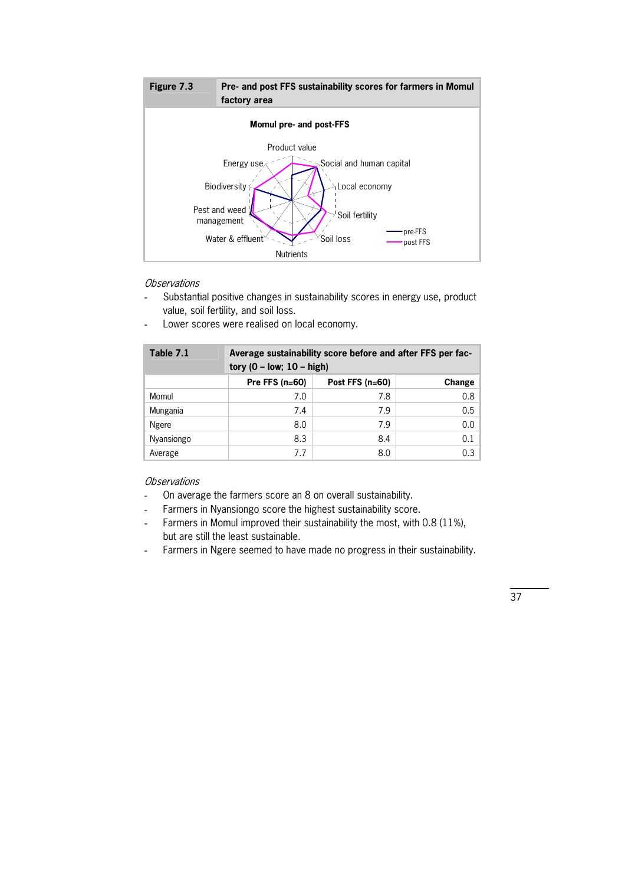**Figure 7.3** **Pre- and post FFS sustainability scores for farmers in Momul factory area**

**Momul pre- and post-FFS**

Product value
Social and human capital
Local economy
Soil fertility
Soil loss
Nutrients
Water & effluent
Pest and weed management
Biodiversity
Energy use

pre-FFS
post FFS

*Observations*

- Substantial positive changes in sustainability scores in energy use, product value, soil fertility, and soil loss.
- Lower scores were realised on local economy.

**Table 7.1** **Average sustainability score before and after FFS per factory (0 – low; 10 – high)**

| | Pre FFS (n=60) | Post FFS (n=60) | Change |
|---|---|---|---|
| Momul | 7.0 | 7.8 | 0.8 |
| Mungania | 7.4 | 7.9 | 0.5 |
| Ngere | 8.0 | 7.9 | 0.0 |
| Nyansiongo | 8.3 | 8.4 | 0.1 |
| Average | 7.7 | 8.0 | 0.3 |

*Observations*

- On average the farmers score an 8 on overall sustainability.
- Farmers in Nyansiongo score the highest sustainability score.
- Farmers in Momul improved their sustainability the most, with 0.8 (11%), but are still the least sustainable.
- Farmers in Ngere seemed to have made no progress in their sustainability.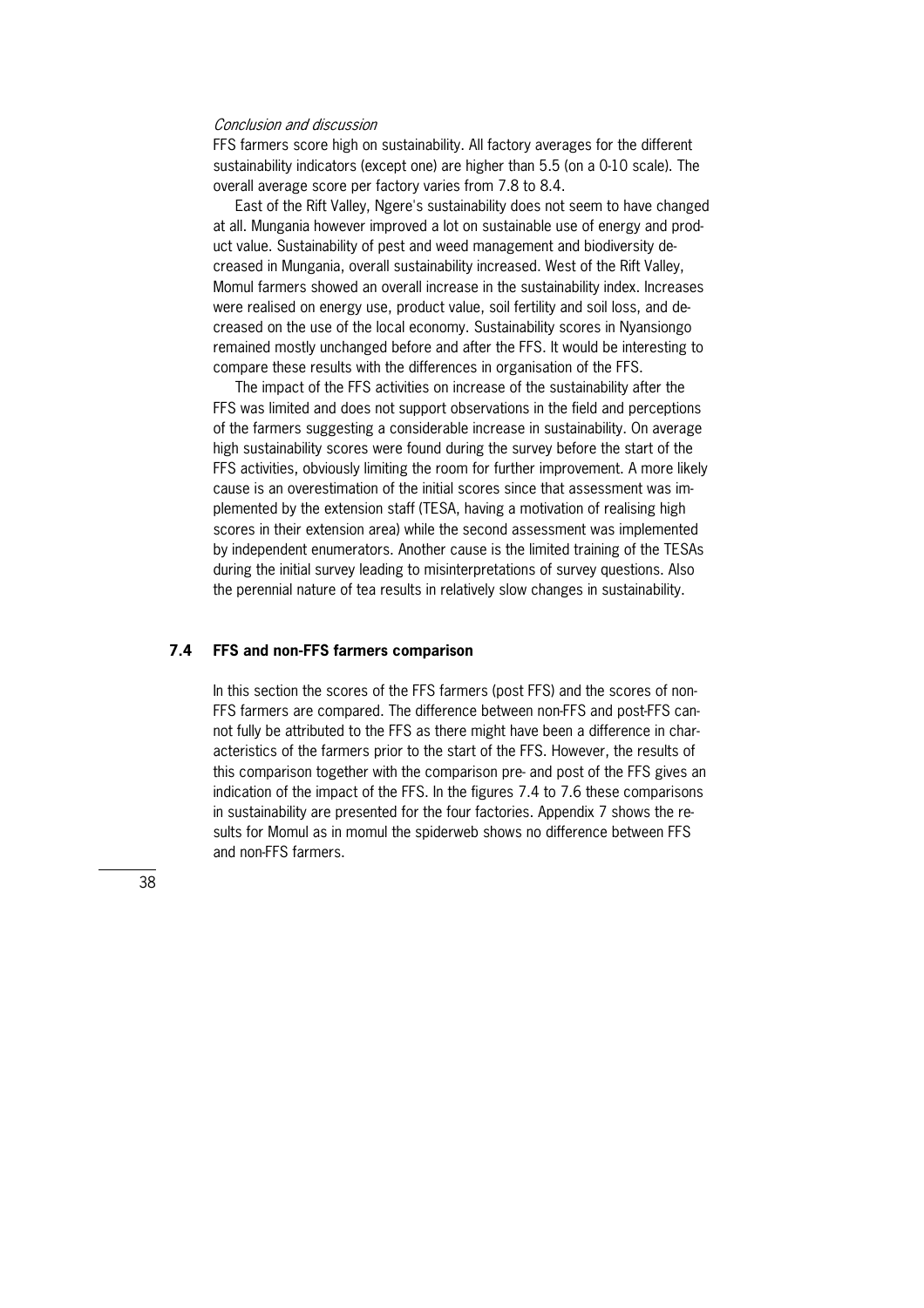*Conclusion and discussion*

FFS farmers score high on sustainability. All factory averages for the different sustainability indicators (except one) are higher than 5.5 (on a 0-10 scale). The overall average score per factory varies from 7.8 to 8.4.

East of the Rift Valley, Ngere's sustainability does not seem to have changed at all. Mungania however improved a lot on sustainable use of energy and product value. Sustainability of pest and weed management and biodiversity decreased in Mungania, overall sustainability increased. West of the Rift Valley, Momul farmers showed an overall increase in the sustainability index. Increases were realised on energy use, product value, soil fertility and soil loss, and decreased on the use of the local economy. Sustainability scores in Nyansiongo remained mostly unchanged before and after the FFS. It would be interesting to compare these results with the differences in organisation of the FFS.

The impact of the FFS activities on increase of the sustainability after the FFS was limited and does not support observations in the field and perceptions of the farmers suggesting a considerable increase in sustainability. On average high sustainability scores were found during the survey before the start of the FFS activities, obviously limiting the room for further improvement. A more likely cause is an overestimation of the initial scores since that assessment was implemented by the extension staff (TESA, having a motivation of realising high scores in their extension area) while the second assessment was implemented by independent enumerators. Another cause is the limited training of the TESAs during the initial survey leading to misinterpretations of survey questions. Also the perennial nature of tea results in relatively slow changes in sustainability.

## 7.4 FFS and non-FFS farmers comparison

In this section the scores of the FFS farmers (post FFS) and the scores of non-FFS farmers are compared. The difference between non-FFS and post-FFS cannot fully be attributed to the FFS as there might have been a difference in characteristics of the farmers prior to the start of the FFS. However, the results of this comparison together with the comparison pre- and post of the FFS gives an indication of the impact of the FFS. In the figures 7.4 to 7.6 these comparisons in sustainability are presented for the four factories. Appendix 7 shows the results for Momul as in momul the spiderweb shows no difference between FFS and non-FFS farmers.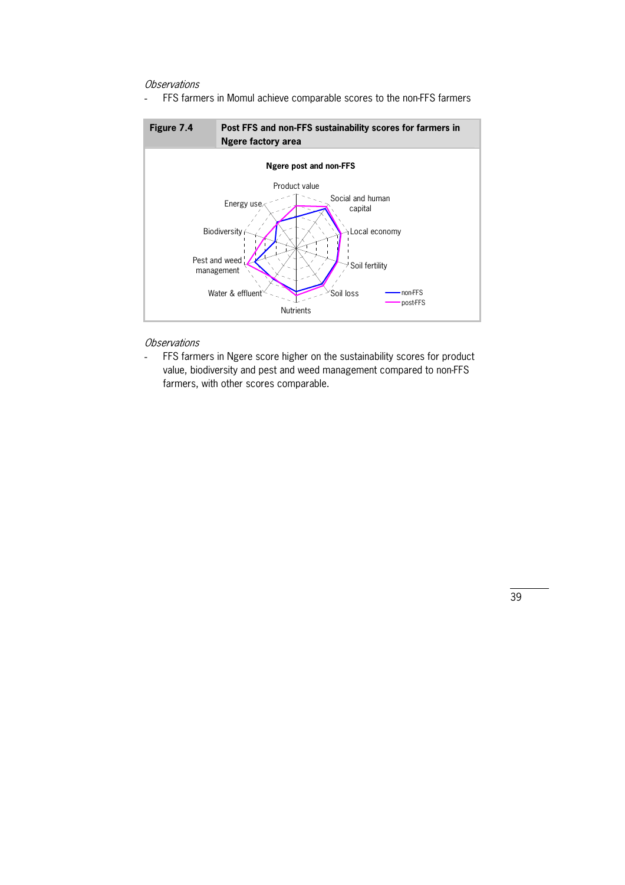*Observations*

- FFS farmers in Momul achieve comparable scores to the non-FFS farmers

**Figure 7.4** **Post FFS and non-FFS sustainability scores for farmers in Ngere factory area**

**Ngere post and non-FFS**

Product value, Social and human capital, Local economy, Soil fertility, Soil loss, Nutrients, Water & effluent, Pest and weed management, Biodiversity, Energy use

non-FFS
post-FFS

*Observations*

- FFS farmers in Ngere score higher on the sustainability scores for product value, biodiversity and pest and weed management compared to non-FFS farmers, with other scores comparable.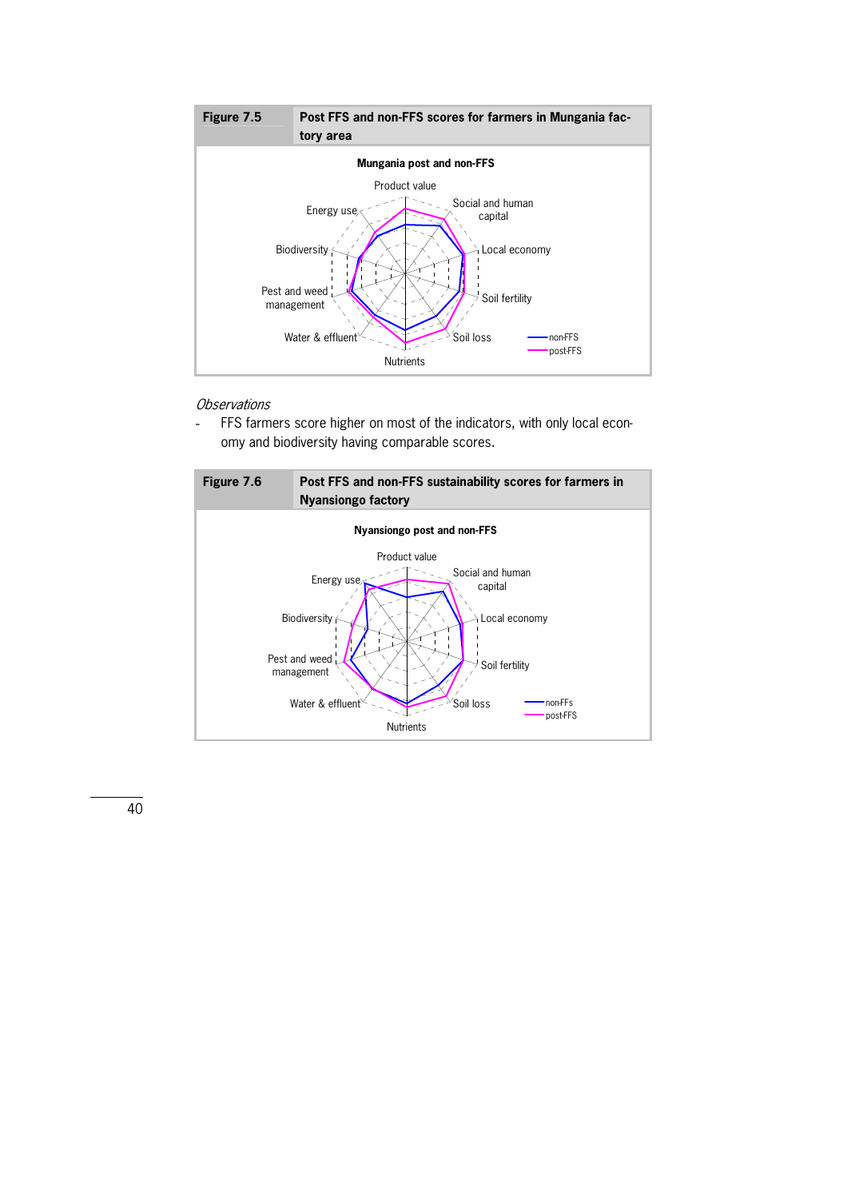**Figure 7.5** **Post FFS and non-FFS scores for farmers in Mungania factory area**

**Mungania post and non-FFS**

Product value, Social and human capital, Local economy, Soil fertility, Soil loss, Nutrients, Water & effluent, Pest and weed management, Biodiversity, Energy use

non-FFS
post-FFS

*Observations*

- FFS farmers score higher on most of the indicators, with only local economy and biodiversity having comparable scores.

**Figure 7.6** **Post FFS and non-FFS sustainability scores for farmers in Nyansiongo factory**

**Nyansiongo post and non-FFS**

Product value, Social and human capital, Local economy, Soil fertility, Soil loss, Nutrients, Water & effluent, Pest and weed management, Biodiversity, Energy use

non-FFs
post-FFS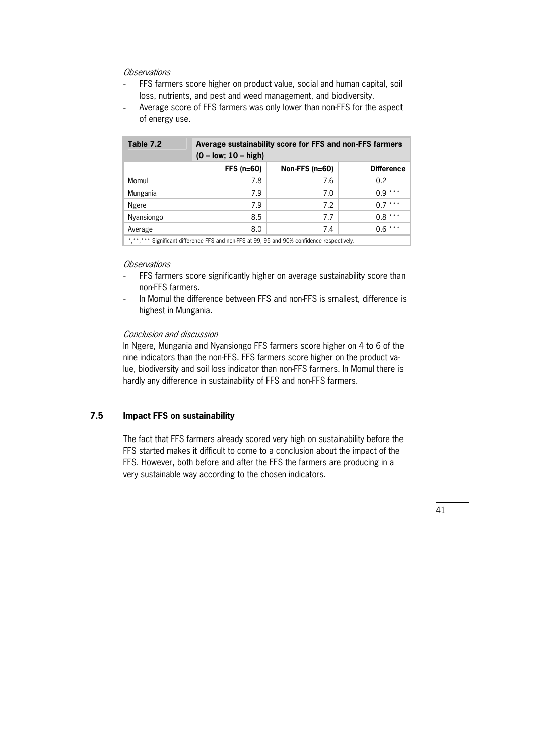*Observations*

- FFS farmers score higher on product value, social and human capital, soil loss, nutrients, and pest and weed management, and biodiversity.
- Average score of FFS farmers was only lower than non-FFS for the aspect of energy use.

| Table 7.2 | Average sustainability score for FFS and non-FFS farmers (0 – low; 10 – high) | | |
|---|---|---|---|
| | **FFS (n=60)** | **Non-FFS (n=60)** | **Difference** |
| Momul | 7.8 | 7.6 | 0.2 |
| Mungania | 7.9 | 7.0 | 0.9 *** |
| Ngere | 7.9 | 7.2 | 0.7 *** |
| Nyansiongo | 8.5 | 7.7 | 0.8 *** |
| Average | 8.0 | 7.4 | 0.6 *** |

*,**,*** Significant difference FFS and non-FFS at 99, 95 and 90% confidence respectively.

*Observations*

- FFS farmers score significantly higher on average sustainability score than non-FFS farmers.
- In Momul the difference between FFS and non-FFS is smallest, difference is highest in Mungania.

*Conclusion and discussion*

In Ngere, Mungania and Nyansiongo FFS farmers score higher on 4 to 6 of the nine indicators than the non-FFS. FFS farmers score higher on the product value, biodiversity and soil loss indicator than non-FFS farmers. In Momul there is hardly any difference in sustainability of FFS and non-FFS farmers.

## 7.5 Impact FFS on sustainability

The fact that FFS farmers already scored very high on sustainability before the FFS started makes it difficult to come to a conclusion about the impact of the FFS. However, both before and after the FFS the farmers are producing in a very sustainable way according to the chosen indicators.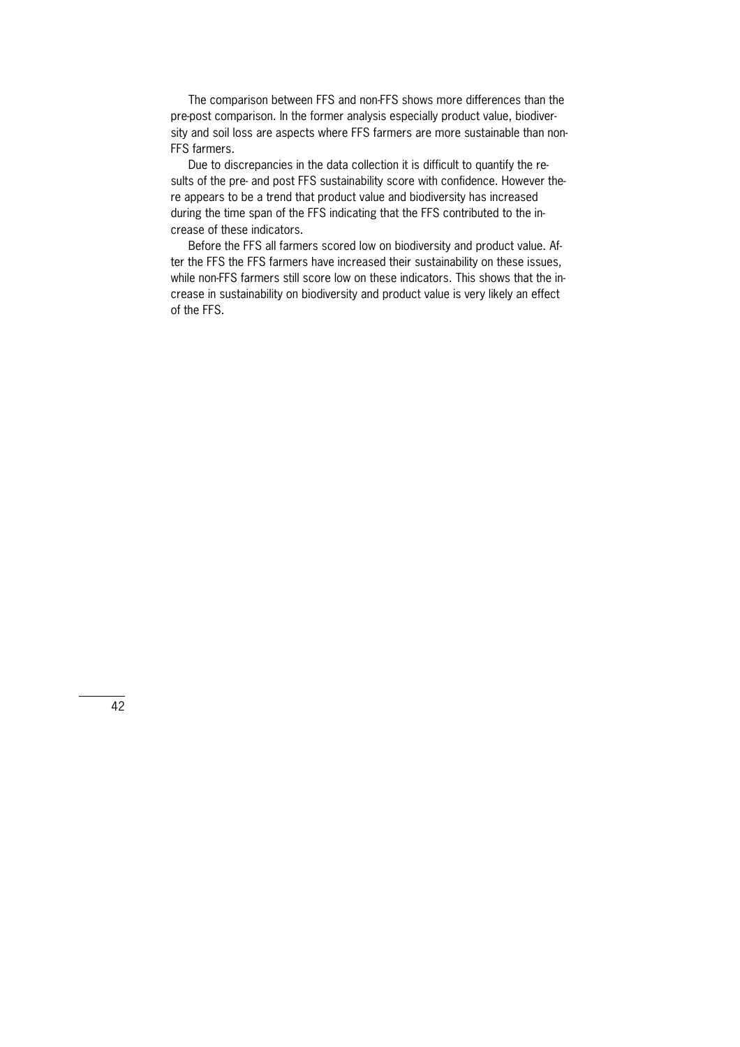The comparison between FFS and non-FFS shows more differences than the pre-post comparison. In the former analysis especially product value, biodiversity and soil loss are aspects where FFS farmers are more sustainable than non-FFS farmers.

Due to discrepancies in the data collection it is difficult to quantify the results of the pre- and post FFS sustainability score with confidence. However there appears to be a trend that product value and biodiversity has increased during the time span of the FFS indicating that the FFS contributed to the increase of these indicators.

Before the FFS all farmers scored low on biodiversity and product value. After the FFS the FFS farmers have increased their sustainability on these issues, while non-FFS farmers still score low on these indicators. This shows that the increase in sustainability on biodiversity and product value is very likely an effect of the FFS.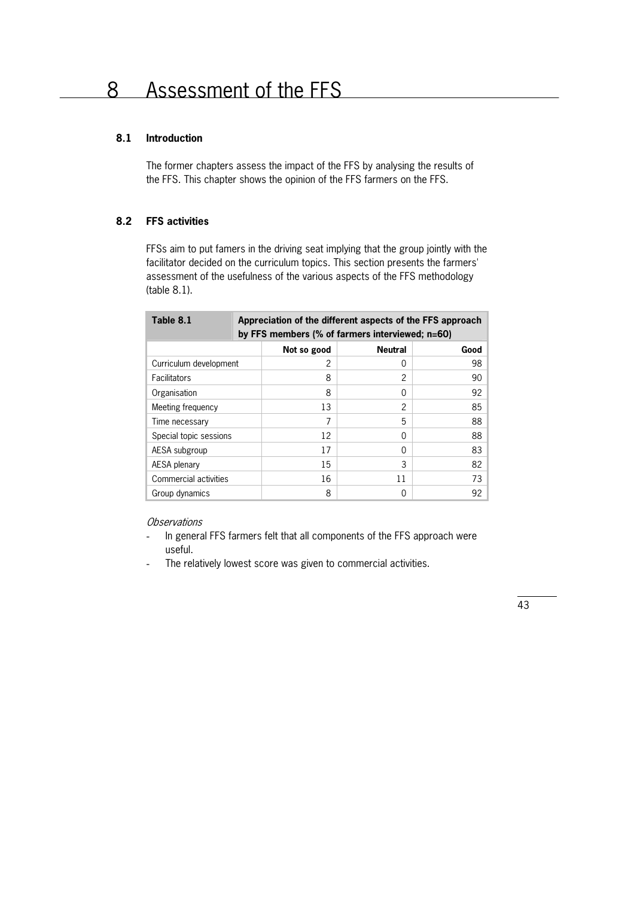# 8 Assessment of the FFS

## 8.1 Introduction

The former chapters assess the impact of the FFS by analysing the results of the FFS. This chapter shows the opinion of the FFS farmers on the FFS.

## 8.2 FFS activities

FFSs aim to put famers in the driving seat implying that the group jointly with the facilitator decided on the curriculum topics. This section presents the farmers' assessment of the usefulness of the various aspects of the FFS methodology (table 8.1).

**Table 8.1 Appreciation of the different aspects of the FFS approach by FFS members (% of farmers interviewed; n=60)**

| | Not so good | Neutral | Good |
|---|---|---|---|
| Curriculum development | 2 | 0 | 98 |
| Facilitators | 8 | 2 | 90 |
| Organisation | 8 | 0 | 92 |
| Meeting frequency | 13 | 2 | 85 |
| Time necessary | 7 | 5 | 88 |
| Special topic sessions | 12 | 0 | 88 |
| AESA subgroup | 17 | 0 | 83 |
| AESA plenary | 15 | 3 | 82 |
| Commercial activities | 16 | 11 | 73 |
| Group dynamics | 8 | 0 | 92 |

*Observations*

- In general FFS farmers felt that all components of the FFS approach were useful.
- The relatively lowest score was given to commercial activities.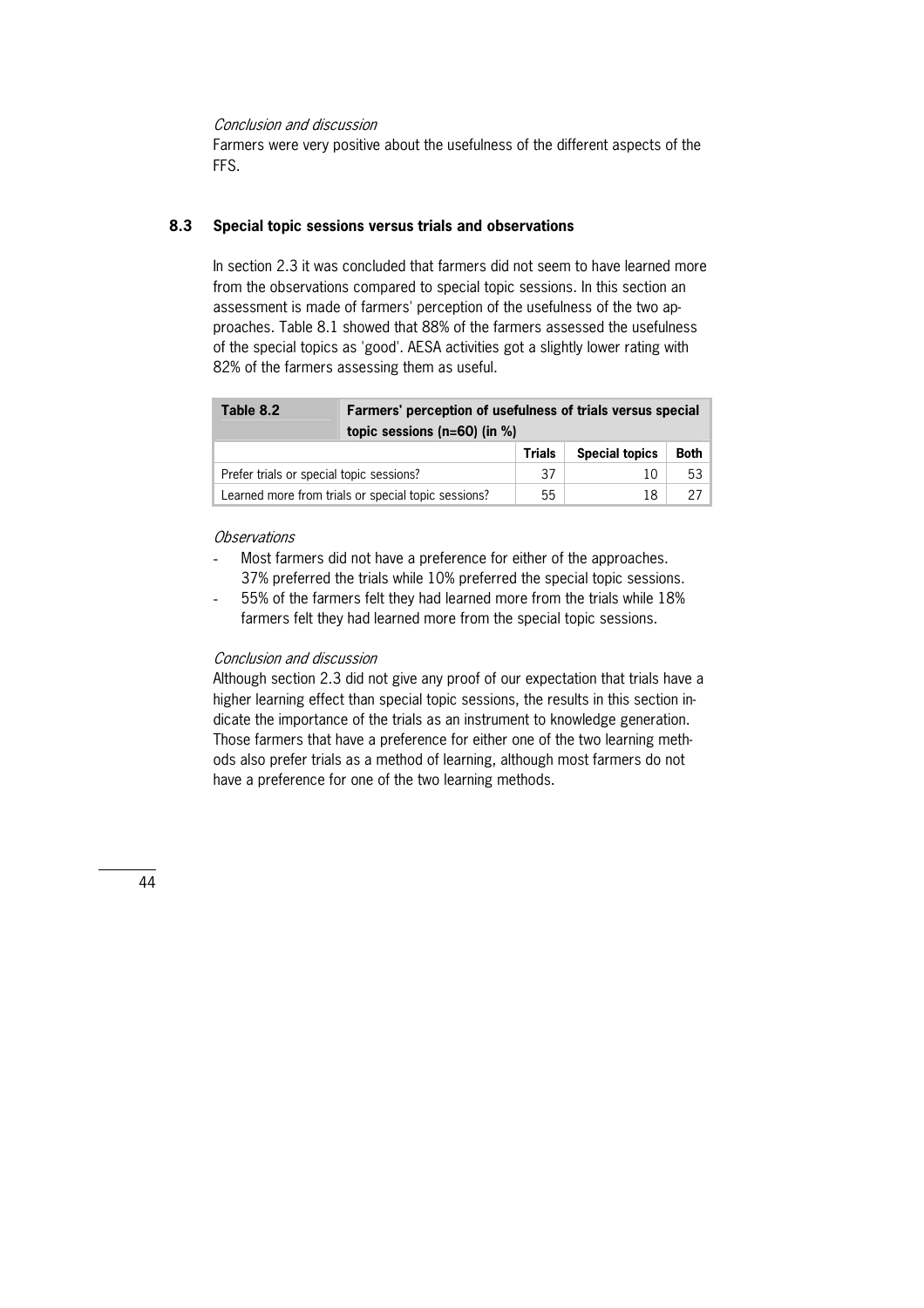*Conclusion and discussion*

Farmers were very positive about the usefulness of the different aspects of the FFS.

### 8.3 Special topic sessions versus trials and observations

In section 2.3 it was concluded that farmers did not seem to have learned more from the observations compared to special topic sessions. In this section an assessment is made of farmers' perception of the usefulness of the two approaches. Table 8.1 showed that 88% of the farmers assessed the usefulness of the special topics as 'good'. AESA activities got a slightly lower rating with 82% of the farmers assessing them as useful.

**Table 8.2 Farmers' perception of usefulness of trials versus special topic sessions (n=60) (in %)**

| | Trials | Special topics | Both |
|---|---|---|---|
| Prefer trials or special topic sessions? | 37 | 10 | 53 |
| Learned more from trials or special topic sessions? | 55 | 18 | 27 |

*Observations*

- Most farmers did not have a preference for either of the approaches. 37% preferred the trials while 10% preferred the special topic sessions.
- 55% of the farmers felt they had learned more from the trials while 18% farmers felt they had learned more from the special topic sessions.

*Conclusion and discussion*

Although section 2.3 did not give any proof of our expectation that trials have a higher learning effect than special topic sessions, the results in this section indicate the importance of the trials as an instrument to knowledge generation. Those farmers that have a preference for either one of the two learning methods also prefer trials as a method of learning, although most farmers do not have a preference for one of the two learning methods.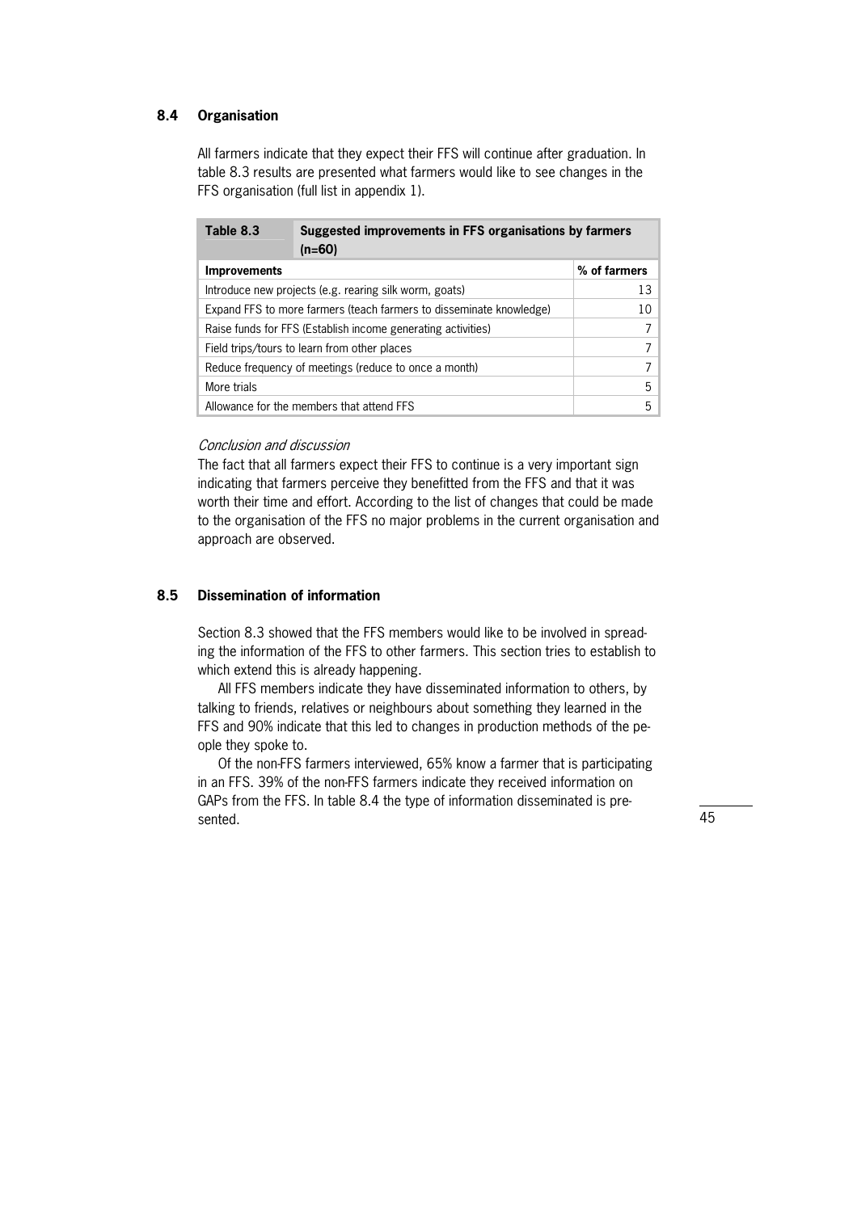## 8.4 Organisation

All farmers indicate that they expect their FFS will continue after graduation. In table 8.3 results are presented what farmers would like to see changes in the FFS organisation (full list in appendix 1).

**Table 8.3 Suggested improvements in FFS organisations by farmers (n=60)**

| Improvements | % of farmers |
|---|---|
| Introduce new projects (e.g. rearing silk worm, goats) | 13 |
| Expand FFS to more farmers (teach farmers to disseminate knowledge) | 10 |
| Raise funds for FFS (Establish income generating activities) | 7 |
| Field trips/tours to learn from other places | 7 |
| Reduce frequency of meetings (reduce to once a month) | 7 |
| More trials | 5 |
| Allowance for the members that attend FFS | 5 |

*Conclusion and discussion*

The fact that all farmers expect their FFS to continue is a very important sign indicating that farmers perceive they benefitted from the FFS and that it was worth their time and effort. According to the list of changes that could be made to the organisation of the FFS no major problems in the current organisation and approach are observed.

## 8.5 Dissemination of information

Section 8.3 showed that the FFS members would like to be involved in spreading the information of the FFS to other farmers. This section tries to establish to which extend this is already happening.

All FFS members indicate they have disseminated information to others, by talking to friends, relatives or neighbours about something they learned in the FFS and 90% indicate that this led to changes in production methods of the people they spoke to.

Of the non-FFS farmers interviewed, 65% know a farmer that is participating in an FFS. 39% of the non-FFS farmers indicate they received information on GAPs from the FFS. In table 8.4 the type of information disseminated is presented.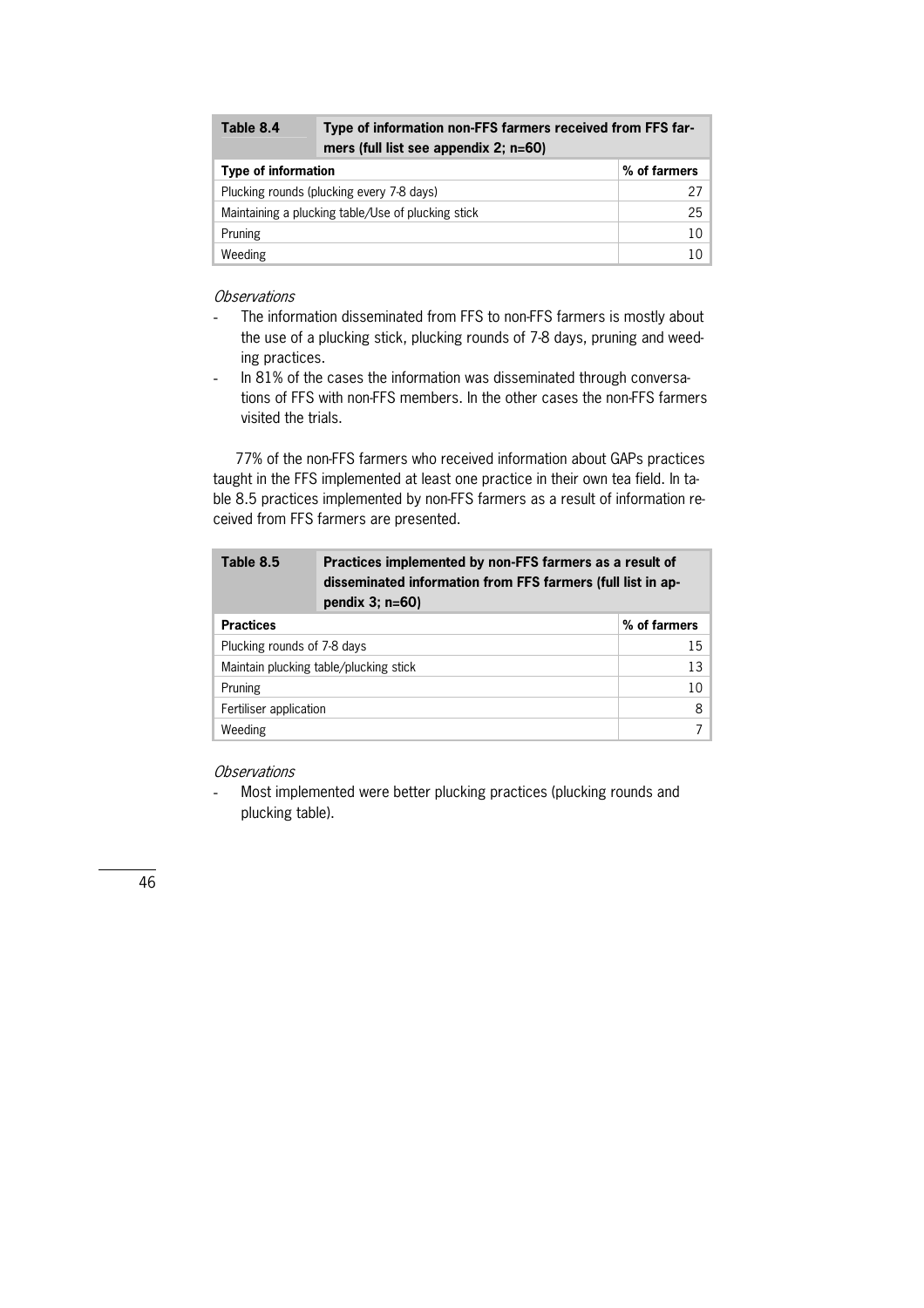| Table 8.4 | Type of information non-FFS farmers received from FFS farmers (full list see appendix 2; n=60) |
|---|---|
| **Type of information** | **% of farmers** |
| Plucking rounds (plucking every 7-8 days) | 27 |
| Maintaining a plucking table/Use of plucking stick | 25 |
| Pruning | 10 |
| Weeding | 10 |

*Observations*

- The information disseminated from FFS to non-FFS farmers is mostly about the use of a plucking stick, plucking rounds of 7-8 days, pruning and weeding practices.
- In 81% of the cases the information was disseminated through conversations of FFS with non-FFS members. In the other cases the non-FFS farmers visited the trials.

77% of the non-FFS farmers who received information about GAPs practices taught in the FFS implemented at least one practice in their own tea field. In table 8.5 practices implemented by non-FFS farmers as a result of information received from FFS farmers are presented.

| Table 8.5 | Practices implemented by non-FFS farmers as a result of disseminated information from FFS farmers (full list in appendix 3; n=60) |
|---|---|
| **Practices** | **% of farmers** |
| Plucking rounds of 7-8 days | 15 |
| Maintain plucking table/plucking stick | 13 |
| Pruning | 10 |
| Fertiliser application | 8 |
| Weeding | 7 |

*Observations*

- Most implemented were better plucking practices (plucking rounds and plucking table).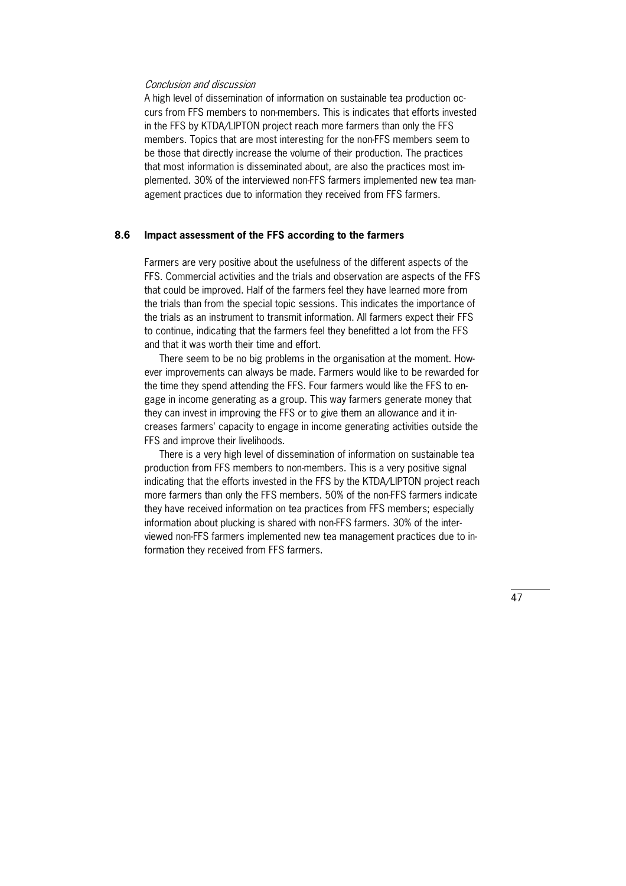*Conclusion and discussion*

A high level of dissemination of information on sustainable tea production occurs from FFS members to non-members. This is indicates that efforts invested in the FFS by KTDA/LIPTON project reach more farmers than only the FFS members. Topics that are most interesting for the non-FFS members seem to be those that directly increase the volume of their production. The practices that most information is disseminated about, are also the practices most implemented. 30% of the interviewed non-FFS farmers implemented new tea management practices due to information they received from FFS farmers.

## 8.6 Impact assessment of the FFS according to the farmers

Farmers are very positive about the usefulness of the different aspects of the FFS. Commercial activities and the trials and observation are aspects of the FFS that could be improved. Half of the farmers feel they have learned more from the trials than from the special topic sessions. This indicates the importance of the trials as an instrument to transmit information. All farmers expect their FFS to continue, indicating that the farmers feel they benefitted a lot from the FFS and that it was worth their time and effort.

There seem to be no big problems in the organisation at the moment. However improvements can always be made. Farmers would like to be rewarded for the time they spend attending the FFS. Four farmers would like the FFS to engage in income generating as a group. This way farmers generate money that they can invest in improving the FFS or to give them an allowance and it increases farmers' capacity to engage in income generating activities outside the FFS and improve their livelihoods.

There is a very high level of dissemination of information on sustainable tea production from FFS members to non-members. This is a very positive signal indicating that the efforts invested in the FFS by the KTDA/LIPTON project reach more farmers than only the FFS members. 50% of the non-FFS farmers indicate they have received information on tea practices from FFS members; especially information about plucking is shared with non-FFS farmers. 30% of the interviewed non-FFS farmers implemented new tea management practices due to information they received from FFS farmers.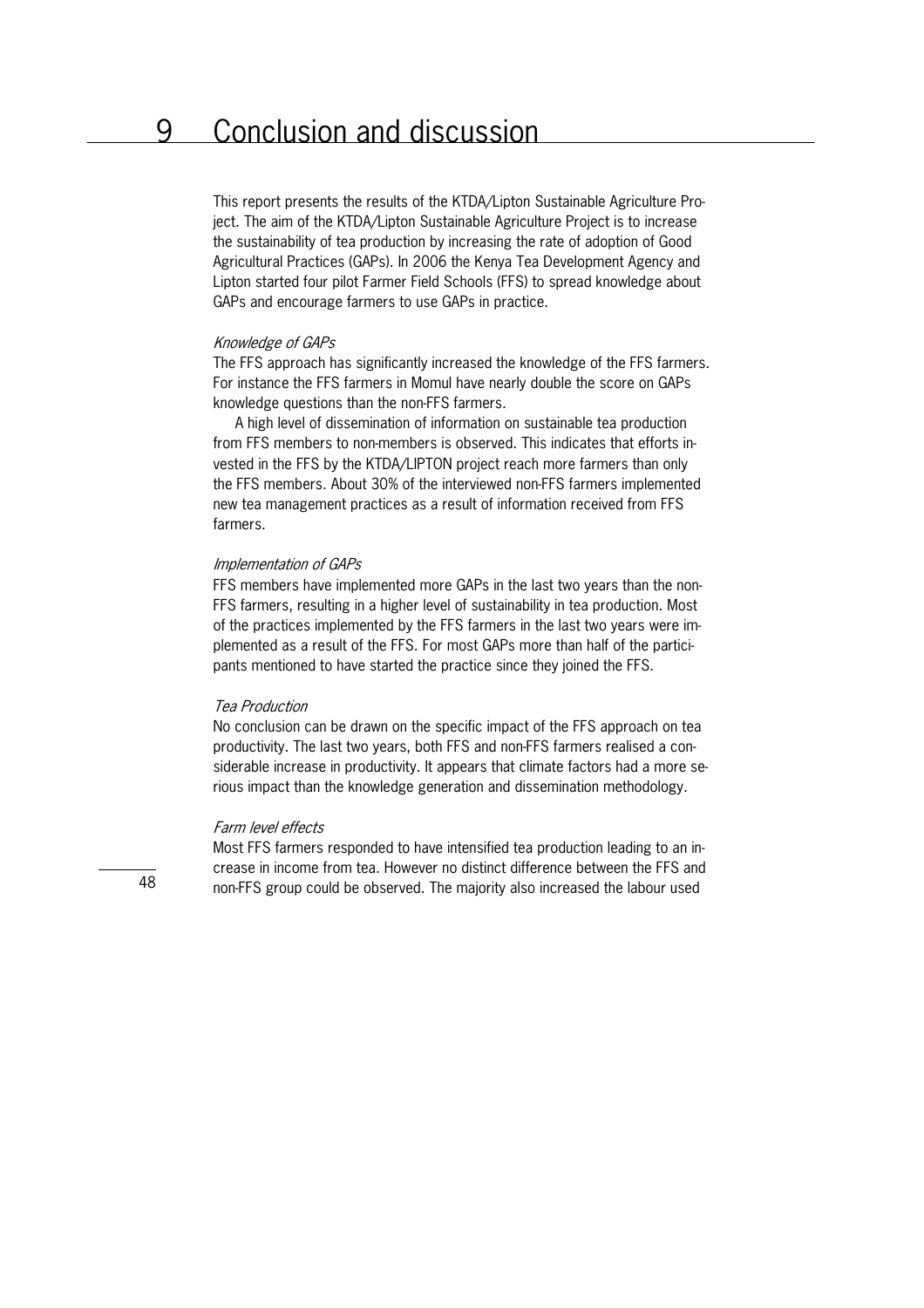# 9 Conclusion and discussion

This report presents the results of the KTDA/Lipton Sustainable Agriculture Project. The aim of the KTDA/Lipton Sustainable Agriculture Project is to increase the sustainability of tea production by increasing the rate of adoption of Good Agricultural Practices (GAPs). In 2006 the Kenya Tea Development Agency and Lipton started four pilot Farmer Field Schools (FFS) to spread knowledge about GAPs and encourage farmers to use GAPs in practice.

*Knowledge of GAPs*

The FFS approach has significantly increased the knowledge of the FFS farmers. For instance the FFS farmers in Momul have nearly double the score on GAPs knowledge questions than the non-FFS farmers.

A high level of dissemination of information on sustainable tea production from FFS members to non-members is observed. This indicates that efforts invested in the FFS by the KTDA/LIPTON project reach more farmers than only the FFS members. About 30% of the interviewed non-FFS farmers implemented new tea management practices as a result of information received from FFS farmers.

*Implementation of GAPs*

FFS members have implemented more GAPs in the last two years than the non-FFS farmers, resulting in a higher level of sustainability in tea production. Most of the practices implemented by the FFS farmers in the last two years were implemented as a result of the FFS. For most GAPs more than half of the participants mentioned to have started the practice since they joined the FFS.

*Tea Production*

No conclusion can be drawn on the specific impact of the FFS approach on tea productivity. The last two years, both FFS and non-FFS farmers realised a considerable increase in productivity. It appears that climate factors had a more serious impact than the knowledge generation and dissemination methodology.

*Farm level effects*

Most FFS farmers responded to have intensified tea production leading to an increase in income from tea. However no distinct difference between the FFS and non-FFS group could be observed. The majority also increased the labour used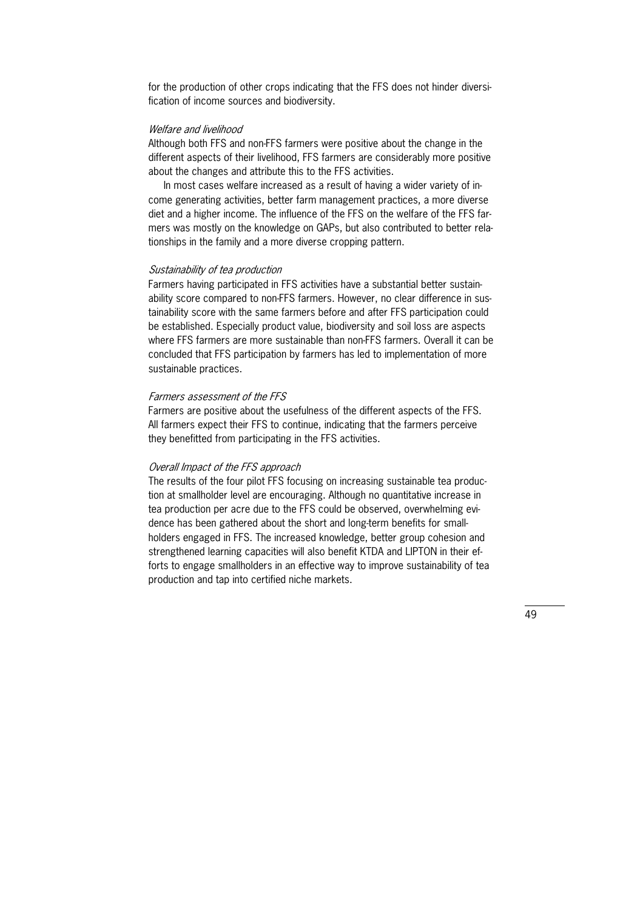for the production of other crops indicating that the FFS does not hinder diversification of income sources and biodiversity.

*Welfare and livelihood*

Although both FFS and non-FFS farmers were positive about the change in the different aspects of their livelihood, FFS farmers are considerably more positive about the changes and attribute this to the FFS activities.

In most cases welfare increased as a result of having a wider variety of income generating activities, better farm management practices, a more diverse diet and a higher income. The influence of the FFS on the welfare of the FFS farmers was mostly on the knowledge on GAPs, but also contributed to better relationships in the family and a more diverse cropping pattern.

*Sustainability of tea production*

Farmers having participated in FFS activities have a substantial better sustainability score compared to non-FFS farmers. However, no clear difference in sustainability score with the same farmers before and after FFS participation could be established. Especially product value, biodiversity and soil loss are aspects where FFS farmers are more sustainable than non-FFS farmers. Overall it can be concluded that FFS participation by farmers has led to implementation of more sustainable practices.

*Farmers assessment of the FFS*

Farmers are positive about the usefulness of the different aspects of the FFS. All farmers expect their FFS to continue, indicating that the farmers perceive they benefitted from participating in the FFS activities.

*Overall Impact of the FFS approach*

The results of the four pilot FFS focusing on increasing sustainable tea production at smallholder level are encouraging. Although no quantitative increase in tea production per acre due to the FFS could be observed, overwhelming evidence has been gathered about the short and long-term benefits for smallholders engaged in FFS. The increased knowledge, better group cohesion and strengthened learning capacities will also benefit KTDA and LIPTON in their efforts to engage smallholders in an effective way to improve sustainability of tea production and tap into certified niche markets.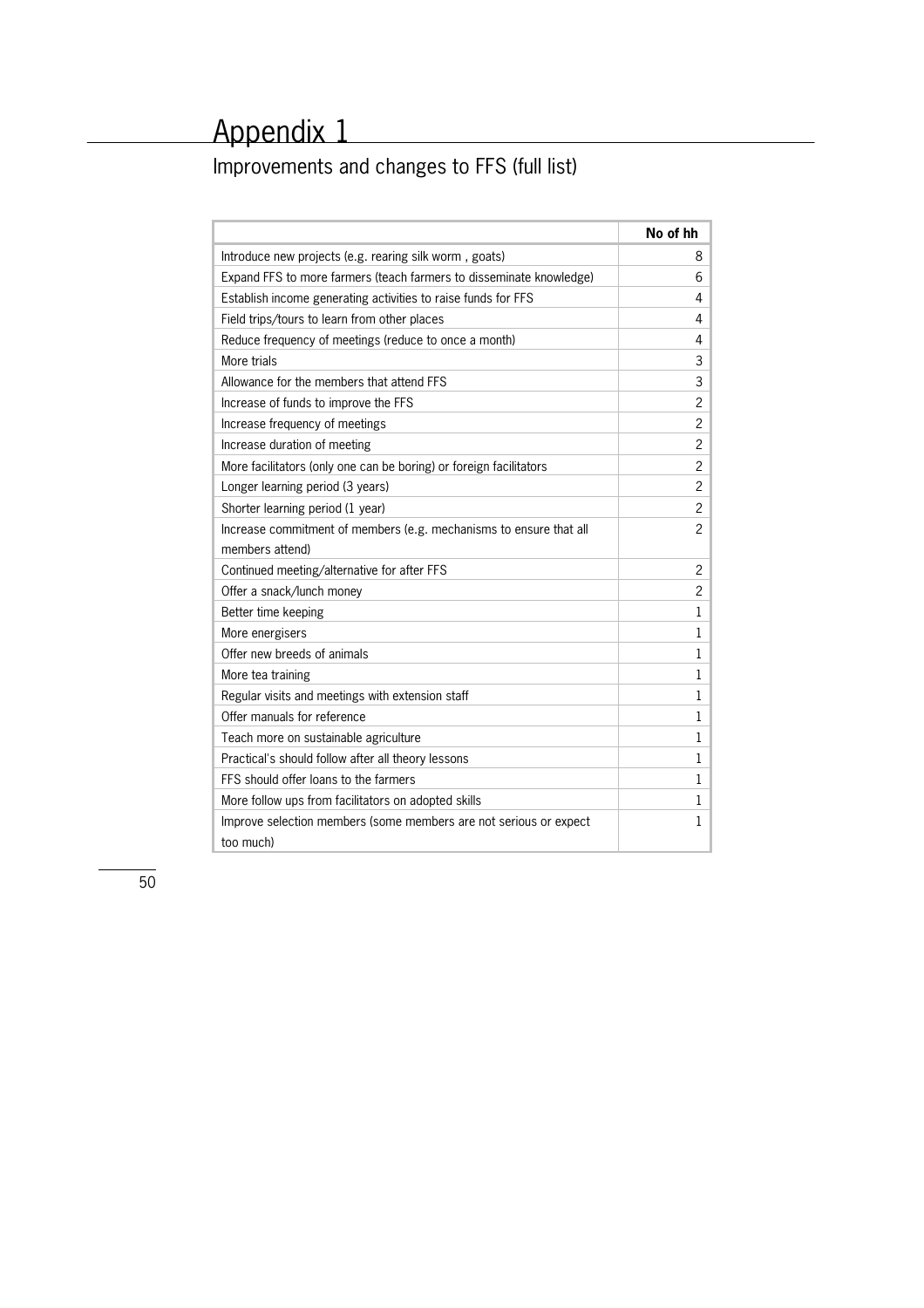# Appendix 1

## Improvements and changes to FFS (full list)

| | No of hh |
|---|---|
| Introduce new projects (e.g. rearing silk worm , goats) | 8 |
| Expand FFS to more farmers (teach farmers to disseminate knowledge) | 6 |
| Establish income generating activities to raise funds for FFS | 4 |
| Field trips/tours to learn from other places | 4 |
| Reduce frequency of meetings (reduce to once a month) | 4 |
| More trials | 3 |
| Allowance for the members that attend FFS | 3 |
| Increase of funds to improve the FFS | 2 |
| Increase frequency of meetings | 2 |
| Increase duration of meeting | 2 |
| More facilitators (only one can be boring) or foreign facilitators | 2 |
| Longer learning period (3 years) | 2 |
| Shorter learning period (1 year) | 2 |
| Increase commitment of members (e.g. mechanisms to ensure that all members attend) | 2 |
| Continued meeting/alternative for after FFS | 2 |
| Offer a snack/lunch money | 2 |
| Better time keeping | 1 |
| More energisers | 1 |
| Offer new breeds of animals | 1 |
| More tea training | 1 |
| Regular visits and meetings with extension staff | 1 |
| Offer manuals for reference | 1 |
| Teach more on sustainable agriculture | 1 |
| Practical's should follow after all theory lessons | 1 |
| FFS should offer loans to the farmers | 1 |
| More follow ups from facilitators on adopted skills | 1 |
| Improve selection members (some members are not serious or expect too much) | 1 |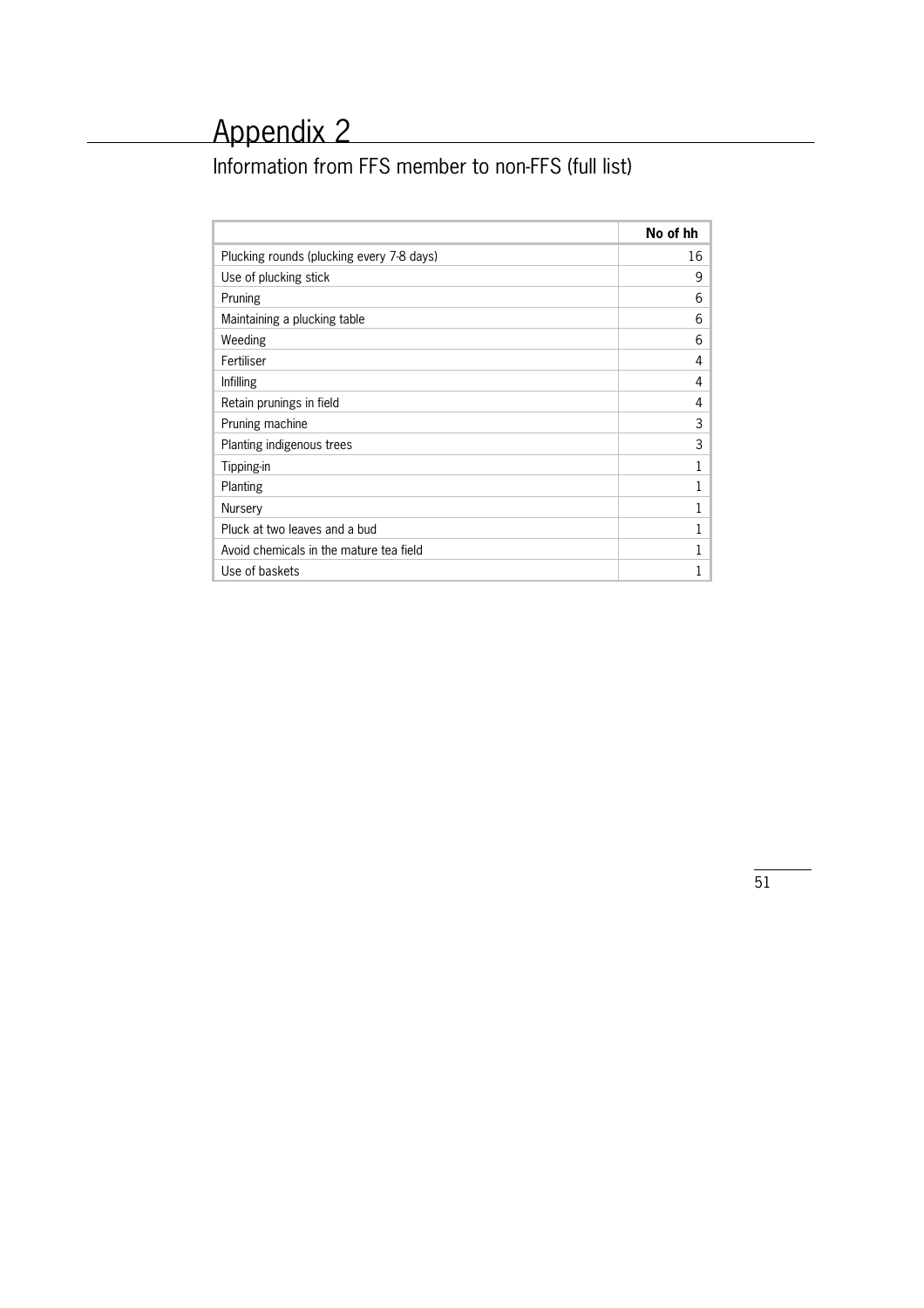# Appendix 2

## Information from FFS member to non-FFS (full list)

| | No of hh |
|---|---|
| Plucking rounds (plucking every 7-8 days) | 16 |
| Use of plucking stick | 9 |
| Pruning | 6 |
| Maintaining a plucking table | 6 |
| Weeding | 6 |
| Fertiliser | 4 |
| Infilling | 4 |
| Retain prunings in field | 4 |
| Pruning machine | 3 |
| Planting indigenous trees | 3 |
| Tipping-in | 1 |
| Planting | 1 |
| Nursery | 1 |
| Pluck at two leaves and a bud | 1 |
| Avoid chemicals in the mature tea field | 1 |
| Use of baskets | 1 |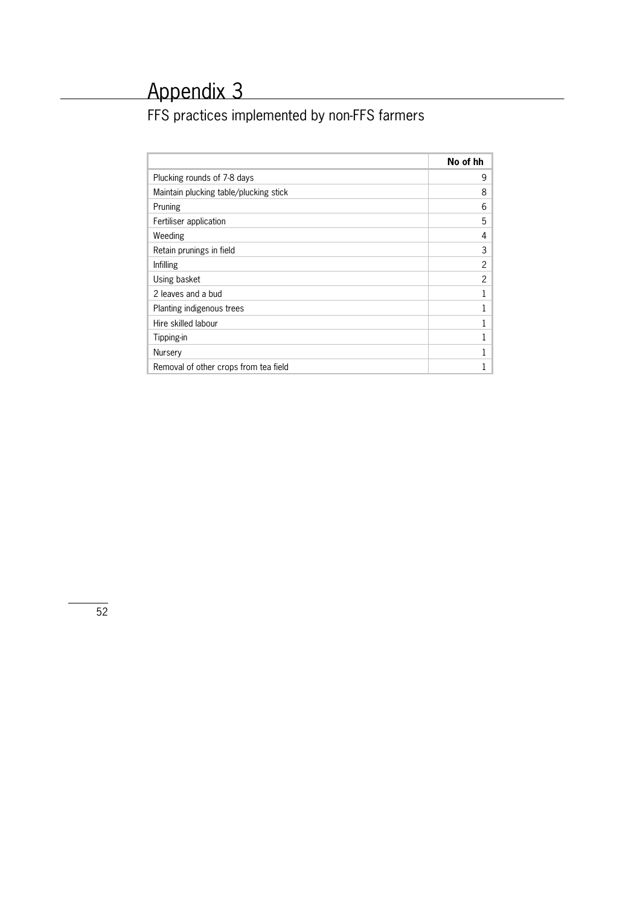# Appendix 3

## FFS practices implemented by non-FFS farmers

| | No of hh |
|---|---|
| Plucking rounds of 7-8 days | 9 |
| Maintain plucking table/plucking stick | 8 |
| Pruning | 6 |
| Fertiliser application | 5 |
| Weeding | 4 |
| Retain prunings in field | 3 |
| Infilling | 2 |
| Using basket | 2 |
| 2 leaves and a bud | 1 |
| Planting indigenous trees | 1 |
| Hire skilled labour | 1 |
| Tipping-in | 1 |
| Nursery | 1 |
| Removal of other crops from tea field | 1 |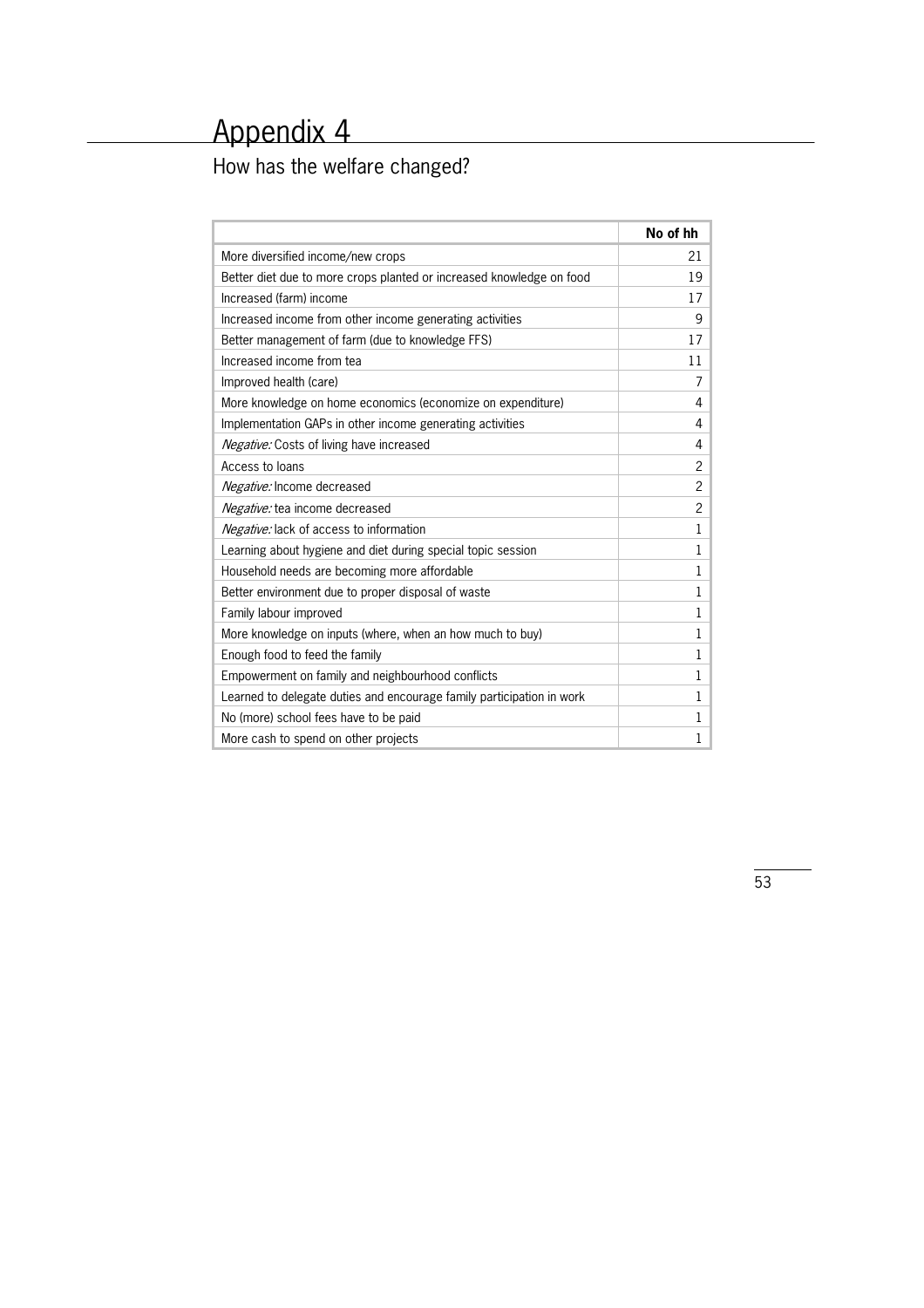# Appendix 4

## How has the welfare changed?

| | No of hh |
|---|---|
| More diversified income/new crops | 21 |
| Better diet due to more crops planted or increased knowledge on food | 19 |
| Increased (farm) income | 17 |
| Increased income from other income generating activities | 9 |
| Better management of farm (due to knowledge FFS) | 17 |
| Increased income from tea | 11 |
| Improved health (care) | 7 |
| More knowledge on home economics (economize on expenditure) | 4 |
| Implementation GAPs in other income generating activities | 4 |
| *Negative:* Costs of living have increased | 4 |
| Access to loans | 2 |
| *Negative:* Income decreased | 2 |
| *Negative:* tea income decreased | 2 |
| *Negative:* lack of access to information | 1 |
| Learning about hygiene and diet during special topic session | 1 |
| Household needs are becoming more affordable | 1 |
| Better environment due to proper disposal of waste | 1 |
| Family labour improved | 1 |
| More knowledge on inputs (where, when an how much to buy) | 1 |
| Enough food to feed the family | 1 |
| Empowerment on family and neighbourhood conflicts | 1 |
| Learned to delegate duties and encourage family participation in work | 1 |
| No (more) school fees have to be paid | 1 |
| More cash to spend on other projects | 1 |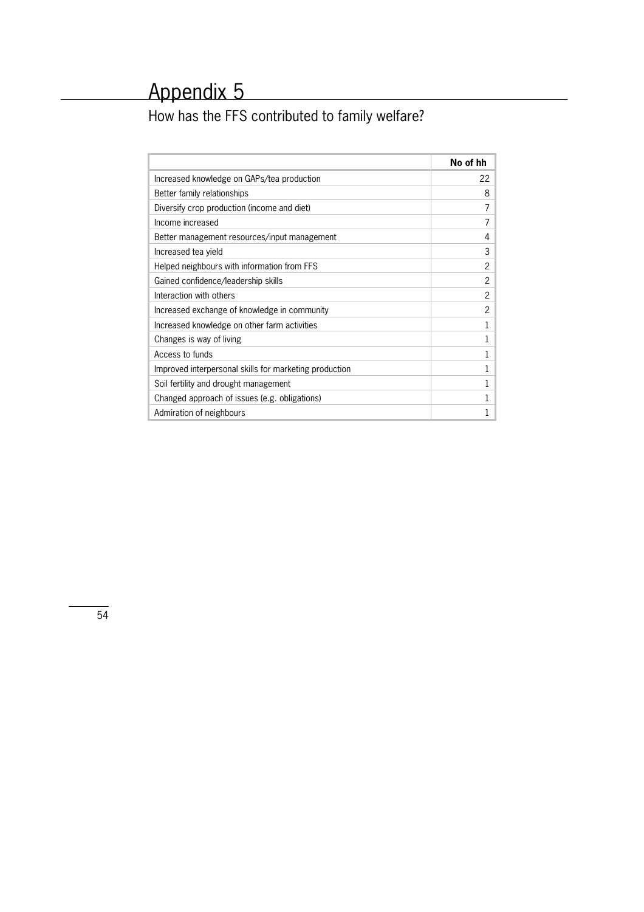# Appendix 5

## How has the FFS contributed to family welfare?

| | No of hh |
|---|---|
| Increased knowledge on GAPs/tea production | 22 |
| Better family relationships | 8 |
| Diversify crop production (income and diet) | 7 |
| Income increased | 7 |
| Better management resources/input management | 4 |
| Increased tea yield | 3 |
| Helped neighbours with information from FFS | 2 |
| Gained confidence/leadership skills | 2 |
| Interaction with others | 2 |
| Increased exchange of knowledge in community | 2 |
| Increased knowledge on other farm activities | 1 |
| Changes is way of living | 1 |
| Access to funds | 1 |
| Improved interpersonal skills for marketing production | 1 |
| Soil fertility and drought management | 1 |
| Changed approach of issues (e.g. obligations) | 1 |
| Admiration of neighbours | 1 |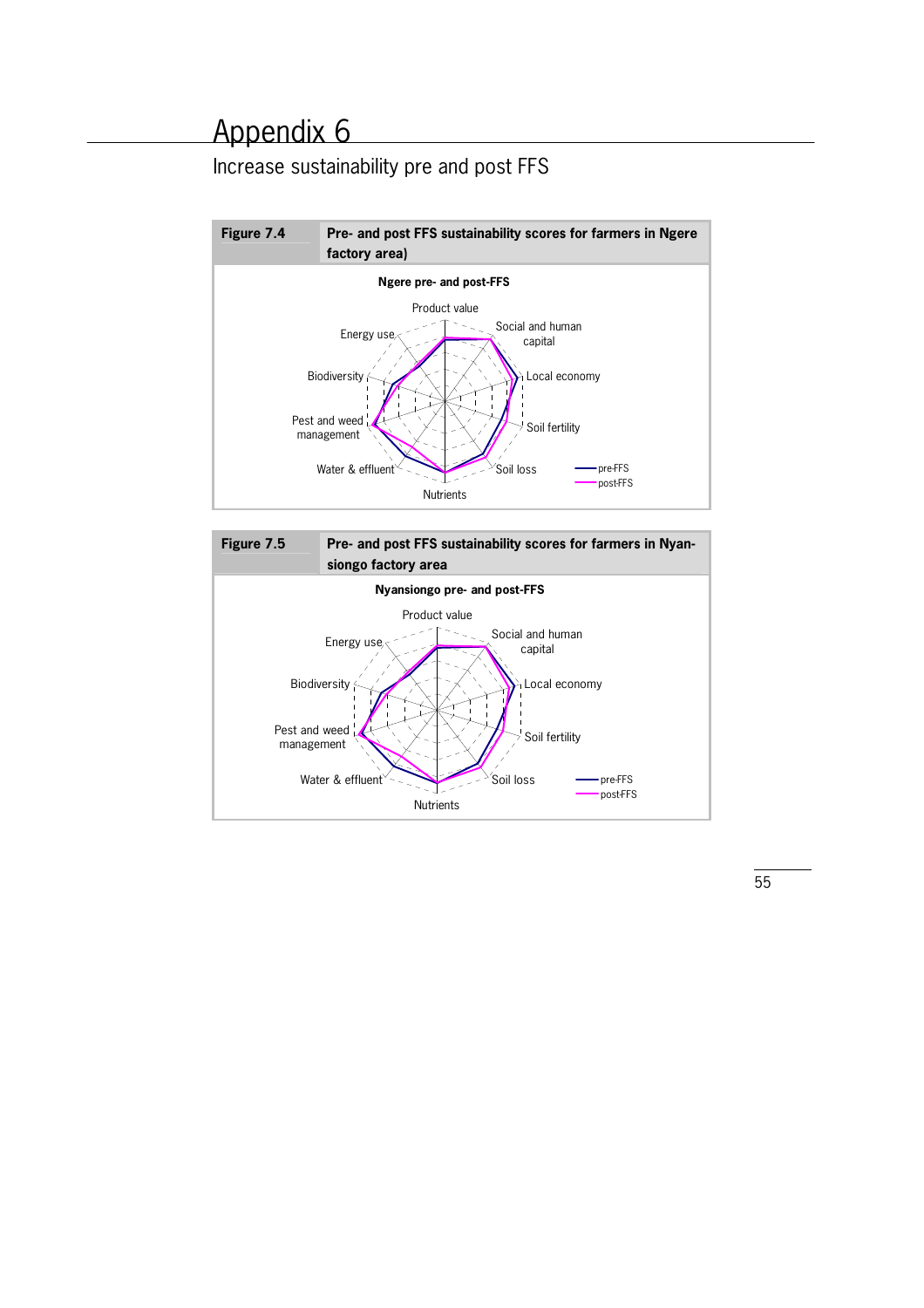# Appendix 6

## Increase sustainability pre and post FFS

**Figure 7.4** **Pre- and post FFS sustainability scores for farmers in Ngere factory area)**

**Ngere pre- and post-FFS**

Product value, Social and human capital, Local economy, Soil fertility, Soil loss, Nutrients, Water & effluent, Pest and weed management, Biodiversity, Energy use

pre-FFS
post-FFS

**Figure 7.5** **Pre- and post FFS sustainability scores for farmers in Nyansiongo factory area**

**Nyansiongo pre- and post-FFS**

Product value, Social and human capital, Local economy, Soil fertility, Soil loss, Nutrients, Water & effluent, Pest and weed management, Biodiversity, Energy use

pre-FFS
post-FFS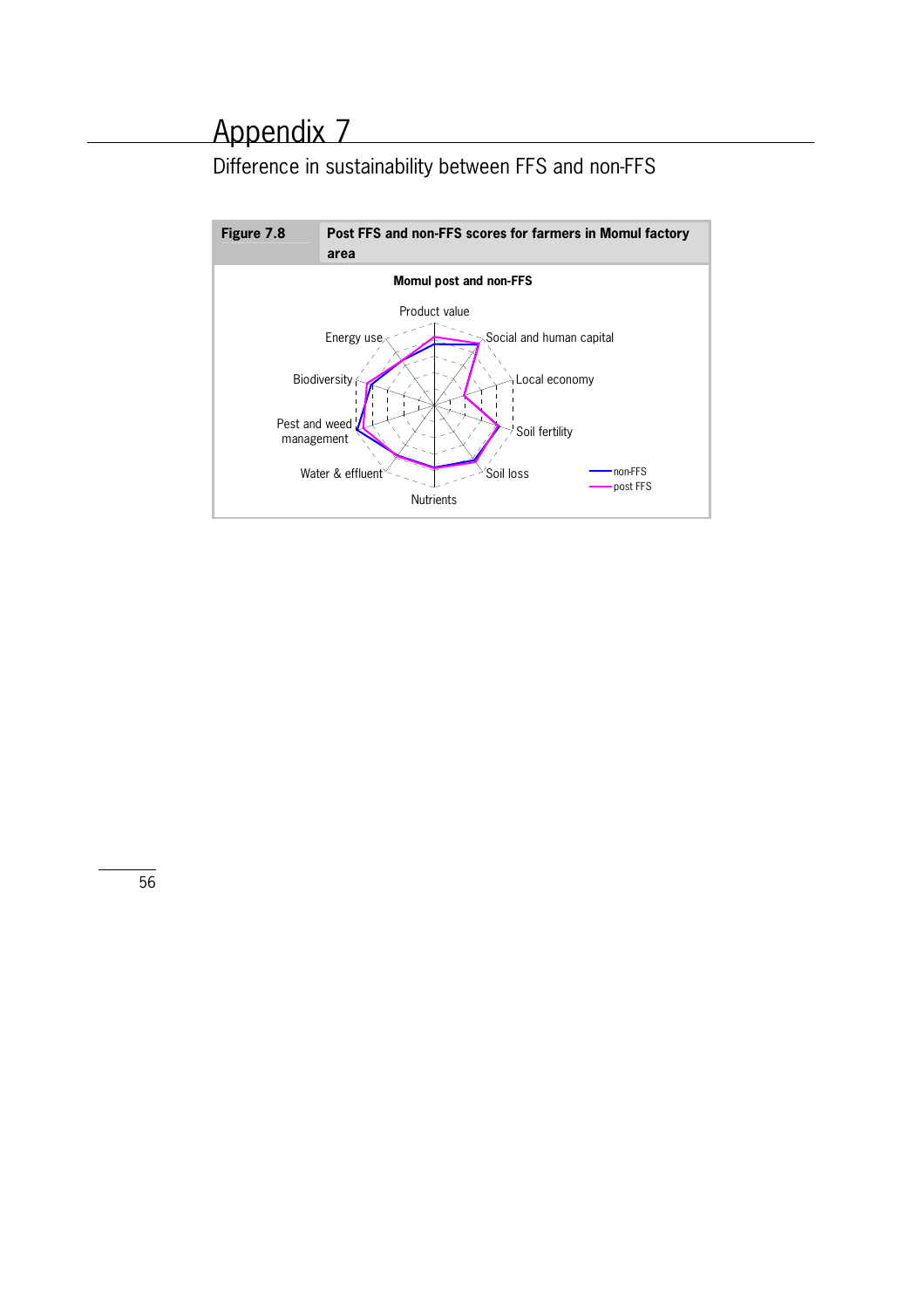# Appendix 7

## Difference in sustainability between FFS and non-FFS

**Figure 7.8** **Post FFS and non-FFS scores for farmers in Momul factory area**

**Momul post and non-FFS**

Product value
Social and human capital
Local economy
Soil fertility
Soil loss
Nutrients
Water & effluent
Pest and weed management
Biodiversity
Energy use

non-FFS
post FFS